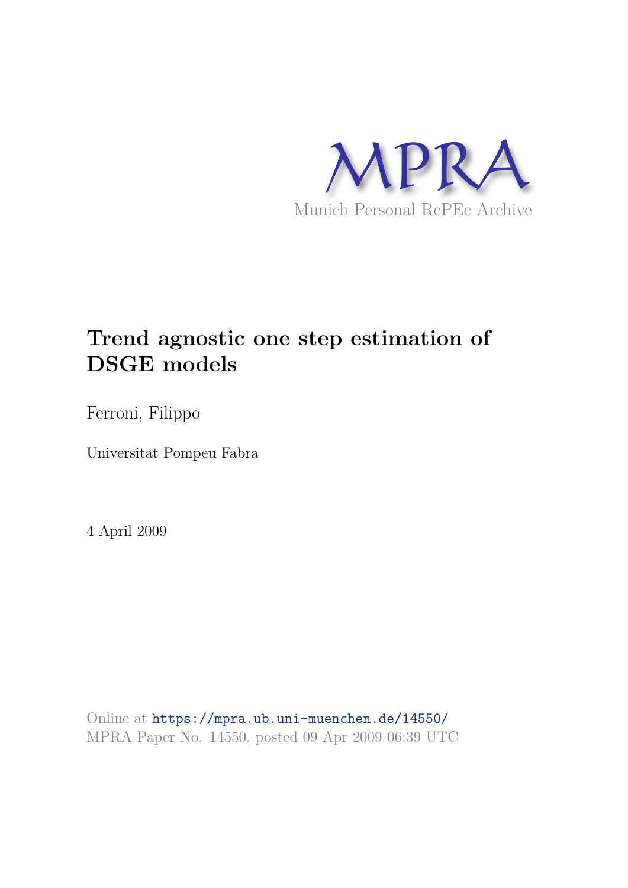MPRA

Munich Personal RePEc Archive

# Trend agnostic one step estimation of DSGE models

Ferroni, Filippo

Universitat Pompeu Fabra

4 April 2009

Online at https://mpra.ub.uni-muenchen.de/14550/
MPRA Paper No. 14550, posted 09 Apr 2009 06:39 UTC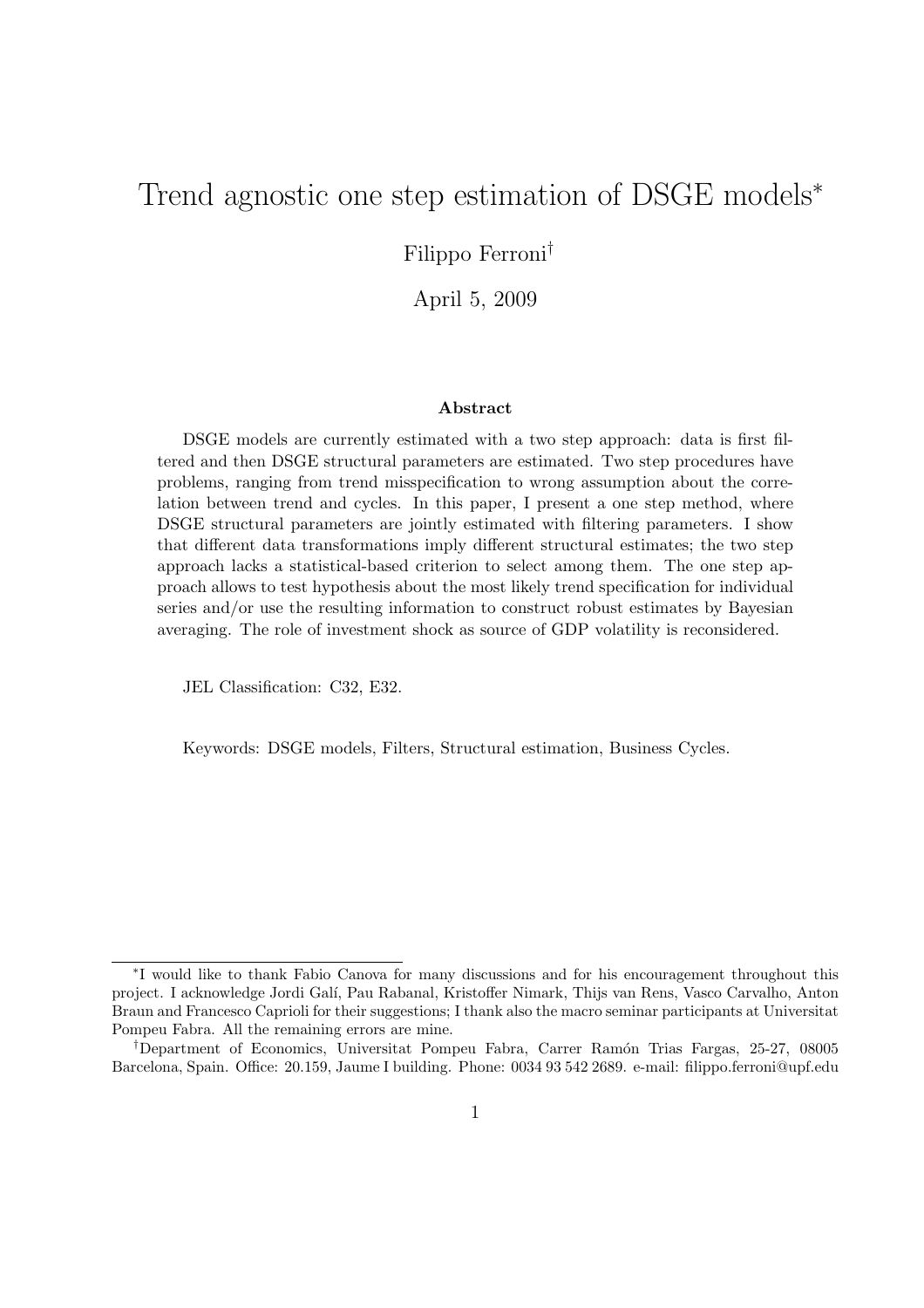# Trend agnostic one step estimation of DSGE models*

Filippo Ferroni†

April 5, 2009

### Abstract

DSGE models are currently estimated with a two step approach: data is first filtered and then DSGE structural parameters are estimated. Two step procedures have problems, ranging from trend misspecification to wrong assumption about the correlation between trend and cycles. In this paper, I present a one step method, where DSGE structural parameters are jointly estimated with filtering parameters. I show that different data transformations imply different structural estimates; the two step approach lacks a statistical-based criterion to select among them. The one step approach allows to test hypothesis about the most likely trend specification for individual series and/or use the resulting information to construct robust estimates by Bayesian averaging. The role of investment shock as source of GDP volatility is reconsidered.

JEL Classification: C32, E32.

Keywords: DSGE models, Filters, Structural estimation, Business Cycles.

---

*I would like to thank Fabio Canova for many discussions and for his encouragement throughout this project. I acknowledge Jordi Galí, Pau Rabanal, Kristoffer Nimark, Thijs van Rens, Vasco Carvalho, Anton Braun and Francesco Caprioli for their suggestions; I thank also the macro seminar participants at Universitat Pompeu Fabra. All the remaining errors are mine.

†Department of Economics, Universitat Pompeu Fabra, Carrer Ramón Trias Fargas, 25-27, 08005 Barcelona, Spain. Office: 20.159, Jaume I building. Phone: 0034 93 542 2689. e-mail: filippo.ferroni@upf.edu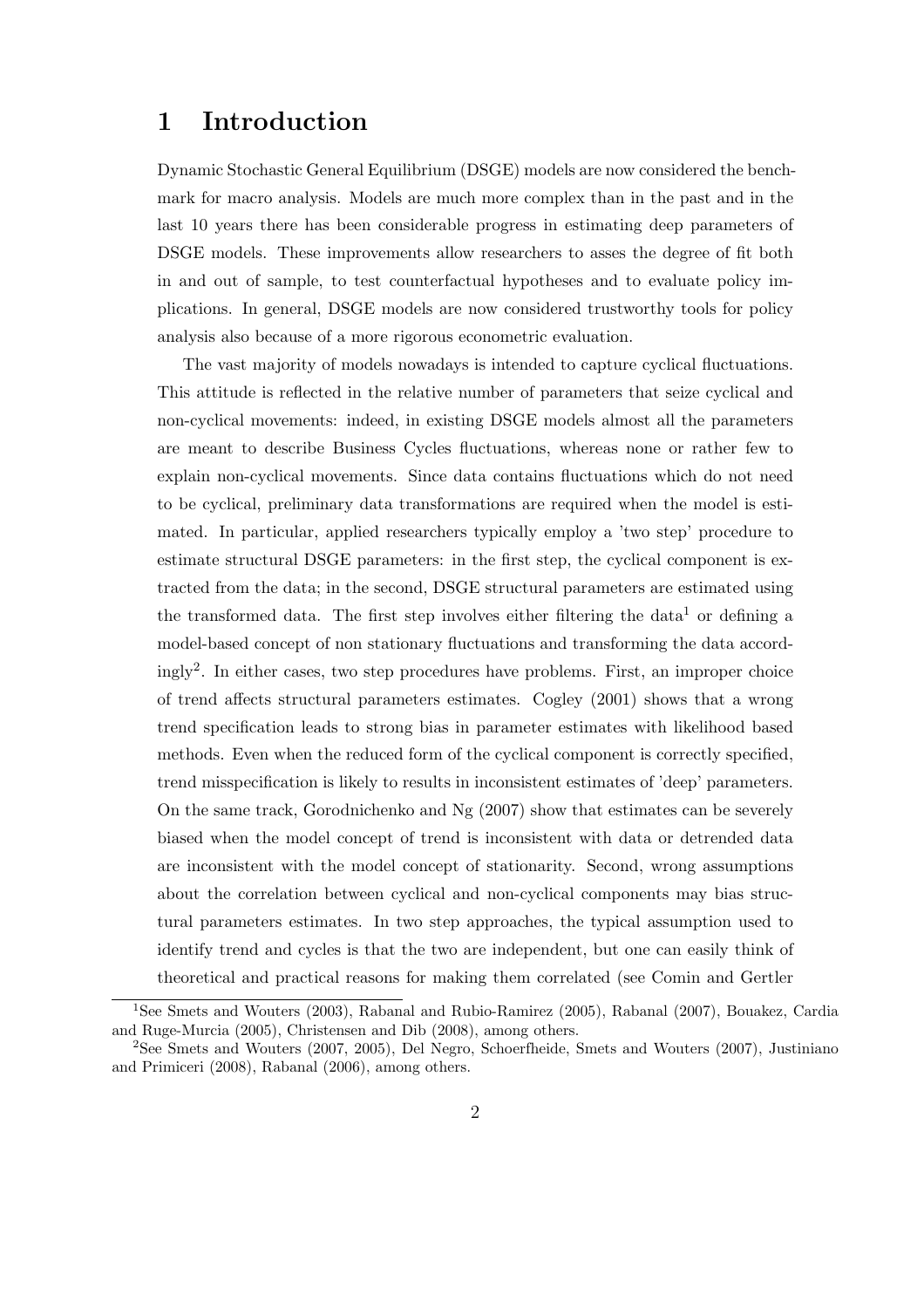# 1 Introduction

Dynamic Stochastic General Equilibrium (DSGE) models are now considered the benchmark for macro analysis. Models are much more complex than in the past and in the last 10 years there has been considerable progress in estimating deep parameters of DSGE models. These improvements allow researchers to asses the degree of fit both in and out of sample, to test counterfactual hypotheses and to evaluate policy implications. In general, DSGE models are now considered trustworthy tools for policy analysis also because of a more rigorous econometric evaluation.

The vast majority of models nowadays is intended to capture cyclical fluctuations. This attitude is reflected in the relative number of parameters that seize cyclical and non-cyclical movements: indeed, in existing DSGE models almost all the parameters are meant to describe Business Cycles fluctuations, whereas none or rather few to explain non-cyclical movements. Since data contains fluctuations which do not need to be cyclical, preliminary data transformations are required when the model is estimated. In particular, applied researchers typically employ a 'two step' procedure to estimate structural DSGE parameters: in the first step, the cyclical component is extracted from the data; in the second, DSGE structural parameters are estimated using the transformed data. The first step involves either filtering the data[1] or defining a model-based concept of non stationary fluctuations and transforming the data accordingly[2]. In either cases, two step procedures have problems. First, an improper choice of trend affects structural parameters estimates. Cogley (2001) shows that a wrong trend specification leads to strong bias in parameter estimates with likelihood based methods. Even when the reduced form of the cyclical component is correctly specified, trend misspecification is likely to results in inconsistent estimates of 'deep' parameters. On the same track, Gorodnichenko and Ng (2007) show that estimates can be severely biased when the model concept of trend is inconsistent with data or detrended data are inconsistent with the model concept of stationarity. Second, wrong assumptions about the correlation between cyclical and non-cyclical components may bias structural parameters estimates. In two step approaches, the typical assumption used to identify trend and cycles is that the two are independent, but one can easily think of theoretical and practical reasons for making them correlated (see Comin and Gertler

[1] See Smets and Wouters (2003), Rabanal and Rubio-Ramirez (2005), Rabanal (2007), Bouakez, Cardia and Ruge-Murcia (2005), Christensen and Dib (2008), among others.

[2] See Smets and Wouters (2007, 2005), Del Negro, Schoerfheide, Smets and Wouters (2007), Justiniano and Primiceri (2008), Rabanal (2006), among others.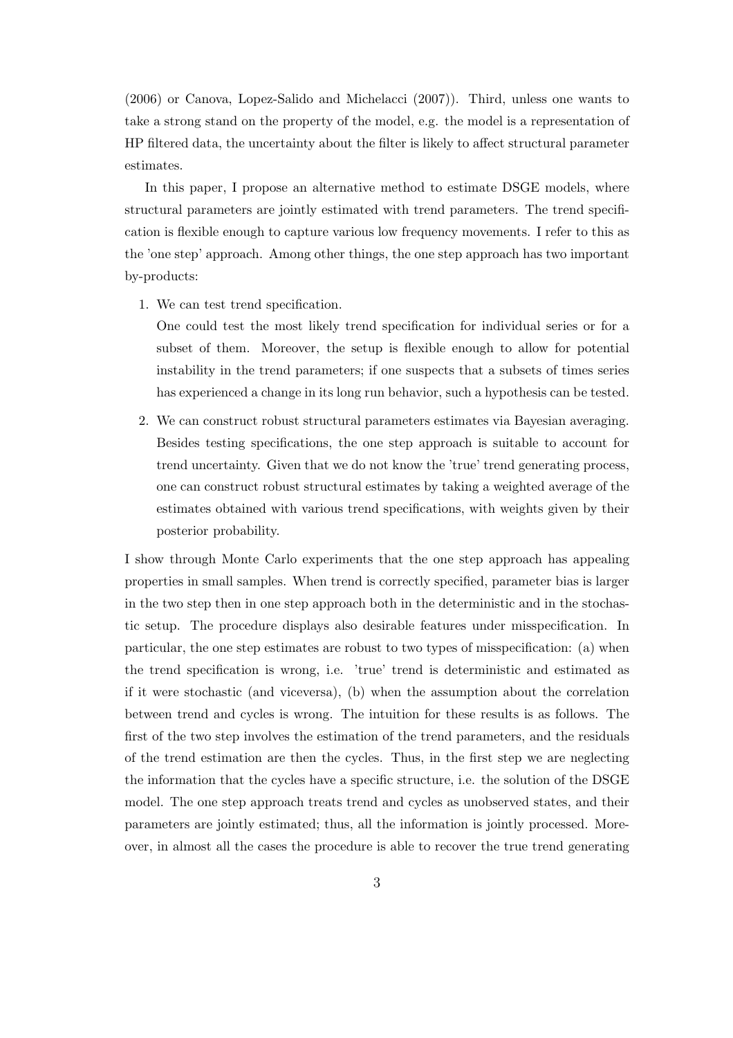(2006) or Canova, Lopez-Salido and Michelacci (2007)). Third, unless one wants to take a strong stand on the property of the model, e.g. the model is a representation of HP filtered data, the uncertainty about the filter is likely to affect structural parameter estimates.

In this paper, I propose an alternative method to estimate DSGE models, where structural parameters are jointly estimated with trend parameters. The trend specification is flexible enough to capture various low frequency movements. I refer to this as the 'one step' approach. Among other things, the one step approach has two important by-products:

1. We can test trend specification.
   One could test the most likely trend specification for individual series or for a subset of them. Moreover, the setup is flexible enough to allow for potential instability in the trend parameters; if one suspects that a subsets of times series has experienced a change in its long run behavior, such a hypothesis can be tested.

2. We can construct robust structural parameters estimates via Bayesian averaging.
   Besides testing specifications, the one step approach is suitable to account for trend uncertainty. Given that we do not know the 'true' trend generating process, one can construct robust structural estimates by taking a weighted average of the estimates obtained with various trend specifications, with weights given by their posterior probability.

I show through Monte Carlo experiments that the one step approach has appealing properties in small samples. When trend is correctly specified, parameter bias is larger in the two step then in one step approach both in the deterministic and in the stochastic setup. The procedure displays also desirable features under misspecification. In particular, the one step estimates are robust to two types of misspecification: (a) when the trend specification is wrong, i.e. 'true' trend is deterministic and estimated as if it were stochastic (and viceversa), (b) when the assumption about the correlation between trend and cycles is wrong. The intuition for these results is as follows. The first of the two step involves the estimation of the trend parameters, and the residuals of the trend estimation are then the cycles. Thus, in the first step we are neglecting the information that the cycles have a specific structure, i.e. the solution of the DSGE model. The one step approach treats trend and cycles as unobserved states, and their parameters are jointly estimated; thus, all the information is jointly processed. Moreover, in almost all the cases the procedure is able to recover the true trend generating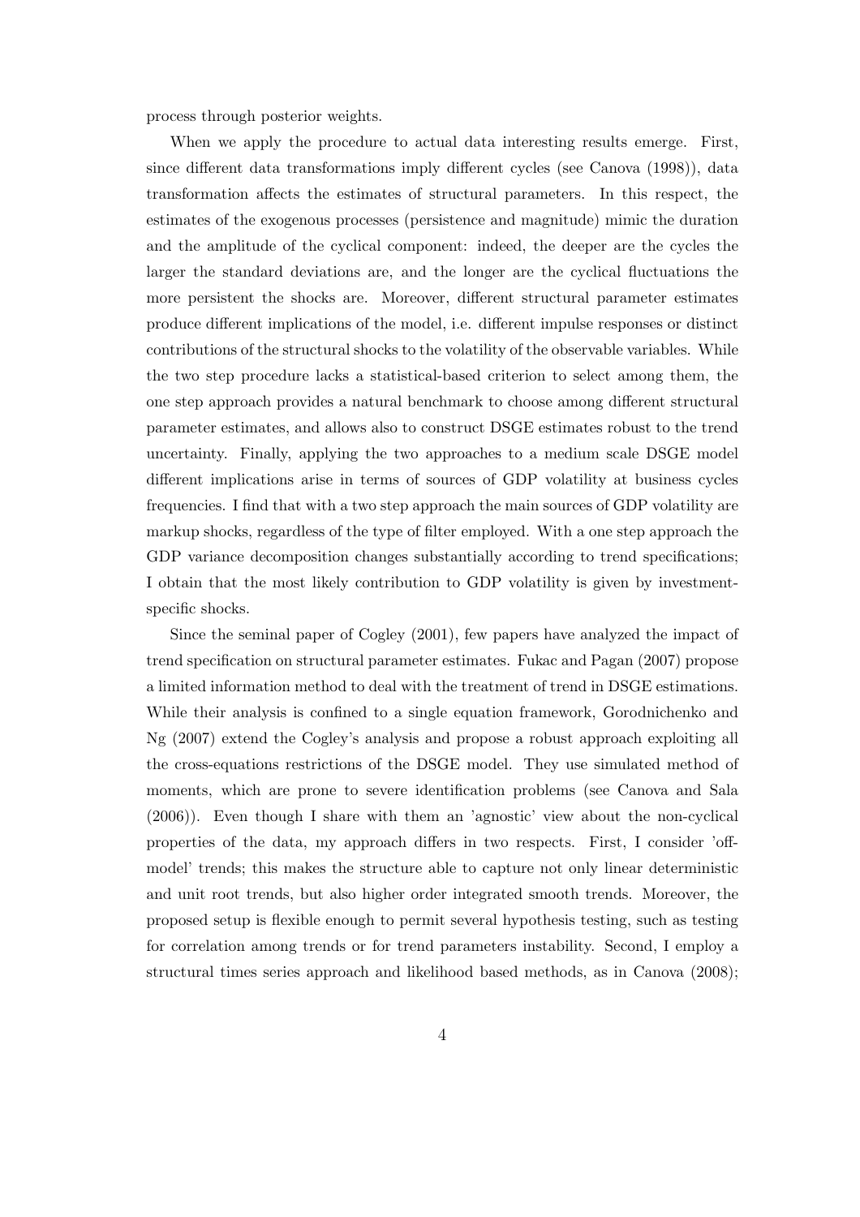process through posterior weights.

When we apply the procedure to actual data interesting results emerge. First, since different data transformations imply different cycles (see Canova (1998)), data transformation affects the estimates of structural parameters. In this respect, the estimates of the exogenous processes (persistence and magnitude) mimic the duration and the amplitude of the cyclical component: indeed, the deeper are the cycles the larger the standard deviations are, and the longer are the cyclical fluctuations the more persistent the shocks are. Moreover, different structural parameter estimates produce different implications of the model, i.e. different impulse responses or distinct contributions of the structural shocks to the volatility of the observable variables. While the two step procedure lacks a statistical-based criterion to select among them, the one step approach provides a natural benchmark to choose among different structural parameter estimates, and allows also to construct DSGE estimates robust to the trend uncertainty. Finally, applying the two approaches to a medium scale DSGE model different implications arise in terms of sources of GDP volatility at business cycles frequencies. I find that with a two step approach the main sources of GDP volatility are markup shocks, regardless of the type of filter employed. With a one step approach the GDP variance decomposition changes substantially according to trend specifications; I obtain that the most likely contribution to GDP volatility is given by investment-specific shocks.

Since the seminal paper of Cogley (2001), few papers have analyzed the impact of trend specification on structural parameter estimates. Fukac and Pagan (2007) propose a limited information method to deal with the treatment of trend in DSGE estimations. While their analysis is confined to a single equation framework, Gorodnichenko and Ng (2007) extend the Cogley's analysis and propose a robust approach exploiting all the cross-equations restrictions of the DSGE model. They use simulated method of moments, which are prone to severe identification problems (see Canova and Sala (2006)). Even though I share with them an 'agnostic' view about the non-cyclical properties of the data, my approach differs in two respects. First, I consider 'off-model' trends; this makes the structure able to capture not only linear deterministic and unit root trends, but also higher order integrated smooth trends. Moreover, the proposed setup is flexible enough to permit several hypothesis testing, such as testing for correlation among trends or for trend parameters instability. Second, I employ a structural times series approach and likelihood based methods, as in Canova (2008);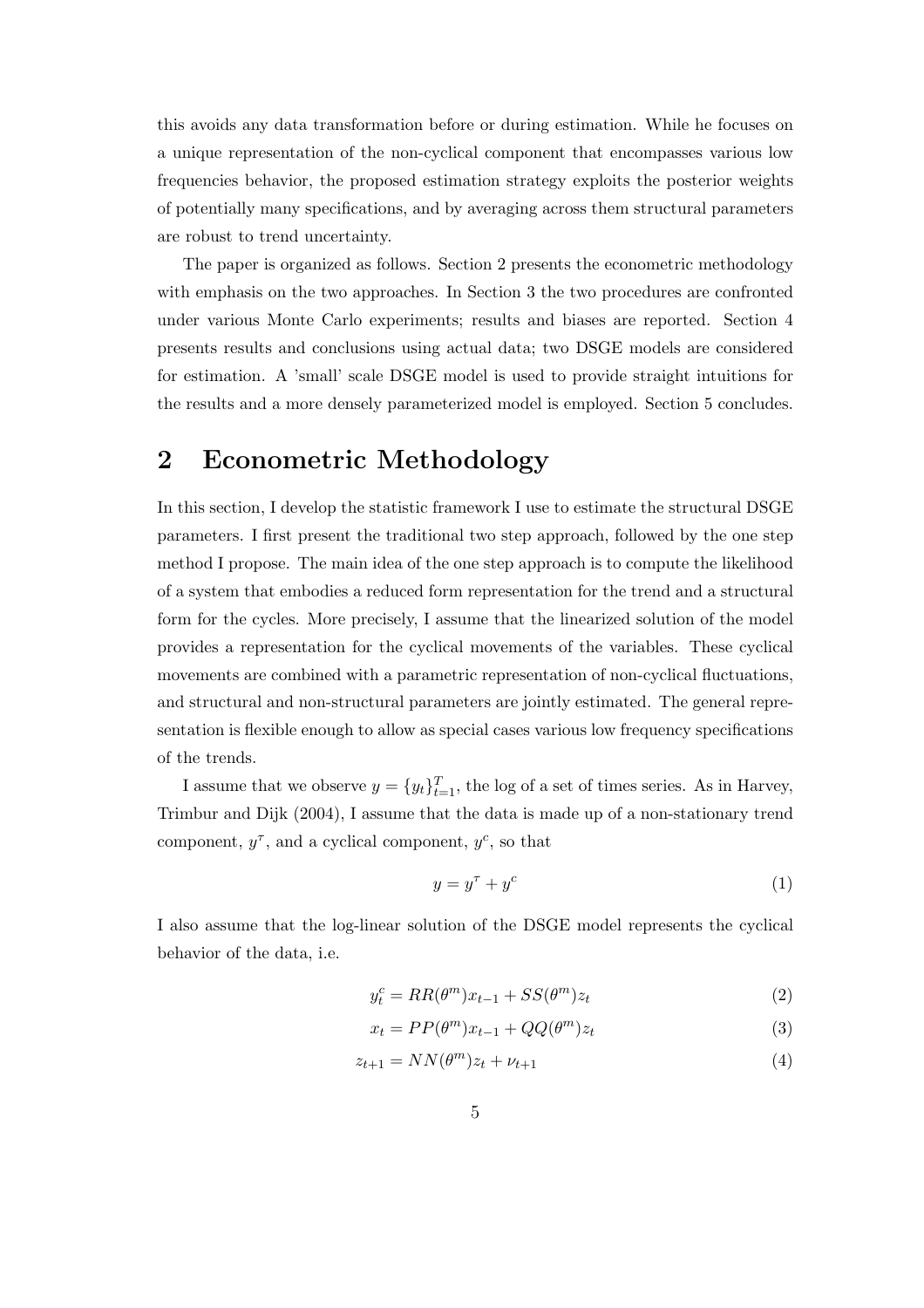this avoids any data transformation before or during estimation. While he focuses on a unique representation of the non-cyclical component that encompasses various low frequencies behavior, the proposed estimation strategy exploits the posterior weights of potentially many specifications, and by averaging across them structural parameters are robust to trend uncertainty.

The paper is organized as follows. Section 2 presents the econometric methodology with emphasis on the two approaches. In Section 3 the two procedures are confronted under various Monte Carlo experiments; results and biases are reported. Section 4 presents results and conclusions using actual data; two DSGE models are considered for estimation. A 'small' scale DSGE model is used to provide straight intuitions for the results and a more densely parameterized model is employed. Section 5 concludes.

# 2 Econometric Methodology

In this section, I develop the statistic framework I use to estimate the structural DSGE parameters. I first present the traditional two step approach, followed by the one step method I propose. The main idea of the one step approach is to compute the likelihood of a system that embodies a reduced form representation for the trend and a structural form for the cycles. More precisely, I assume that the linearized solution of the model provides a representation for the cyclical movements of the variables. These cyclical movements are combined with a parametric representation of non-cyclical fluctuations, and structural and non-structural parameters are jointly estimated. The general representation is flexible enough to allow as special cases various low frequency specifications of the trends.

I assume that we observe $y = \{y_t\}_{t=1}^{T}$, the log of a set of times series. As in Harvey, Trimbur and Dijk (2004), I assume that the data is made up of a non-stationary trend component, $y^{\tau}$, and a cyclical component, $y^{c}$, so that

$$y = y^{\tau} + y^{c} \tag{1}$$

I also assume that the log-linear solution of the DSGE model represents the cyclical behavior of the data, i.e.

$$y_t^c = RR(\theta^m)x_{t-1} + SS(\theta^m)z_t \tag{2}$$

$$x_t = PP(\theta^m)x_{t-1} + QQ(\theta^m)z_t \tag{3}$$

$$z_{t+1} = NN(\theta^m)z_t + \nu_{t+1} \tag{4}$$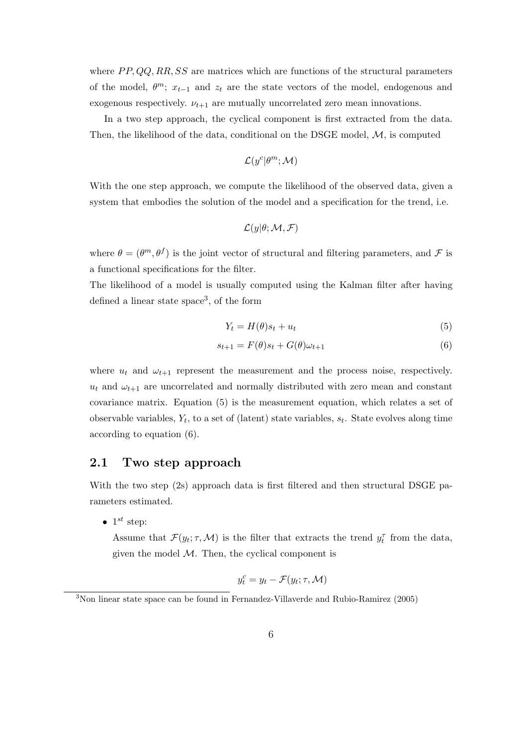where $PP, QQ, RR, SS$ are matrices which are functions of the structural parameters of the model, $\theta^m$; $x_{t-1}$ and $z_t$ are the state vectors of the model, endogenous and exogenous respectively. $\nu_{t+1}$ are mutually uncorrelated zero mean innovations.

In a two step approach, the cyclical component is first extracted from the data. Then, the likelihood of the data, conditional on the DSGE model, $\mathcal{M}$, is computed

$$\mathcal{L}(y^c|\theta^m; \mathcal{M})$$

With the one step approach, we compute the likelihood of the observed data, given a system that embodies the solution of the model and a specification for the trend, i.e.

$$\mathcal{L}(y|\theta; \mathcal{M}, \mathcal{F})$$

where $\theta = (\theta^m, \theta^f)$ is the joint vector of structural and filtering parameters, and $\mathcal{F}$ is a functional specifications for the filter.

The likelihood of a model is usually computed using the Kalman filter after having defined a linear state space[3], of the form

$$Y_t = H(\theta)s_t + u_t \tag{5}$$

$$s_{t+1} = F(\theta)s_t + G(\theta)\omega_{t+1} \tag{6}$$

where $u_t$ and $\omega_{t+1}$ represent the measurement and the process noise, respectively. $u_t$ and $\omega_{t+1}$ are uncorrelated and normally distributed with zero mean and constant covariance matrix. Equation (5) is the measurement equation, which relates a set of observable variables, $Y_t$, to a set of (latent) state variables, $s_t$. State evolves along time according to equation (6).

## 2.1 Two step approach

With the two step (2s) approach data is first filtered and then structural DSGE parameters estimated.

- $1^{st}$ step:

  Assume that $\mathcal{F}(y_t; \tau, \mathcal{M})$ is the filter that extracts the trend $y_t^\tau$ from the data, given the model $\mathcal{M}$. Then, the cyclical component is

  $$y_t^c = y_t - \mathcal{F}(y_t; \tau, \mathcal{M})$$

[3] Non linear state space can be found in Fernandez-Villaverde and Rubio-Ramirez (2005)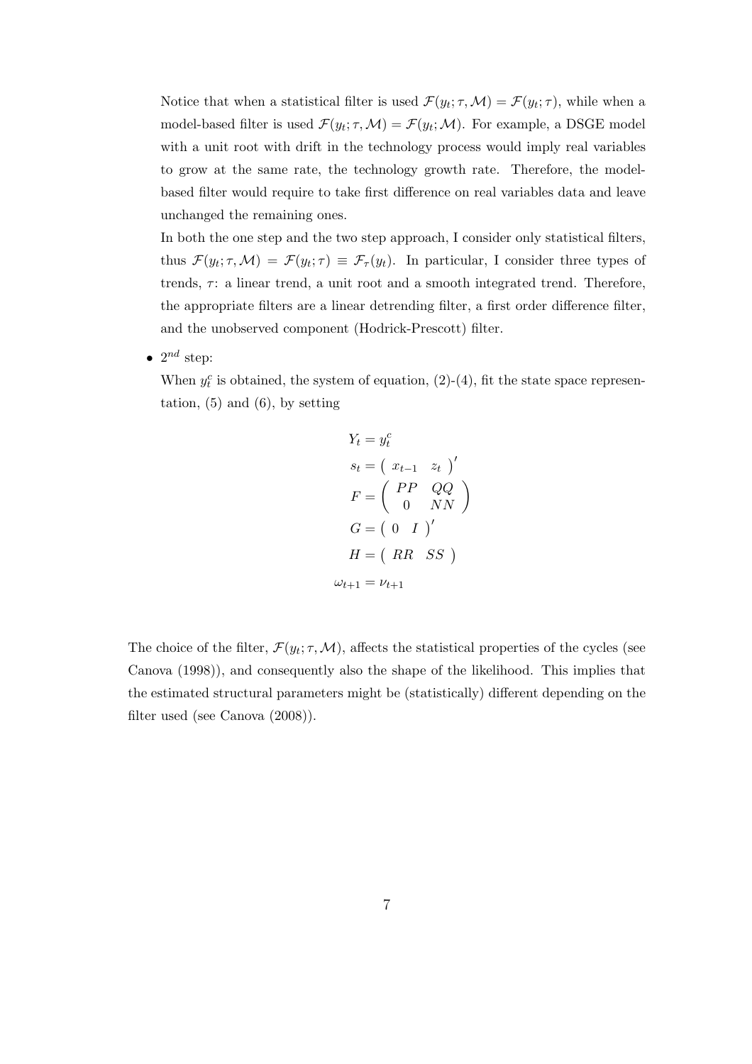Notice that when a statistical filter is used $\mathcal{F}(y_t; \tau, \mathcal{M}) = \mathcal{F}(y_t; \tau)$, while when a model-based filter is used $\mathcal{F}(y_t; \tau, \mathcal{M}) = \mathcal{F}(y_t; \mathcal{M})$. For example, a DSGE model with a unit root with drift in the technology process would imply real variables to grow at the same rate, the technology growth rate. Therefore, the model-based filter would require to take first difference on real variables data and leave unchanged the remaining ones.

In both the one step and the two step approach, I consider only statistical filters, thus $\mathcal{F}(y_t; \tau, \mathcal{M}) = \mathcal{F}(y_t; \tau) \equiv \mathcal{F}_\tau(y_t)$. In particular, I consider three types of trends, $\tau$: a linear trend, a unit root and a smooth integrated trend. Therefore, the appropriate filters are a linear detrending filter, a first order difference filter, and the unobserved component (Hodrick-Prescott) filter.

- $2^{nd}$ step:

  When $y_t^c$ is obtained, the system of equation, (2)-(4), fit the state space representation, (5) and (6), by setting

$$
\begin{aligned}
Y_t &= y_t^c \\
s_t &= \begin{pmatrix} x_{t-1} & z_t \end{pmatrix}' \\
F &= \begin{pmatrix} PP & QQ \\ 0 & NN \end{pmatrix} \\
G &= \begin{pmatrix} 0 & I \end{pmatrix}' \\
H &= \begin{pmatrix} RR & SS \end{pmatrix} \\
\omega_{t+1} &= \nu_{t+1}
\end{aligned}
$$

The choice of the filter, $\mathcal{F}(y_t; \tau, \mathcal{M})$, affects the statistical properties of the cycles (see Canova (1998)), and consequently also the shape of the likelihood. This implies that the estimated structural parameters might be (statistically) different depending on the filter used (see Canova (2008)).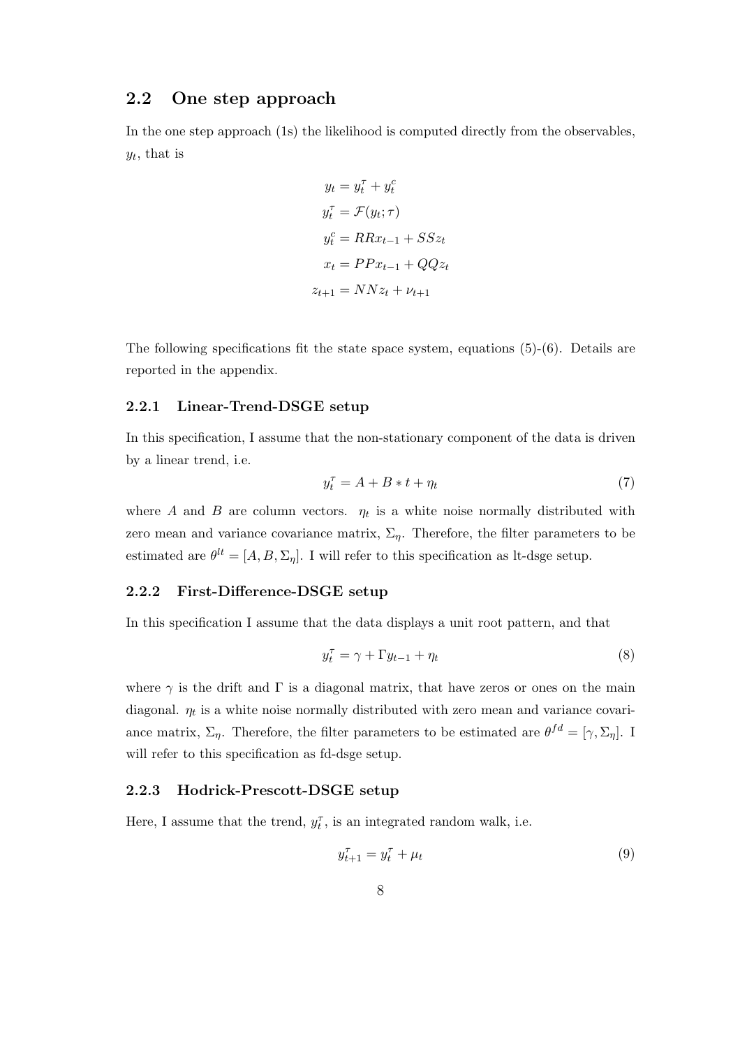## 2.2 One step approach

In the one step approach (1s) the likelihood is computed directly from the observables, $y_t$, that is

$$
\begin{aligned}
y_t &= y_t^{\tau} + y_t^{c} \\
y_t^{\tau} &= \mathcal{F}(y_t; \tau) \\
y_t^{c} &= RRx_{t-1} + SSz_t \\
x_t &= PPx_{t-1} + QQz_t \\
z_{t+1} &= NNz_t + \nu_{t+1}
\end{aligned}
$$

The following specifications fit the state space system, equations (5)-(6). Details are reported in the appendix.

### 2.2.1 Linear-Trend-DSGE setup

In this specification, I assume that the non-stationary component of the data is driven by a linear trend, i.e.

$$
y_t^{\tau} = A + B * t + \eta_t \tag{7}
$$

where $A$ and $B$ are column vectors. $\eta_t$ is a white noise normally distributed with zero mean and variance covariance matrix, $\Sigma_\eta$. Therefore, the filter parameters to be estimated are $\theta^{lt} = [A, B, \Sigma_\eta]$. I will refer to this specification as lt-dsge setup.

### 2.2.2 First-Difference-DSGE setup

In this specification I assume that the data displays a unit root pattern, and that

$$
y_t^{\tau} = \gamma + \Gamma y_{t-1} + \eta_t \tag{8}
$$

where $\gamma$ is the drift and $\Gamma$ is a diagonal matrix, that have zeros or ones on the main diagonal. $\eta_t$ is a white noise normally distributed with zero mean and variance covariance matrix, $\Sigma_\eta$. Therefore, the filter parameters to be estimated are $\theta^{fd} = [\gamma, \Sigma_\eta]$. I will refer to this specification as fd-dsge setup.

### 2.2.3 Hodrick-Prescott-DSGE setup

Here, I assume that the trend, $y_t^{\tau}$, is an integrated random walk, i.e.

$$
y_{t+1}^{\tau} = y_t^{\tau} + \mu_t \tag{9}
$$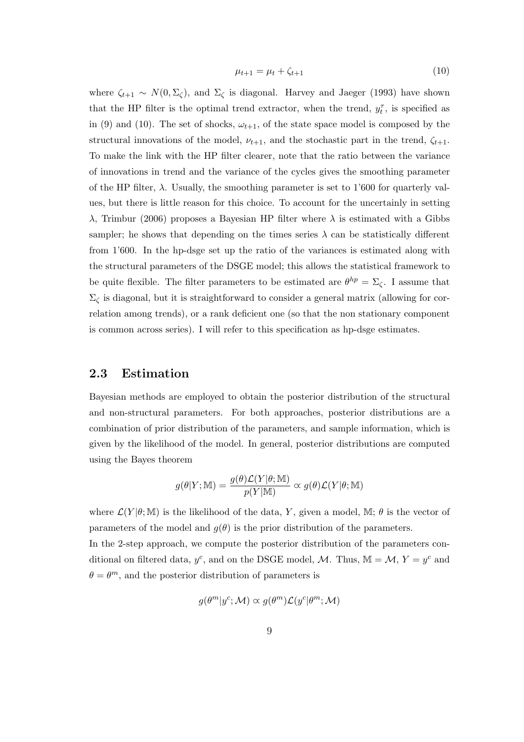$$\mu_{t+1} = \mu_t + \zeta_{t+1} \tag{10}$$

where $\zeta_{t+1} \sim N(0, \Sigma_\zeta)$, and $\Sigma_\zeta$ is diagonal. Harvey and Jaeger (1993) have shown that the HP filter is the optimal trend extractor, when the trend, $y_t^\tau$, is specified as in (9) and (10). The set of shocks, $\omega_{t+1}$, of the state space model is composed by the structural innovations of the model, $\nu_{t+1}$, and the stochastic part in the trend, $\zeta_{t+1}$. To make the link with the HP filter clearer, note that the ratio between the variance of innovations in trend and the variance of the cycles gives the smoothing parameter of the HP filter, $\lambda$. Usually, the smoothing parameter is set to 1'600 for quarterly values, but there is little reason for this choice. To account for the uncertainly in setting $\lambda$, Trimbur (2006) proposes a Bayesian HP filter where $\lambda$ is estimated with a Gibbs sampler; he shows that depending on the times series $\lambda$ can be statistically different from 1'600. In the hp-dsge set up the ratio of the variances is estimated along with the structural parameters of the DSGE model; this allows the statistical framework to be quite flexible. The filter parameters to be estimated are $\theta^{hp} = \Sigma_\zeta$. I assume that $\Sigma_\zeta$ is diagonal, but it is straightforward to consider a general matrix (allowing for correlation among trends), or a rank deficient one (so that the non stationary component is common across series). I will refer to this specification as hp-dsge estimates.

## 2.3 Estimation

Bayesian methods are employed to obtain the posterior distribution of the structural and non-structural parameters. For both approaches, posterior distributions are a combination of prior distribution of the parameters, and sample information, which is given by the likelihood of the model. In general, posterior distributions are computed using the Bayes theorem

$$g(\theta|Y; \mathbb{M}) = \frac{g(\theta)\mathcal{L}(Y|\theta; \mathbb{M})}{p(Y|\mathbb{M})} \propto g(\theta)\mathcal{L}(Y|\theta; \mathbb{M})$$

where $\mathcal{L}(Y|\theta; \mathbb{M})$ is the likelihood of the data, $Y$, given a model, $\mathbb{M}$; $\theta$ is the vector of parameters of the model and $g(\theta)$ is the prior distribution of the parameters.
In the 2-step approach, we compute the posterior distribution of the parameters conditional on filtered data, $y^c$, and on the DSGE model, $\mathcal{M}$. Thus, $\mathbb{M} = \mathcal{M}$, $Y = y^c$ and $\theta = \theta^m$, and the posterior distribution of parameters is

$$g(\theta^m|y^c; \mathcal{M}) \propto g(\theta^m)\mathcal{L}(y^c|\theta^m; \mathcal{M})$$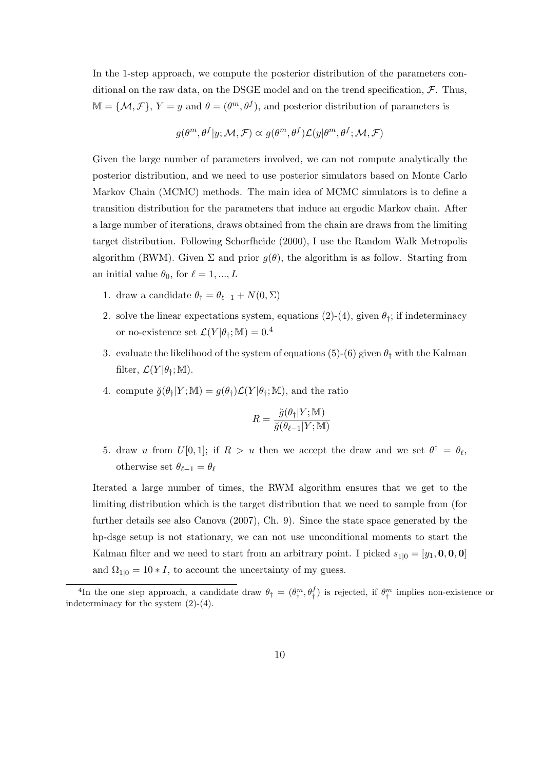In the 1-step approach, we compute the posterior distribution of the parameters conditional on the raw data, on the DSGE model and on the trend specification, $\mathcal{F}$. Thus, $\mathbb{M} = \{\mathcal{M}, \mathcal{F}\}$, $Y = y$ and $\theta = (\theta^m, \theta^f)$, and posterior distribution of parameters is

$$g(\theta^m, \theta^f | y; \mathcal{M}, \mathcal{F}) \propto g(\theta^m, \theta^f) \mathcal{L}(y | \theta^m, \theta^f; \mathcal{M}, \mathcal{F})$$

Given the large number of parameters involved, we can not compute analytically the posterior distribution, and we need to use posterior simulators based on Monte Carlo Markov Chain (MCMC) methods. The main idea of MCMC simulators is to define a transition distribution for the parameters that induce an ergodic Markov chain. After a large number of iterations, draws obtained from the chain are draws from the limiting target distribution. Following Schorfheide (2000), I use the Random Walk Metropolis algorithm (RWM). Given $\Sigma$ and prior $g(\theta)$, the algorithm is as follow. Starting from an initial value $\theta_0$, for $\ell = 1, ..., L$

1. draw a candidate $\theta_\dagger = \theta_{\ell-1} + N(0, \Sigma)$
2. solve the linear expectations system, equations (2)-(4), given $\theta_\dagger$; if indeterminacy or no-existence set $\mathcal{L}(Y | \theta_\dagger; \mathbb{M}) = 0$.[4]
3. evaluate the likelihood of the system of equations (5)-(6) given $\theta_\dagger$ with the Kalman filter, $\mathcal{L}(Y | \theta_\dagger; \mathbb{M})$.
4. compute $\breve{g}(\theta_\dagger | Y; \mathbb{M}) = g(\theta_\dagger) \mathcal{L}(Y | \theta_\dagger; \mathbb{M})$, and the ratio

$$R = \frac{\breve{g}(\theta_\dagger | Y; \mathbb{M})}{\breve{g}(\theta_{\ell-1} | Y; \mathbb{M})}$$

5. draw $u$ from $U[0, 1]$; if $R > u$ then we accept the draw and we set $\theta^\dagger = \theta_\ell$, otherwise set $\theta_{\ell-1} = \theta_\ell$

Iterated a large number of times, the RWM algorithm ensures that we get to the limiting distribution which is the target distribution that we need to sample from (for further details see also Canova (2007), Ch. 9). Since the state space generated by the hp-dsge setup is not stationary, we can not use unconditional moments to start the Kalman filter and we need to start from an arbitrary point. I picked $s_{1|0} = [y_1, \mathbf{0}, \mathbf{0}, \mathbf{0}]$ and $\Omega_{1|0} = 10 * I$, to account the uncertainty of my guess.

[4] In the one step approach, a candidate draw $\theta_\dagger = (\theta^m_\dagger, \theta^f_\dagger)$ is rejected, if $\theta^m_\dagger$ implies non-existence or indeterminacy for the system (2)-(4).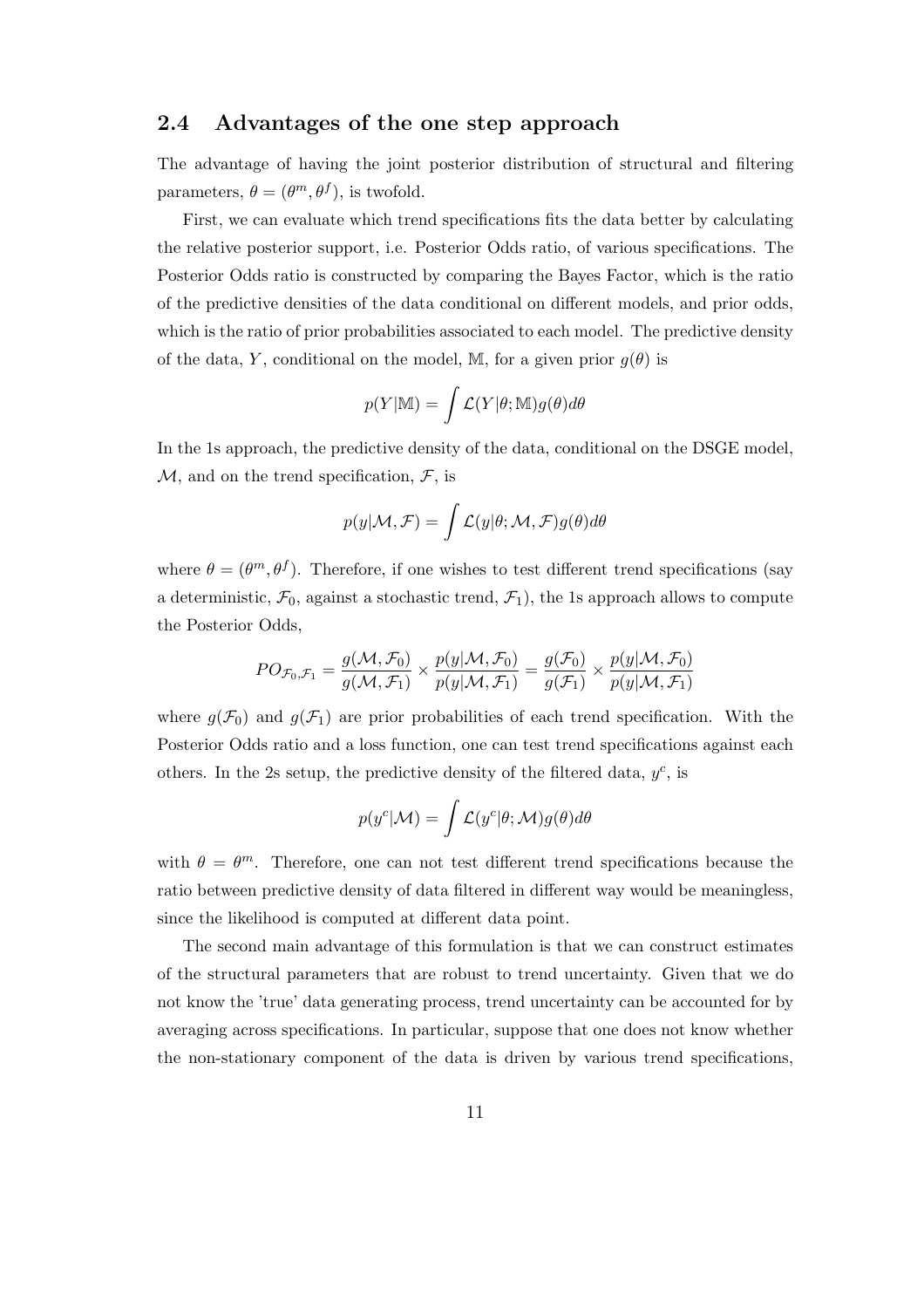## 2.4 Advantages of the one step approach

The advantage of having the joint posterior distribution of structural and filtering parameters, $\theta = (\theta^m, \theta^f)$, is twofold.

First, we can evaluate which trend specifications fits the data better by calculating the relative posterior support, i.e. Posterior Odds ratio, of various specifications. The Posterior Odds ratio is constructed by comparing the Bayes Factor, which is the ratio of the predictive densities of the data conditional on different models, and prior odds, which is the ratio of prior probabilities associated to each model. The predictive density of the data, $Y$, conditional on the model, $\mathbb{M}$, for a given prior $g(\theta)$ is

$$p(Y|\mathbb{M}) = \int \mathcal{L}(Y|\theta; \mathbb{M}) g(\theta) d\theta$$

In the 1s approach, the predictive density of the data, conditional on the DSGE model, $\mathcal{M}$, and on the trend specification, $\mathcal{F}$, is

$$p(y|\mathcal{M}, \mathcal{F}) = \int \mathcal{L}(y|\theta; \mathcal{M}, \mathcal{F}) g(\theta) d\theta$$

where $\theta = (\theta^m, \theta^f)$. Therefore, if one wishes to test different trend specifications (say a deterministic, $\mathcal{F}_0$, against a stochastic trend, $\mathcal{F}_1$), the 1s approach allows to compute the Posterior Odds,

$$PO_{\mathcal{F}_0, \mathcal{F}_1} = \frac{g(\mathcal{M}, \mathcal{F}_0)}{g(\mathcal{M}, \mathcal{F}_1)} \times \frac{p(y|\mathcal{M}, \mathcal{F}_0)}{p(y|\mathcal{M}, \mathcal{F}_1)} = \frac{g(\mathcal{F}_0)}{g(\mathcal{F}_1)} \times \frac{p(y|\mathcal{M}, \mathcal{F}_0)}{p(y|\mathcal{M}, \mathcal{F}_1)}$$

where $g(\mathcal{F}_0)$ and $g(\mathcal{F}_1)$ are prior probabilities of each trend specification. With the Posterior Odds ratio and a loss function, one can test trend specifications against each others. In the 2s setup, the predictive density of the filtered data, $y^c$, is

$$p(y^c|\mathcal{M}) = \int \mathcal{L}(y^c|\theta; \mathcal{M}) g(\theta) d\theta$$

with $\theta = \theta^m$. Therefore, one can not test different trend specifications because the ratio between predictive density of data filtered in different way would be meaningless, since the likelihood is computed at different data point.

The second main advantage of this formulation is that we can construct estimates of the structural parameters that are robust to trend uncertainty. Given that we do not know the 'true' data generating process, trend uncertainty can be accounted for by averaging across specifications. In particular, suppose that one does not know whether the non-stationary component of the data is driven by various trend specifications,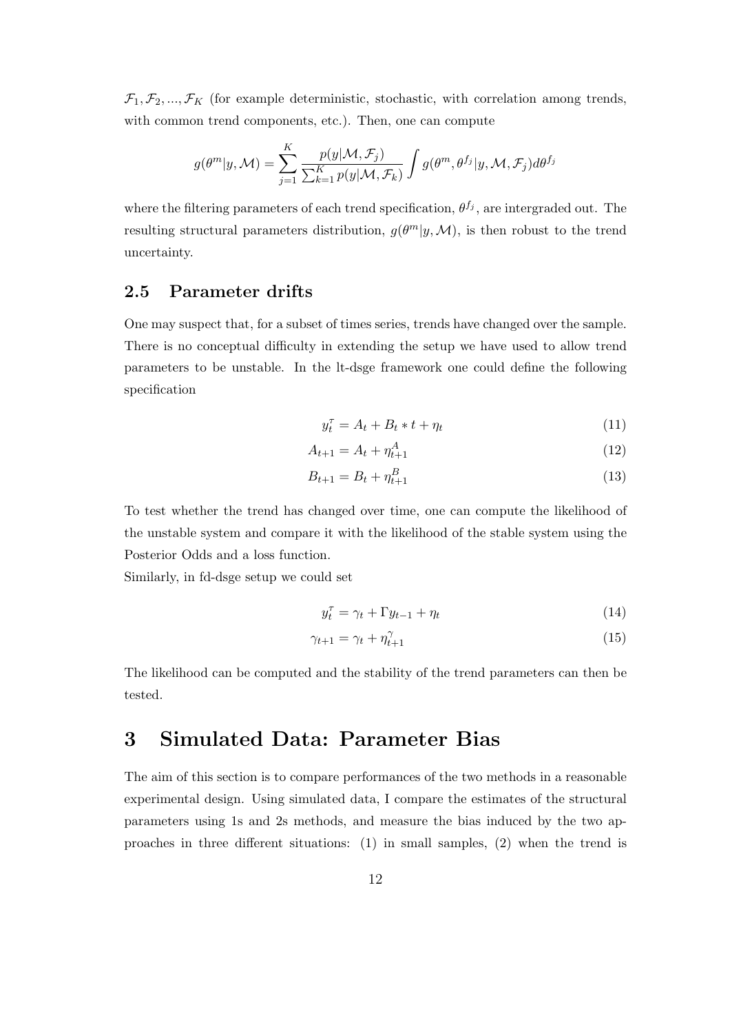$\mathcal{F}_1, \mathcal{F}_2, ..., \mathcal{F}_K$ (for example deterministic, stochastic, with correlation among trends, with common trend components, etc.). Then, one can compute

$$g(\theta^m|y, \mathcal{M}) = \sum_{j=1}^{K} \frac{p(y|\mathcal{M}, \mathcal{F}_j)}{\sum_{k=1}^{K} p(y|\mathcal{M}, \mathcal{F}_k)} \int g(\theta^m, \theta^{f_j}|y, \mathcal{M}, \mathcal{F}_j) d\theta^{f_j}$$

where the filtering parameters of each trend specification, $\theta^{f_j}$, are intergraded out. The resulting structural parameters distribution, $g(\theta^m|y, \mathcal{M})$, is then robust to the trend uncertainty.

## 2.5 Parameter drifts

One may suspect that, for a subset of times series, trends have changed over the sample. There is no conceptual difficulty in extending the setup we have used to allow trend parameters to be unstable. In the lt-dsge framework one could define the following specification

$$y_t^\tau = A_t + B_t * t + \eta_t \tag{11}$$

$$A_{t+1} = A_t + \eta_{t+1}^A \tag{12}$$

$$B_{t+1} = B_t + \eta_{t+1}^B \tag{13}$$

To test whether the trend has changed over time, one can compute the likelihood of the unstable system and compare it with the likelihood of the stable system using the Posterior Odds and a loss function.
Similarly, in fd-dsge setup we could set

$$y_t^\tau = \gamma_t + \Gamma y_{t-1} + \eta_t \tag{14}$$

$$\gamma_{t+1} = \gamma_t + \eta_{t+1}^\gamma \tag{15}$$

The likelihood can be computed and the stability of the trend parameters can then be tested.

# 3 Simulated Data: Parameter Bias

The aim of this section is to compare performances of the two methods in a reasonable experimental design. Using simulated data, I compare the estimates of the structural parameters using 1s and 2s methods, and measure the bias induced by the two approaches in three different situations: (1) in small samples, (2) when the trend is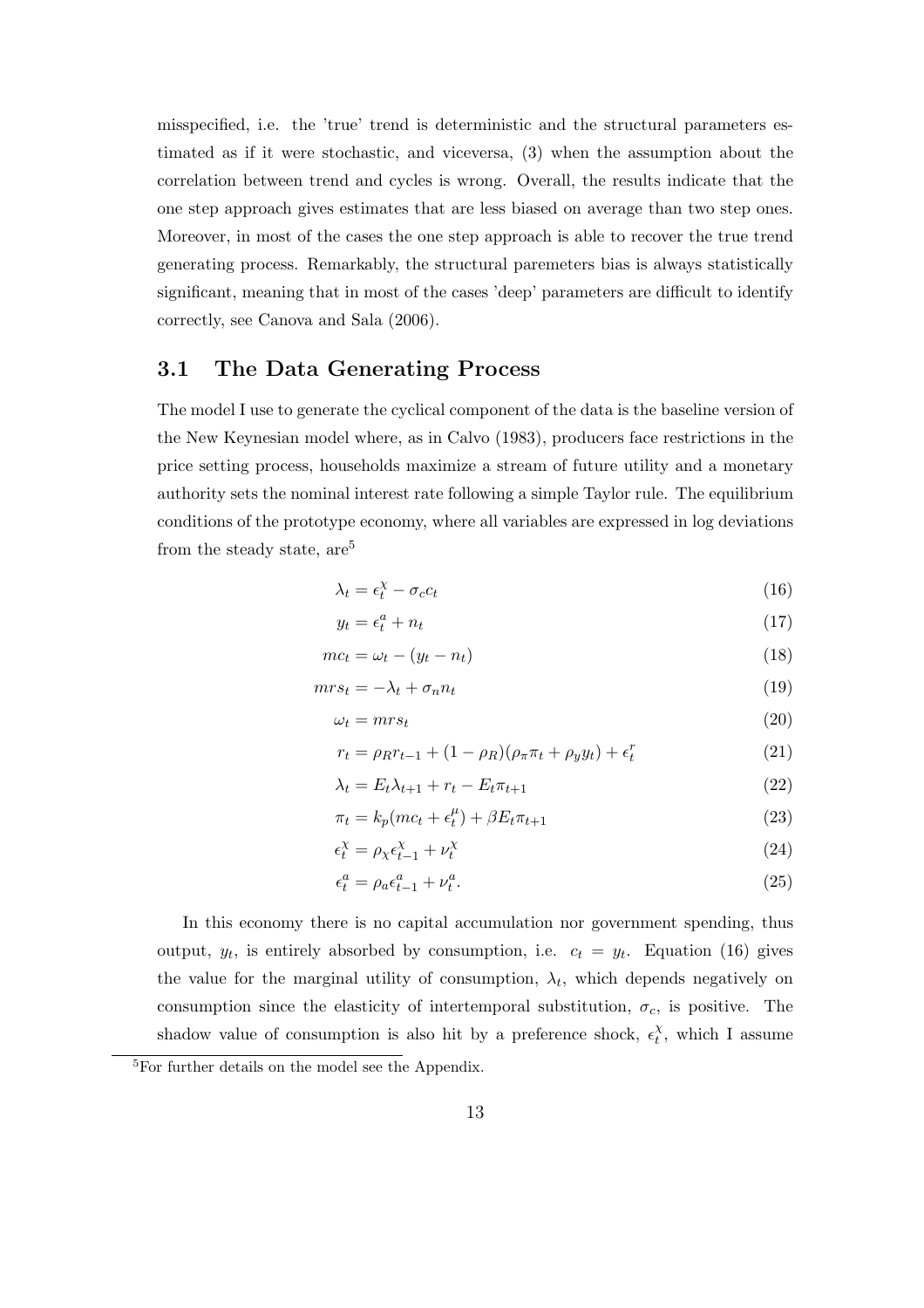misspecified, i.e. the 'true' trend is deterministic and the structural parameters estimated as if it were stochastic, and viceversa, (3) when the assumption about the correlation between trend and cycles is wrong. Overall, the results indicate that the one step approach gives estimates that are less biased on average than two step ones. Moreover, in most of the cases the one step approach is able to recover the true trend generating process. Remarkably, the structural paremeters bias is always statistically significant, meaning that in most of the cases 'deep' parameters are difficult to identify correctly, see Canova and Sala (2006).

## 3.1 The Data Generating Process

The model I use to generate the cyclical component of the data is the baseline version of the New Keynesian model where, as in Calvo (1983), producers face restrictions in the price setting process, households maximize a stream of future utility and a monetary authority sets the nominal interest rate following a simple Taylor rule. The equilibrium conditions of the prototype economy, where all variables are expressed in log deviations from the steady state, are[5]

$$\lambda_t = \epsilon_t^{\chi} - \sigma_c c_t \tag{16}$$

$$y_t = \epsilon_t^a + n_t \tag{17}$$

$$mc_t = \omega_t - (y_t - n_t) \tag{18}$$

$$mrs_t = -\lambda_t + \sigma_n n_t \tag{19}$$

$$\omega_t = mrs_t \tag{20}$$

$$r_t = \rho_R r_{t-1} + (1-\rho_R)(\rho_\pi \pi_t + \rho_y y_t) + \epsilon_t^r \tag{21}$$

$$\lambda_t = E_t \lambda_{t+1} + r_t - E_t \pi_{t+1} \tag{22}$$

$$\pi_t = k_p(mc_t + \epsilon_t^{\mu}) + \beta E_t \pi_{t+1} \tag{23}$$

$$\epsilon_t^{\chi} = \rho_{\chi} \epsilon_{t-1}^{\chi} + \nu_t^{\chi} \tag{24}$$

$$\epsilon_t^a = \rho_a \epsilon_{t-1}^a + \nu_t^a. \tag{25}$$

In this economy there is no capital accumulation nor government spending, thus output, $y_t$, is entirely absorbed by consumption, i.e. $c_t = y_t$. Equation (16) gives the value for the marginal utility of consumption, $\lambda_t$, which depends negatively on consumption since the elasticity of intertemporal substitution, $\sigma_c$, is positive. The shadow value of consumption is also hit by a preference shock, $\epsilon_t^{\chi}$, which I assume

[5] For further details on the model see the Appendix.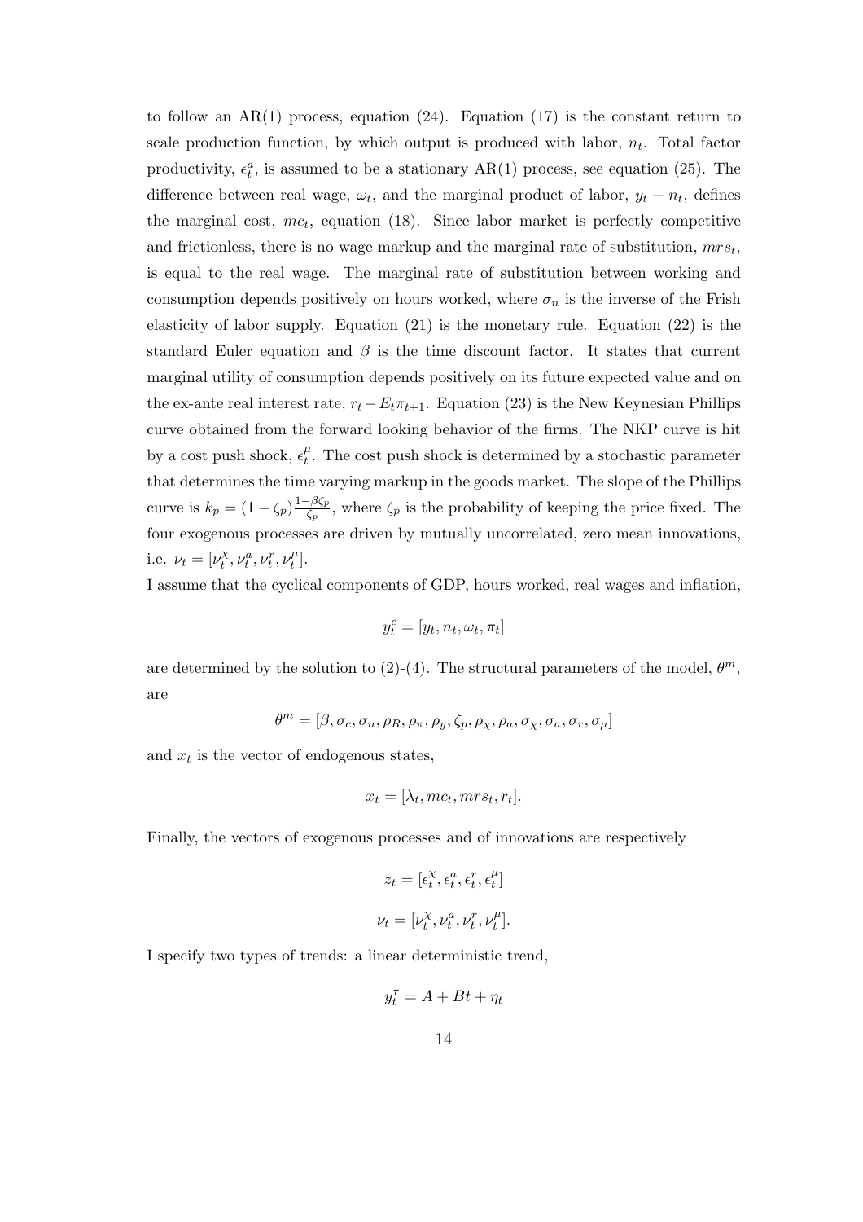to follow an AR(1) process, equation (24). Equation (17) is the constant return to scale production function, by which output is produced with labor, $n_t$. Total factor productivity, $\epsilon_t^a$, is assumed to be a stationary AR(1) process, see equation (25). The difference between real wage, $\omega_t$, and the marginal product of labor, $y_t - n_t$, defines the marginal cost, $mc_t$, equation (18). Since labor market is perfectly competitive and frictionless, there is no wage markup and the marginal rate of substitution, $mrs_t$, is equal to the real wage. The marginal rate of substitution between working and consumption depends positively on hours worked, where $\sigma_n$ is the inverse of the Frish elasticity of labor supply. Equation (21) is the monetary rule. Equation (22) is the standard Euler equation and $\beta$ is the time discount factor. It states that current marginal utility of consumption depends positively on its future expected value and on the ex-ante real interest rate, $r_t - E_t\pi_{t+1}$. Equation (23) is the New Keynesian Phillips curve obtained from the forward looking behavior of the firms. The NKP curve is hit by a cost push shock, $\epsilon_t^\mu$. The cost push shock is determined by a stochastic parameter that determines the time varying markup in the goods market. The slope of the Phillips curve is $k_p = (1-\zeta_p)\frac{1-\beta\zeta_p}{\zeta_p}$, where $\zeta_p$ is the probability of keeping the price fixed. The four exogenous processes are driven by mutually uncorrelated, zero mean innovations, i.e. $\nu_t = [\nu_t^\chi, \nu_t^a, \nu_t^r, \nu_t^\mu]$.

I assume that the cyclical components of GDP, hours worked, real wages and inflation,

$$y_t^c = [y_t, n_t, \omega_t, \pi_t]$$

are determined by the solution to (2)-(4). The structural parameters of the model, $\theta^m$, are

$$\theta^m = [\beta, \sigma_c, \sigma_n, \rho_R, \rho_\pi, \rho_y, \zeta_p, \rho_\chi, \rho_a, \sigma_\chi, \sigma_a, \sigma_r, \sigma_\mu]$$

and $x_t$ is the vector of endogenous states,

$$x_t = [\lambda_t, mc_t, mrs_t, r_t].$$

Finally, the vectors of exogenous processes and of innovations are respectively

$$z_t = [\epsilon_t^\chi, \epsilon_t^a, \epsilon_t^r, \epsilon_t^\mu]$$

$$\nu_t = [\nu_t^\chi, \nu_t^a, \nu_t^r, \nu_t^\mu].$$

I specify two types of trends: a linear deterministic trend,

$$y_t^\tau = A + Bt + \eta_t$$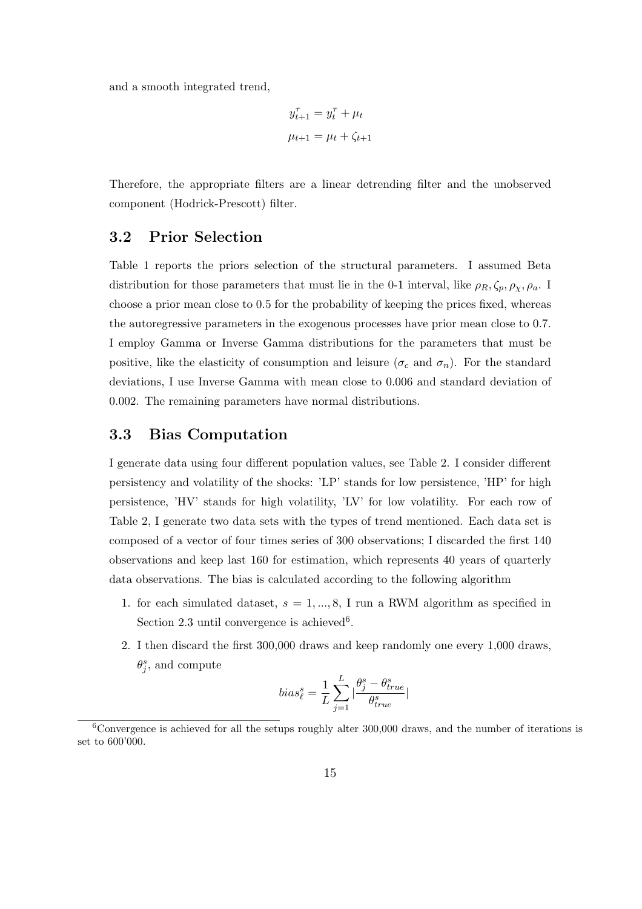and a smooth integrated trend,

$$
\begin{aligned}
y^{\tau}_{t+1} &= y^{\tau}_{t} + \mu_t \\
\mu_{t+1} &= \mu_t + \zeta_{t+1}
\end{aligned}
$$

Therefore, the appropriate filters are a linear detrending filter and the unobserved component (Hodrick-Prescott) filter.

## 3.2 Prior Selection

Table 1 reports the priors selection of the structural parameters. I assumed Beta distribution for those parameters that must lie in the 0-1 interval, like $\rho_R, \zeta_p, \rho_\chi, \rho_a$. I choose a prior mean close to 0.5 for the probability of keeping the prices fixed, whereas the autoregressive parameters in the exogenous processes have prior mean close to 0.7. I employ Gamma or Inverse Gamma distributions for the parameters that must be positive, like the elasticity of consumption and leisure ($\sigma_c$ and $\sigma_n$). For the standard deviations, I use Inverse Gamma with mean close to 0.006 and standard deviation of 0.002. The remaining parameters have normal distributions.

## 3.3 Bias Computation

I generate data using four different population values, see Table 2. I consider different persistency and volatility of the shocks: 'LP' stands for low persistence, 'HP' for high persistence, 'HV' stands for high volatility, 'LV' for low volatility. For each row of Table 2, I generate two data sets with the types of trend mentioned. Each data set is composed of a vector of four times series of 300 observations; I discarded the first 140 observations and keep last 160 for estimation, which represents 40 years of quarterly data observations. The bias is calculated according to the following algorithm

1. for each simulated dataset, $s = 1, ..., 8$, I run a RWM algorithm as specified in Section 2.3 until convergence is achieved[6].
2. I then discard the first 300,000 draws and keep randomly one every 1,000 draws, $\theta^s_j$, and compute

$$
bias^s_\ell = \frac{1}{L} \sum_{j=1}^{L} \left| \frac{\theta^s_j - \theta^s_{true}}{\theta^s_{true}} \right|
$$

[6] Convergence is achieved for all the setups roughly alter 300,000 draws, and the number of iterations is set to 600'000.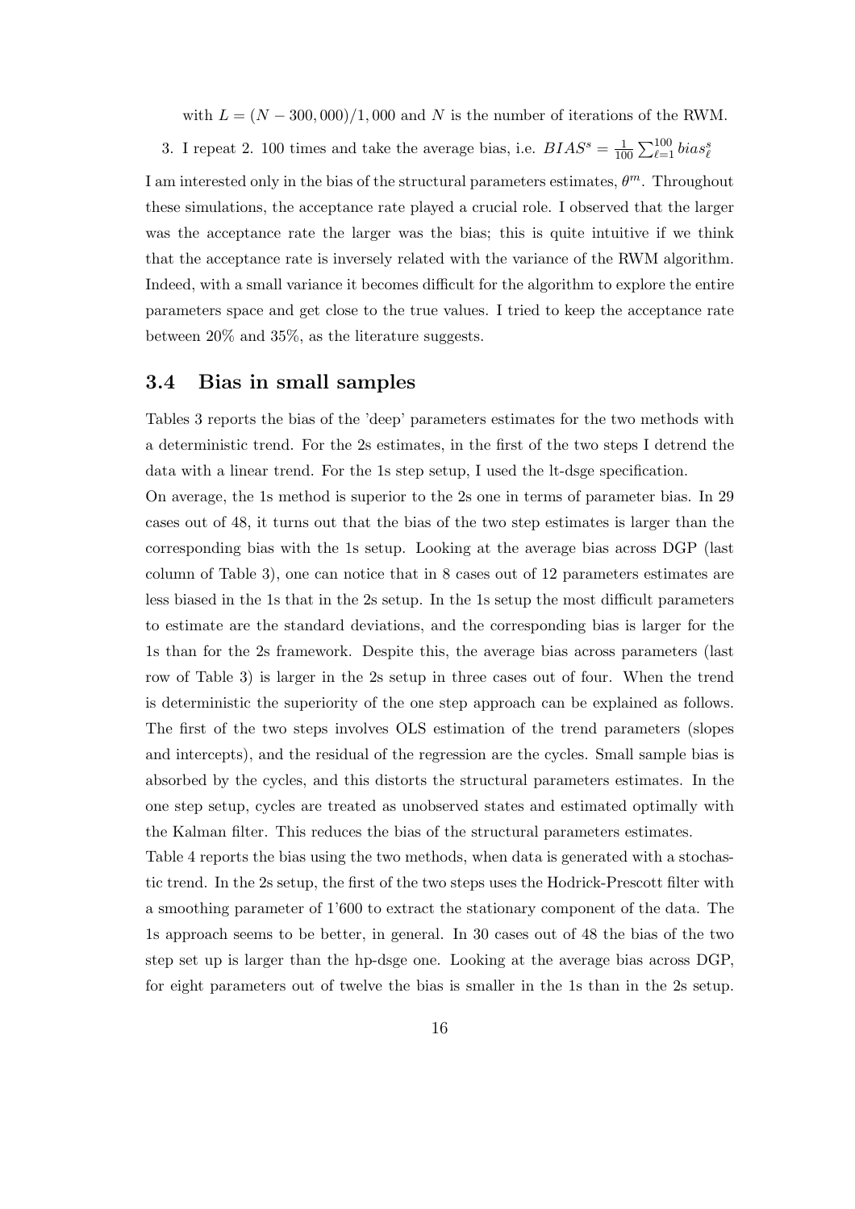with $L = (N - 300,000)/1,000$ and $N$ is the number of iterations of the RWM.

3. I repeat 2. 100 times and take the average bias, i.e. $BIAS^s = \frac{1}{100}\sum_{\ell=1}^{100} bias_\ell^s$

I am interested only in the bias of the structural parameters estimates, $\theta^m$. Throughout these simulations, the acceptance rate played a crucial role. I observed that the larger was the acceptance rate the larger was the bias; this is quite intuitive if we think that the acceptance rate is inversely related with the variance of the RWM algorithm. Indeed, with a small variance it becomes difficult for the algorithm to explore the entire parameters space and get close to the true values. I tried to keep the acceptance rate between 20% and 35%, as the literature suggests.

### 3.4 Bias in small samples

Tables 3 reports the bias of the 'deep' parameters estimates for the two methods with a deterministic trend. For the 2s estimates, in the first of the two steps I detrend the data with a linear trend. For the 1s step setup, I used the lt-dsge specification.

On average, the 1s method is superior to the 2s one in terms of parameter bias. In 29 cases out of 48, it turns out that the bias of the two step estimates is larger than the corresponding bias with the 1s setup. Looking at the average bias across DGP (last column of Table 3), one can notice that in 8 cases out of 12 parameters estimates are less biased in the 1s that in the 2s setup. In the 1s setup the most difficult parameters to estimate are the standard deviations, and the corresponding bias is larger for the 1s than for the 2s framework. Despite this, the average bias across parameters (last row of Table 3) is larger in the 2s setup in three cases out of four. When the trend is deterministic the superiority of the one step approach can be explained as follows. The first of the two steps involves OLS estimation of the trend parameters (slopes and intercepts), and the residual of the regression are the cycles. Small sample bias is absorbed by the cycles, and this distorts the structural parameters estimates. In the one step setup, cycles are treated as unobserved states and estimated optimally with the Kalman filter. This reduces the bias of the structural parameters estimates.

Table 4 reports the bias using the two methods, when data is generated with a stochastic trend. In the 2s setup, the first of the two steps uses the Hodrick-Prescott filter with a smoothing parameter of 1'600 to extract the stationary component of the data. The 1s approach seems to be better, in general. In 30 cases out of 48 the bias of the two step set up is larger than the hp-dsge one. Looking at the average bias across DGP, for eight parameters out of twelve the bias is smaller in the 1s than in the 2s setup.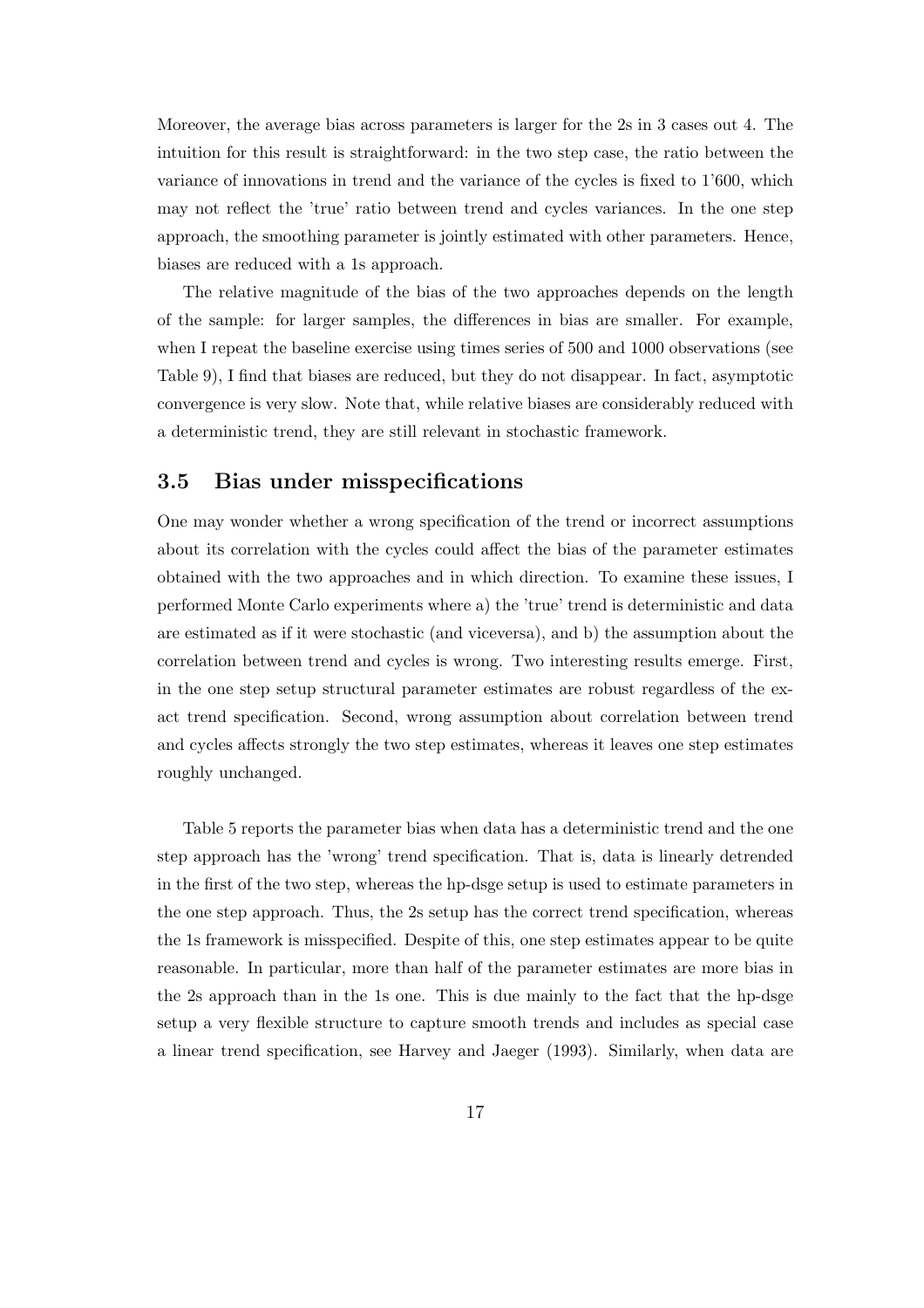Moreover, the average bias across parameters is larger for the 2s in 3 cases out 4. The intuition for this result is straightforward: in the two step case, the ratio between the variance of innovations in trend and the variance of the cycles is fixed to 1'600, which may not reflect the 'true' ratio between trend and cycles variances. In the one step approach, the smoothing parameter is jointly estimated with other parameters. Hence, biases are reduced with a 1s approach.

The relative magnitude of the bias of the two approaches depends on the length of the sample: for larger samples, the differences in bias are smaller. For example, when I repeat the baseline exercise using times series of 500 and 1000 observations (see Table 9), I find that biases are reduced, but they do not disappear. In fact, asymptotic convergence is very slow. Note that, while relative biases are considerably reduced with a deterministic trend, they are still relevant in stochastic framework.

### 3.5 Bias under misspecifications

One may wonder whether a wrong specification of the trend or incorrect assumptions about its correlation with the cycles could affect the bias of the parameter estimates obtained with the two approaches and in which direction. To examine these issues, I performed Monte Carlo experiments where a) the 'true' trend is deterministic and data are estimated as if it were stochastic (and viceversa), and b) the assumption about the correlation between trend and cycles is wrong. Two interesting results emerge. First, in the one step setup structural parameter estimates are robust regardless of the exact trend specification. Second, wrong assumption about correlation between trend and cycles affects strongly the two step estimates, whereas it leaves one step estimates roughly unchanged.

Table 5 reports the parameter bias when data has a deterministic trend and the one step approach has the 'wrong' trend specification. That is, data is linearly detrended in the first of the two step, whereas the hp-dsge setup is used to estimate parameters in the one step approach. Thus, the 2s setup has the correct trend specification, whereas the 1s framework is misspecified. Despite of this, one step estimates appear to be quite reasonable. In particular, more than half of the parameter estimates are more bias in the 2s approach than in the 1s one. This is due mainly to the fact that the hp-dsge setup a very flexible structure to capture smooth trends and includes as special case a linear trend specification, see Harvey and Jaeger (1993). Similarly, when data are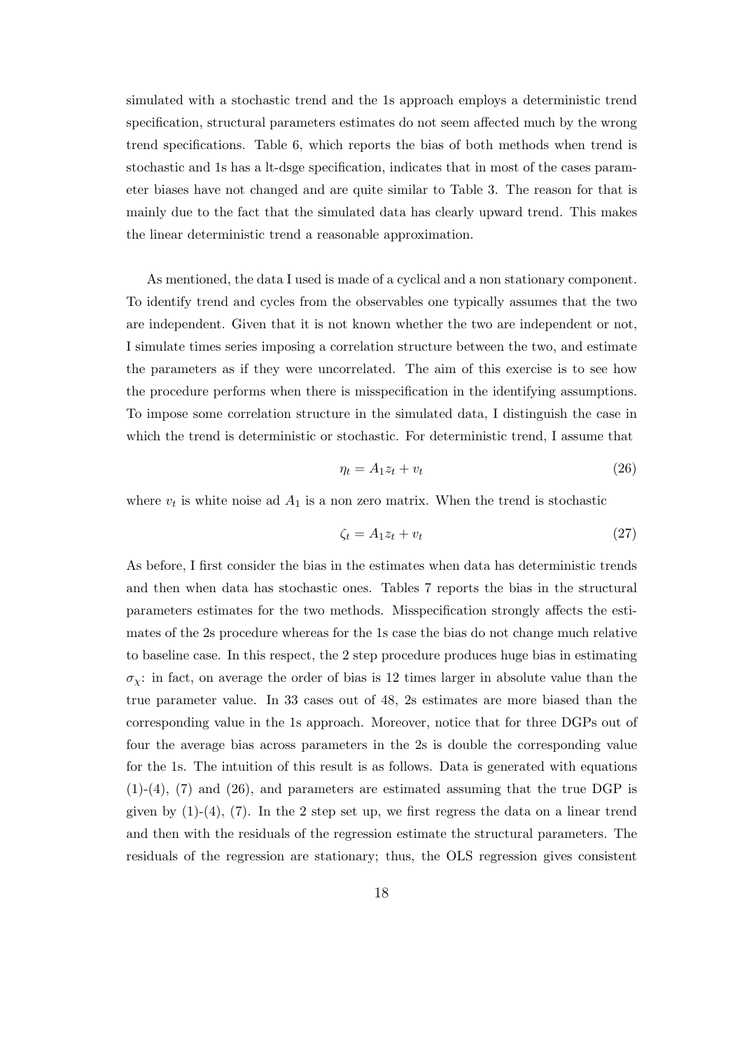simulated with a stochastic trend and the 1s approach employs a deterministic trend specification, structural parameters estimates do not seem affected much by the wrong trend specifications. Table 6, which reports the bias of both methods when trend is stochastic and 1s has a lt-dsge specification, indicates that in most of the cases parameter biases have not changed and are quite similar to Table 3. The reason for that is mainly due to the fact that the simulated data has clearly upward trend. This makes the linear deterministic trend a reasonable approximation.

As mentioned, the data I used is made of a cyclical and a non stationary component. To identify trend and cycles from the observables one typically assumes that the two are independent. Given that it is not known whether the two are independent or not, I simulate times series imposing a correlation structure between the two, and estimate the parameters as if they were uncorrelated. The aim of this exercise is to see how the procedure performs when there is misspecification in the identifying assumptions. To impose some correlation structure in the simulated data, I distinguish the case in which the trend is deterministic or stochastic. For deterministic trend, I assume that

$$\eta_t = A_1 z_t + v_t \tag{26}$$

where $v_t$ is white noise ad $A_1$ is a non zero matrix. When the trend is stochastic

$$\zeta_t = A_1 z_t + v_t \tag{27}$$

As before, I first consider the bias in the estimates when data has deterministic trends and then when data has stochastic ones. Tables 7 reports the bias in the structural parameters estimates for the two methods. Misspecification strongly affects the estimates of the 2s procedure whereas for the 1s case the bias do not change much relative to baseline case. In this respect, the 2 step procedure produces huge bias in estimating $\sigma_\chi$: in fact, on average the order of bias is 12 times larger in absolute value than the true parameter value. In 33 cases out of 48, 2s estimates are more biased than the corresponding value in the 1s approach. Moreover, notice that for three DGPs out of four the average bias across parameters in the 2s is double the corresponding value for the 1s. The intuition of this result is as follows. Data is generated with equations (1)-(4), (7) and (26), and parameters are estimated assuming that the true DGP is given by (1)-(4), (7). In the 2 step set up, we first regress the data on a linear trend and then with the residuals of the regression estimate the structural parameters. The residuals of the regression are stationary; thus, the OLS regression gives consistent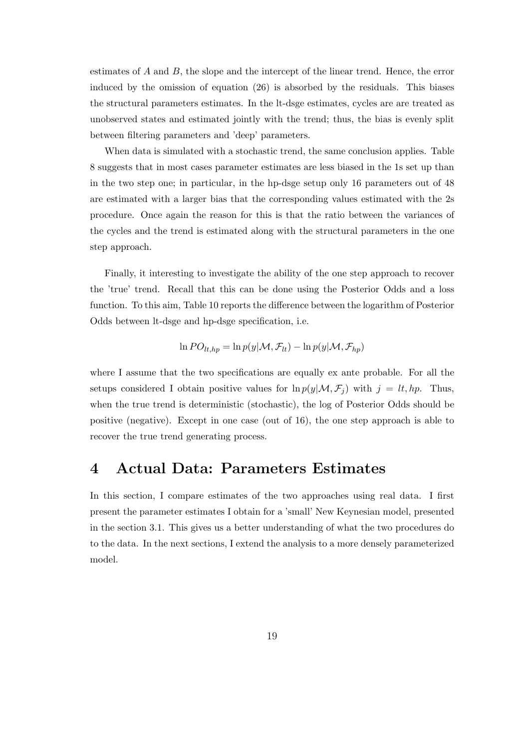estimates of $A$ and $B$, the slope and the intercept of the linear trend. Hence, the error induced by the omission of equation (26) is absorbed by the residuals. This biases the structural parameters estimates. In the lt-dsge estimates, cycles are are treated as unobserved states and estimated jointly with the trend; thus, the bias is evenly split between filtering parameters and 'deep' parameters.

When data is simulated with a stochastic trend, the same conclusion applies. Table 8 suggests that in most cases parameter estimates are less biased in the 1s set up than in the two step one; in particular, in the hp-dsge setup only 16 parameters out of 48 are estimated with a larger bias that the corresponding values estimated with the 2s procedure. Once again the reason for this is that the ratio between the variances of the cycles and the trend is estimated along with the structural parameters in the one step approach.

Finally, it interesting to investigate the ability of the one step approach to recover the 'true' trend. Recall that this can be done using the Posterior Odds and a loss function. To this aim, Table 10 reports the difference between the logarithm of Posterior Odds between lt-dsge and hp-dsge specification, i.e.

$$\ln PO_{lt,hp} = \ln p(y|\mathcal{M}, \mathcal{F}_{lt}) - \ln p(y|\mathcal{M}, \mathcal{F}_{hp})$$

where I assume that the two specifications are equally ex ante probable. For all the setups considered I obtain positive values for $\ln p(y|\mathcal{M}, \mathcal{F}_j)$ with $j = lt, hp$. Thus, when the true trend is deterministic (stochastic), the log of Posterior Odds should be positive (negative). Except in one case (out of 16), the one step approach is able to recover the true trend generating process.

# 4 Actual Data: Parameters Estimates

In this section, I compare estimates of the two approaches using real data. I first present the parameter estimates I obtain for a 'small' New Keynesian model, presented in the section 3.1. This gives us a better understanding of what the two procedures do to the data. In the next sections, I extend the analysis to a more densely parameterized model.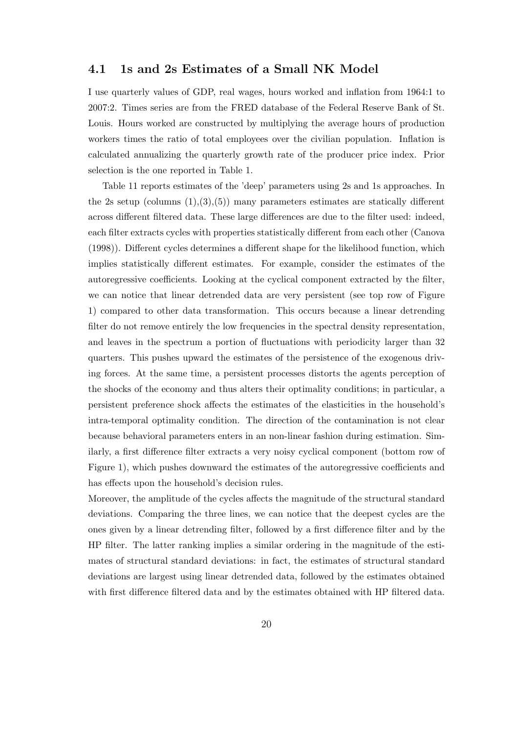### 4.1 1s and 2s Estimates of a Small NK Model

I use quarterly values of GDP, real wages, hours worked and inflation from 1964:1 to 2007:2. Times series are from the FRED database of the Federal Reserve Bank of St. Louis. Hours worked are constructed by multiplying the average hours of production workers times the ratio of total employees over the civilian population. Inflation is calculated annualizing the quarterly growth rate of the producer price index. Prior selection is the one reported in Table 1.

Table 11 reports estimates of the 'deep' parameters using 2s and 1s approaches. In the 2s setup (columns (1),(3),(5)) many parameters estimates are statically different across different filtered data. These large differences are due to the filter used: indeed, each filter extracts cycles with properties statistically different from each other (Canova (1998)). Different cycles determines a different shape for the likelihood function, which implies statistically different estimates. For example, consider the estimates of the autoregressive coefficients. Looking at the cyclical component extracted by the filter, we can notice that linear detrended data are very persistent (see top row of Figure 1) compared to other data transformation. This occurs because a linear detrending filter do not remove entirely the low frequencies in the spectral density representation, and leaves in the spectrum a portion of fluctuations with periodicity larger than 32 quarters. This pushes upward the estimates of the persistence of the exogenous driving forces. At the same time, a persistent processes distorts the agents perception of the shocks of the economy and thus alters their optimality conditions; in particular, a persistent preference shock affects the estimates of the elasticities in the household's intra-temporal optimality condition. The direction of the contamination is not clear because behavioral parameters enters in an non-linear fashion during estimation. Similarly, a first difference filter extracts a very noisy cyclical component (bottom row of Figure 1), which pushes downward the estimates of the autoregressive coefficients and has effects upon the household's decision rules.

Moreover, the amplitude of the cycles affects the magnitude of the structural standard deviations. Comparing the three lines, we can notice that the deepest cycles are the ones given by a linear detrending filter, followed by a first difference filter and by the HP filter. The latter ranking implies a similar ordering in the magnitude of the estimates of structural standard deviations: in fact, the estimates of structural standard deviations are largest using linear detrended data, followed by the estimates obtained with first difference filtered data and by the estimates obtained with HP filtered data.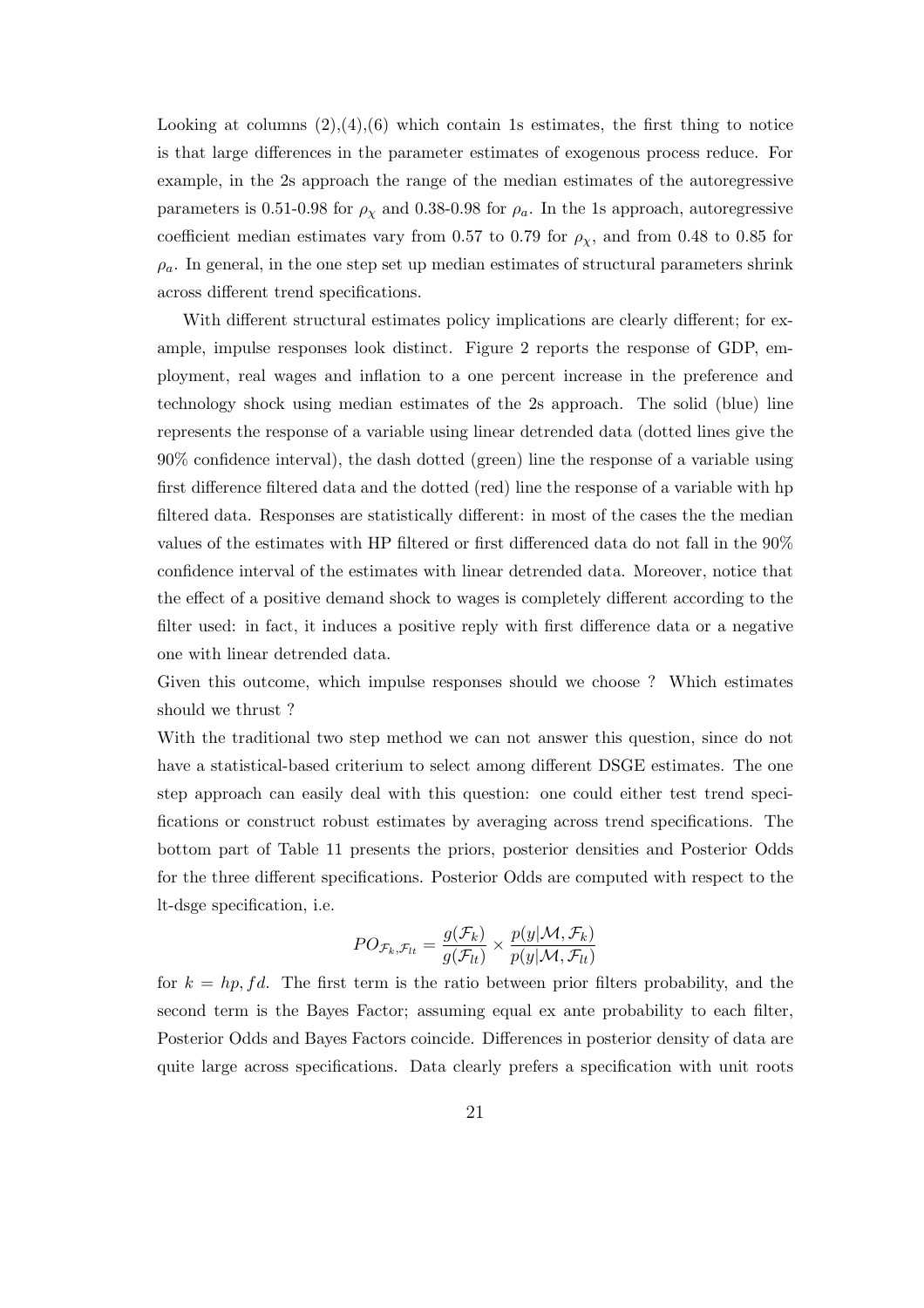Looking at columns (2),(4),(6) which contain 1s estimates, the first thing to notice is that large differences in the parameter estimates of exogenous process reduce. For example, in the 2s approach the range of the median estimates of the autoregressive parameters is 0.51-0.98 for $\rho_\chi$ and 0.38-0.98 for $\rho_a$. In the 1s approach, autoregressive coefficient median estimates vary from 0.57 to 0.79 for $\rho_\chi$, and from 0.48 to 0.85 for $\rho_a$. In general, in the one step set up median estimates of structural parameters shrink across different trend specifications.

With different structural estimates policy implications are clearly different; for example, impulse responses look distinct. Figure 2 reports the response of GDP, employment, real wages and inflation to a one percent increase in the preference and technology shock using median estimates of the 2s approach. The solid (blue) line represents the response of a variable using linear detrended data (dotted lines give the 90% confidence interval), the dash dotted (green) line the response of a variable using first difference filtered data and the dotted (red) line the response of a variable with hp filtered data. Responses are statistically different: in most of the cases the the median values of the estimates with HP filtered or first differenced data do not fall in the 90% confidence interval of the estimates with linear detrended data. Moreover, notice that the effect of a positive demand shock to wages is completely different according to the filter used: in fact, it induces a positive reply with first difference data or a negative one with linear detrended data.

Given this outcome, which impulse responses should we choose ? Which estimates should we thrust ?

With the traditional two step method we can not answer this question, since do not have a statistical-based criterium to select among different DSGE estimates. The one step approach can easily deal with this question: one could either test trend specifications or construct robust estimates by averaging across trend specifications. The bottom part of Table 11 presents the priors, posterior densities and Posterior Odds for the three different specifications. Posterior Odds are computed with respect to the lt-dsge specification, i.e.

$$PO_{\mathcal{F}_k,\mathcal{F}_{lt}} = \frac{g(\mathcal{F}_k)}{g(\mathcal{F}_{lt})} \times \frac{p(y|\mathcal{M},\mathcal{F}_k)}{p(y|\mathcal{M},\mathcal{F}_{lt})}$$

for $k = hp, fd$. The first term is the ratio between prior filters probability, and the second term is the Bayes Factor; assuming equal ex ante probability to each filter, Posterior Odds and Bayes Factors coincide. Differences in posterior density of data are quite large across specifications. Data clearly prefers a specification with unit roots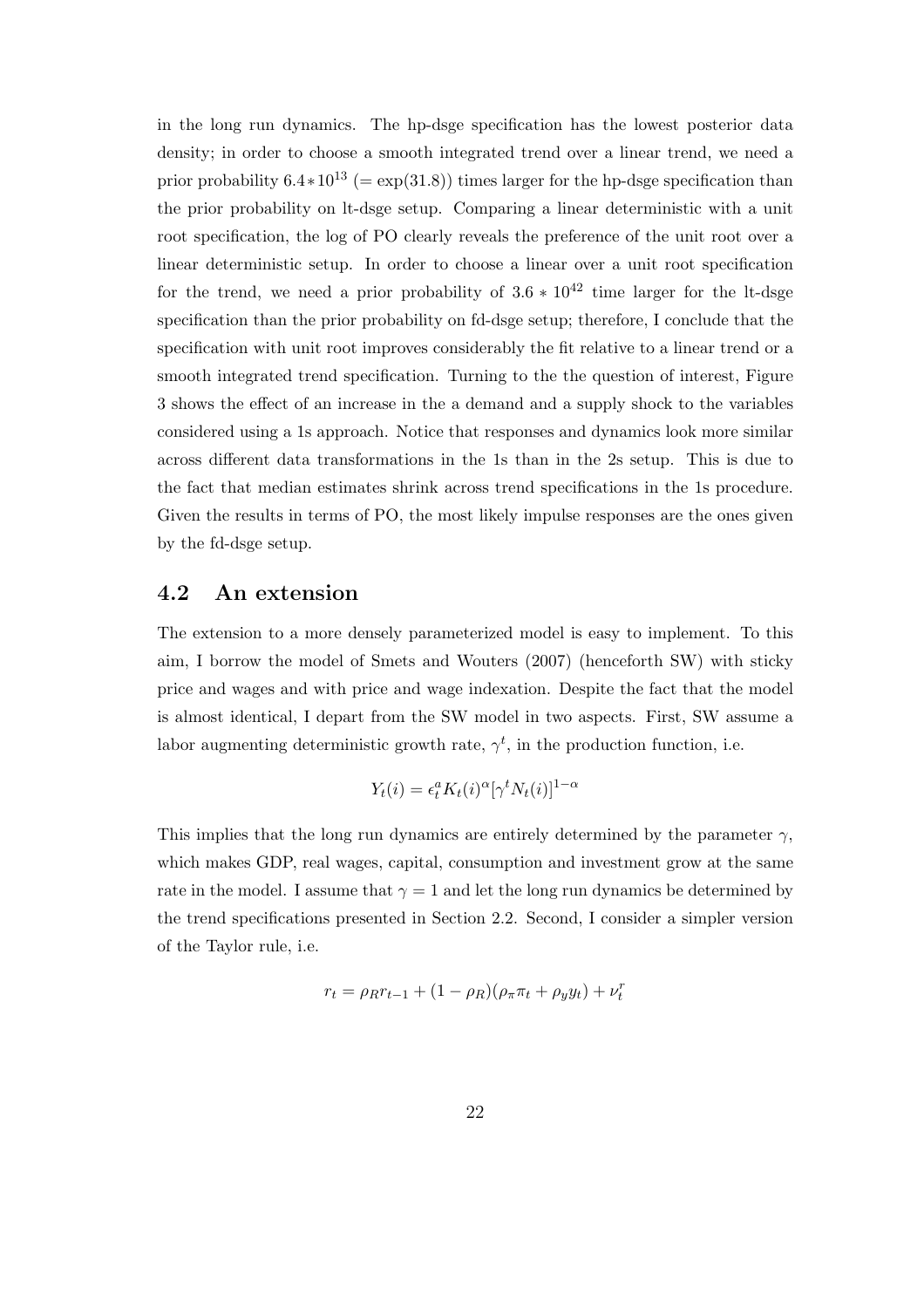in the long run dynamics. The hp-dsge specification has the lowest posterior data density; in order to choose a smooth integrated trend over a linear trend, we need a prior probability $6.4*10^{13}$ ($= \exp(31.8)$) times larger for the hp-dsge specification than the prior probability on lt-dsge setup. Comparing a linear deterministic with a unit root specification, the log of PO clearly reveals the preference of the unit root over a linear deterministic setup. In order to choose a linear over a unit root specification for the trend, we need a prior probability of $3.6 * 10^{42}$ time larger for the lt-dsge specification than the prior probability on fd-dsge setup; therefore, I conclude that the specification with unit root improves considerably the fit relative to a linear trend or a smooth integrated trend specification. Turning to the the question of interest, Figure 3 shows the effect of an increase in the a demand and a supply shock to the variables considered using a 1s approach. Notice that responses and dynamics look more similar across different data transformations in the 1s than in the 2s setup. This is due to the fact that median estimates shrink across trend specifications in the 1s procedure. Given the results in terms of PO, the most likely impulse responses are the ones given by the fd-dsge setup.

## 4.2 An extension

The extension to a more densely parameterized model is easy to implement. To this aim, I borrow the model of Smets and Wouters (2007) (henceforth SW) with sticky price and wages and with price and wage indexation. Despite the fact that the model is almost identical, I depart from the SW model in two aspects. First, SW assume a labor augmenting deterministic growth rate, $\gamma^t$, in the production function, i.e.

$$Y_t(i) = \epsilon_t^a K_t(i)^\alpha [\gamma^t N_t(i)]^{1-\alpha}$$

This implies that the long run dynamics are entirely determined by the parameter $\gamma$, which makes GDP, real wages, capital, consumption and investment grow at the same rate in the model. I assume that $\gamma = 1$ and let the long run dynamics be determined by the trend specifications presented in Section 2.2. Second, I consider a simpler version of the Taylor rule, i.e.

$$r_t = \rho_R r_{t-1} + (1 - \rho_R)(\rho_\pi \pi_t + \rho_y y_t) + \nu_t^r$$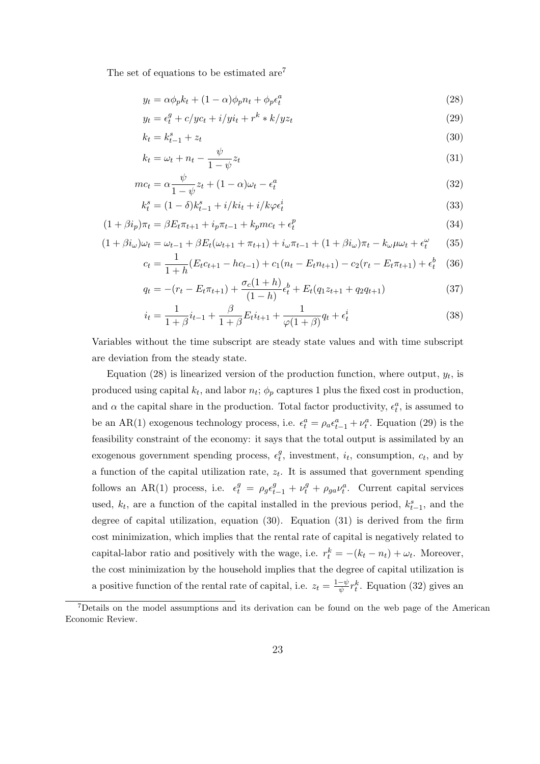The set of equations to be estimated are[7]

$$y_t = \alpha\phi_p k_t + (1-\alpha)\phi_p n_t + \phi_p \epsilon_t^a \tag{28}$$

$$y_t = \epsilon_t^g + c/y c_t + i/y i_t + r^k * k/y z_t \tag{29}$$

$$k_t = k_{t-1}^s + z_t \tag{30}$$

$$k_t = \omega_t + n_t - \frac{\psi}{1-\psi} z_t \tag{31}$$

$$mc_t = \alpha \frac{\psi}{1-\psi} z_t + (1-\alpha)\omega_t - \epsilon_t^a \tag{32}$$

$$k_t^s = (1-\delta)k_{t-1}^s + i/k i_t + i/k \varphi \epsilon_t^i \tag{33}$$

$$(1+\beta i_p)\pi_t = \beta E_t \pi_{t+1} + i_p \pi_{t-1} + k_p mc_t + \epsilon_t^p \tag{34}$$

$$(1+\beta i_\omega)\omega_t = \omega_{t-1} + \beta E_t(\omega_{t+1} + \pi_{t+1}) + i_\omega \pi_{t-1} + (1+\beta i_\omega)\pi_t - k_\omega \mu \omega_t + \epsilon_t^\omega \tag{35}$$

$$c_t = \frac{1}{1+h}(E_t c_{t+1} - h c_{t-1}) + c_1(n_t - E_t n_{t+1}) - c_2(r_t - E_t \pi_{t+1}) + \epsilon_t^b \tag{36}$$

$$q_t = -(r_t - E_t \pi_{t+1}) + \frac{\sigma_c(1+h)}{(1-h)} \epsilon_t^b + E_t(q_1 z_{t+1} + q_2 q_{t+1}) \tag{37}$$

$$i_t = \frac{1}{1+\beta} i_{t-1} + \frac{\beta}{1+\beta} E_t i_{t+1} + \frac{1}{\varphi(1+\beta)} q_t + \epsilon_t^i \tag{38}$$

Variables without the time subscript are steady state values and with time subscript are deviation from the steady state.

Equation (28) is linearized version of the production function, where output, $y_t$, is produced using capital $k_t$, and labor $n_t$; $\phi_p$ captures 1 plus the fixed cost in production, and $\alpha$ the capital share in the production. Total factor productivity, $\epsilon_t^a$, is assumed to be an AR(1) exogenous technology process, i.e. $\epsilon_t^a = \rho_a \epsilon_{t-1}^a + \nu_t^a$. Equation (29) is the feasibility constraint of the economy: it says that the total output is assimilated by an exogenous government spending process, $\epsilon_t^g$, investment, $i_t$, consumption, $c_t$, and by a function of the capital utilization rate, $z_t$. It is assumed that government spending follows an AR(1) process, i.e. $\epsilon_t^g = \rho_g \epsilon_{t-1}^g + \nu_t^g + \rho_{ga}\nu_t^a$. Current capital services used, $k_t$, are a function of the capital installed in the previous period, $k_{t-1}^s$, and the degree of capital utilization, equation (30). Equation (31) is derived from the firm cost minimization, which implies that the rental rate of capital is negatively related to capital-labor ratio and positively with the wage, i.e. $r_t^k = -(k_t - n_t) + \omega_t$. Moreover, the cost minimization by the household implies that the degree of capital utilization is a positive function of the rental rate of capital, i.e. $z_t = \frac{1-\psi}{\psi} r_t^k$. Equation (32) gives an

[7] Details on the model assumptions and its derivation can be found on the web page of the American Economic Review.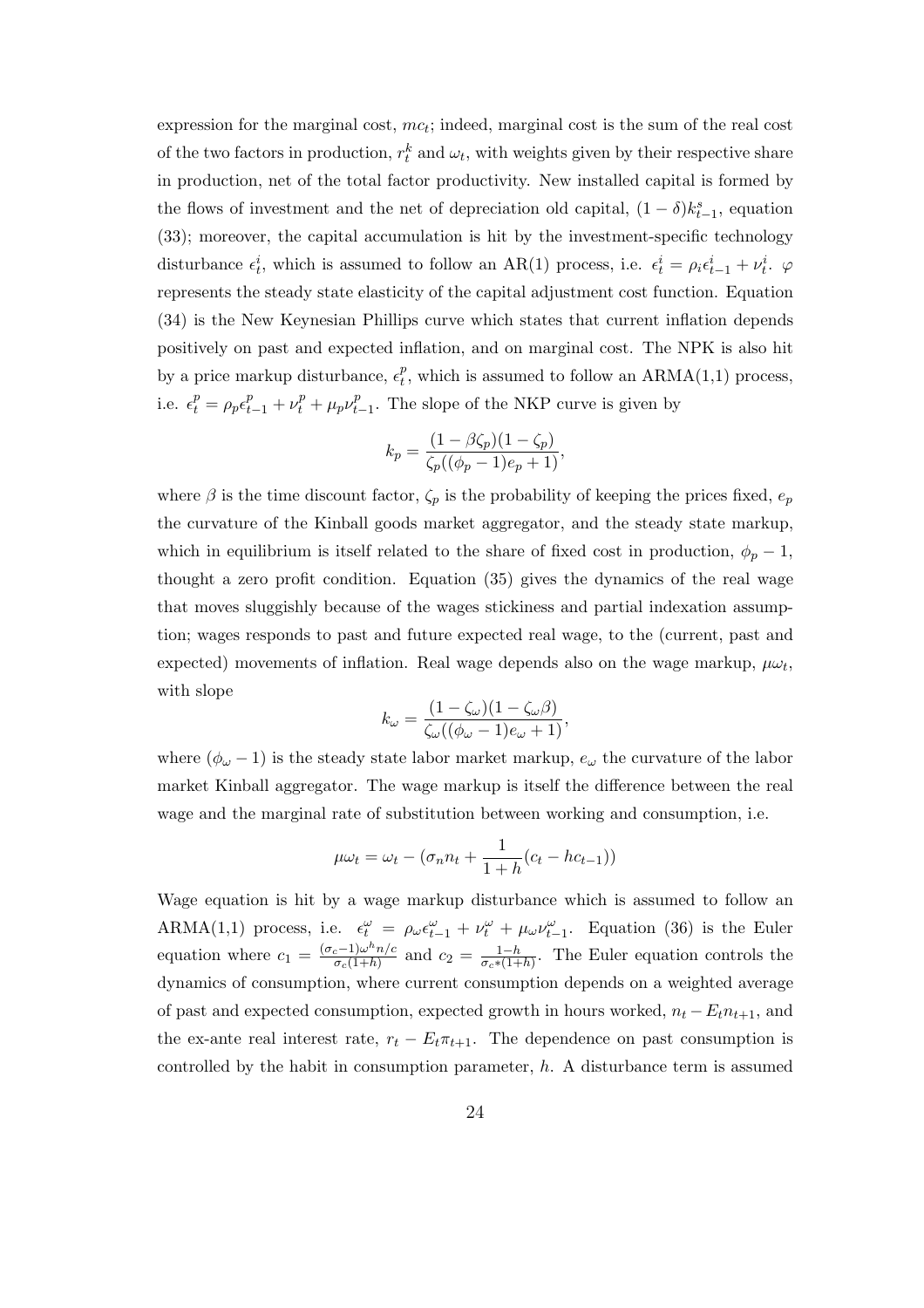expression for the marginal cost, $mc_t$; indeed, marginal cost is the sum of the real cost of the two factors in production, $r_t^k$ and $\omega_t$, with weights given by their respective share in production, net of the total factor productivity. New installed capital is formed by the flows of investment and the net of depreciation old capital, $(1-\delta)k_{t-1}^s$, equation (33); moreover, the capital accumulation is hit by the investment-specific technology disturbance $\epsilon_t^i$, which is assumed to follow an AR(1) process, i.e. $\epsilon_t^i = \rho_i \epsilon_{t-1}^i + \nu_t^i$. $\varphi$ represents the steady state elasticity of the capital adjustment cost function. Equation (34) is the New Keynesian Phillips curve which states that current inflation depends positively on past and expected inflation, and on marginal cost. The NPK is also hit by a price markup disturbance, $\epsilon_t^p$, which is assumed to follow an ARMA(1,1) process, i.e. $\epsilon_t^p = \rho_p \epsilon_{t-1}^p + \nu_t^p + \mu_p \nu_{t-1}^p$. The slope of the NKP curve is given by

$$k_p = \frac{(1-\beta\zeta_p)(1-\zeta_p)}{\zeta_p((\phi_p - 1)e_p + 1)},$$

where $\beta$ is the time discount factor, $\zeta_p$ is the probability of keeping the prices fixed, $e_p$ the curvature of the Kinball goods market aggregator, and the steady state markup, which in equilibrium is itself related to the share of fixed cost in production, $\phi_p - 1$, thought a zero profit condition. Equation (35) gives the dynamics of the real wage that moves sluggishly because of the wages stickiness and partial indexation assumption; wages responds to past and future expected real wage, to the (current, past and expected) movements of inflation. Real wage depends also on the wage markup, $\mu\omega_t$, with slope

$$k_\omega = \frac{(1-\zeta_\omega)(1-\zeta_\omega\beta)}{\zeta_\omega((\phi_\omega - 1)e_\omega + 1)},$$

where $(\phi_\omega - 1)$ is the steady state labor market markup, $e_\omega$ the curvature of the labor market Kinball aggregator. The wage markup is itself the difference between the real wage and the marginal rate of substitution between working and consumption, i.e.

$$\mu\omega_t = \omega_t - (\sigma_n n_t + \frac{1}{1+h}(c_t - hc_{t-1}))$$

Wage equation is hit by a wage markup disturbance which is assumed to follow an ARMA(1,1) process, i.e. $\epsilon_t^\omega = \rho_\omega \epsilon_{t-1}^\omega + \nu_t^\omega + \mu_\omega \nu_{t-1}^\omega$. Equation (36) is the Euler equation where $c_1 = \frac{(\sigma_c - 1)\omega^h n/c}{\sigma_c(1+h)}$ and $c_2 = \frac{1-h}{\sigma_c * (1+h)}$. The Euler equation controls the dynamics of consumption, where current consumption depends on a weighted average of past and expected consumption, expected growth in hours worked, $n_t - E_t n_{t+1}$, and the ex-ante real interest rate, $r_t - E_t \pi_{t+1}$. The dependence on past consumption is controlled by the habit in consumption parameter, $h$. A disturbance term is assumed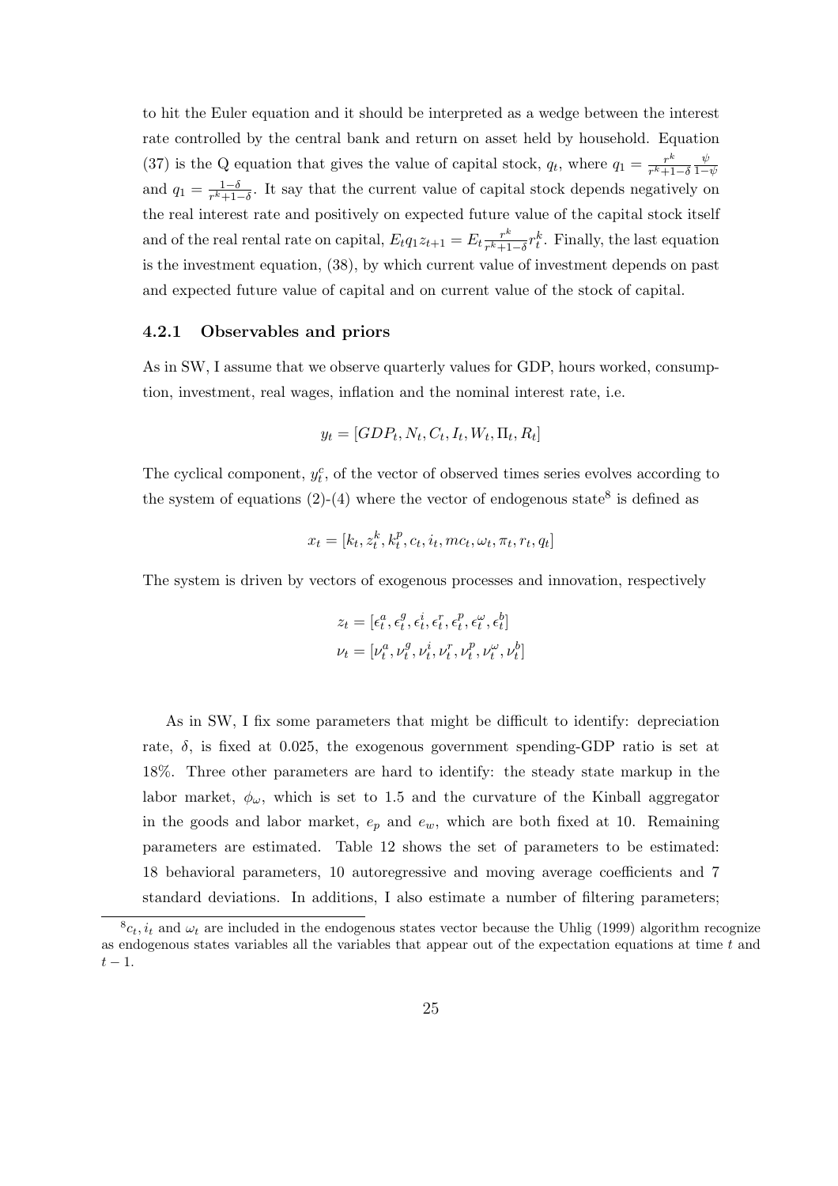to hit the Euler equation and it should be interpreted as a wedge between the interest rate controlled by the central bank and return on asset held by household. Equation (37) is the Q equation that gives the value of capital stock, $q_t$, where $q_1 = \frac{r^k}{r^k+1-\delta}\frac{\psi}{1-\psi}$ and $q_1 = \frac{1-\delta}{r^k+1-\delta}$. It say that the current value of capital stock depends negatively on the real interest rate and positively on expected future value of the capital stock itself and of the real rental rate on capital, $E_t q_1 z_{t+1} = E_t \frac{r^k}{r^k+1-\delta} r^k_t$. Finally, the last equation is the investment equation, (38), by which current value of investment depends on past and expected future value of capital and on current value of the stock of capital.

### 4.2.1 Observables and priors

As in SW, I assume that we observe quarterly values for GDP, hours worked, consumption, investment, real wages, inflation and the nominal interest rate, i.e.

$$y_t = [GDP_t, N_t, C_t, I_t, W_t, \Pi_t, R_t]$$

The cyclical component, $y^c_t$, of the vector of observed times series evolves according to the system of equations (2)-(4) where the vector of endogenous state[8] is defined as

$$x_t = [k_t, z^k_t, k^p_t, c_t, i_t, mc_t, \omega_t, \pi_t, r_t, q_t]$$

The system is driven by vectors of exogenous processes and innovation, respectively

$$z_t = [\epsilon^a_t, \epsilon^g_t, \epsilon^i_t, \epsilon^r_t, \epsilon^p_t, \epsilon^\omega_t, \epsilon^b_t]$$
$$\nu_t = [\nu^a_t, \nu^g_t, \nu^i_t, \nu^r_t, \nu^p_t, \nu^\omega_t, \nu^b_t]$$

As in SW, I fix some parameters that might be difficult to identify: depreciation rate, $\delta$, is fixed at 0.025, the exogenous government spending-GDP ratio is set at 18%. Three other parameters are hard to identify: the steady state markup in the labor market, $\phi_\omega$, which is set to 1.5 and the curvature of the Kinball aggregator in the goods and labor market, $e_p$ and $e_w$, which are both fixed at 10. Remaining parameters are estimated. Table 12 shows the set of parameters to be estimated: 18 behavioral parameters, 10 autoregressive and moving average coefficients and 7 standard deviations. In additions, I also estimate a number of filtering parameters;

[8] $c_t$, $i_t$ and $\omega_t$ are included in the endogenous states vector because the Uhlig (1999) algorithm recognize as endogenous states variables all the variables that appear out of the expectation equations at time $t$ and $t-1$.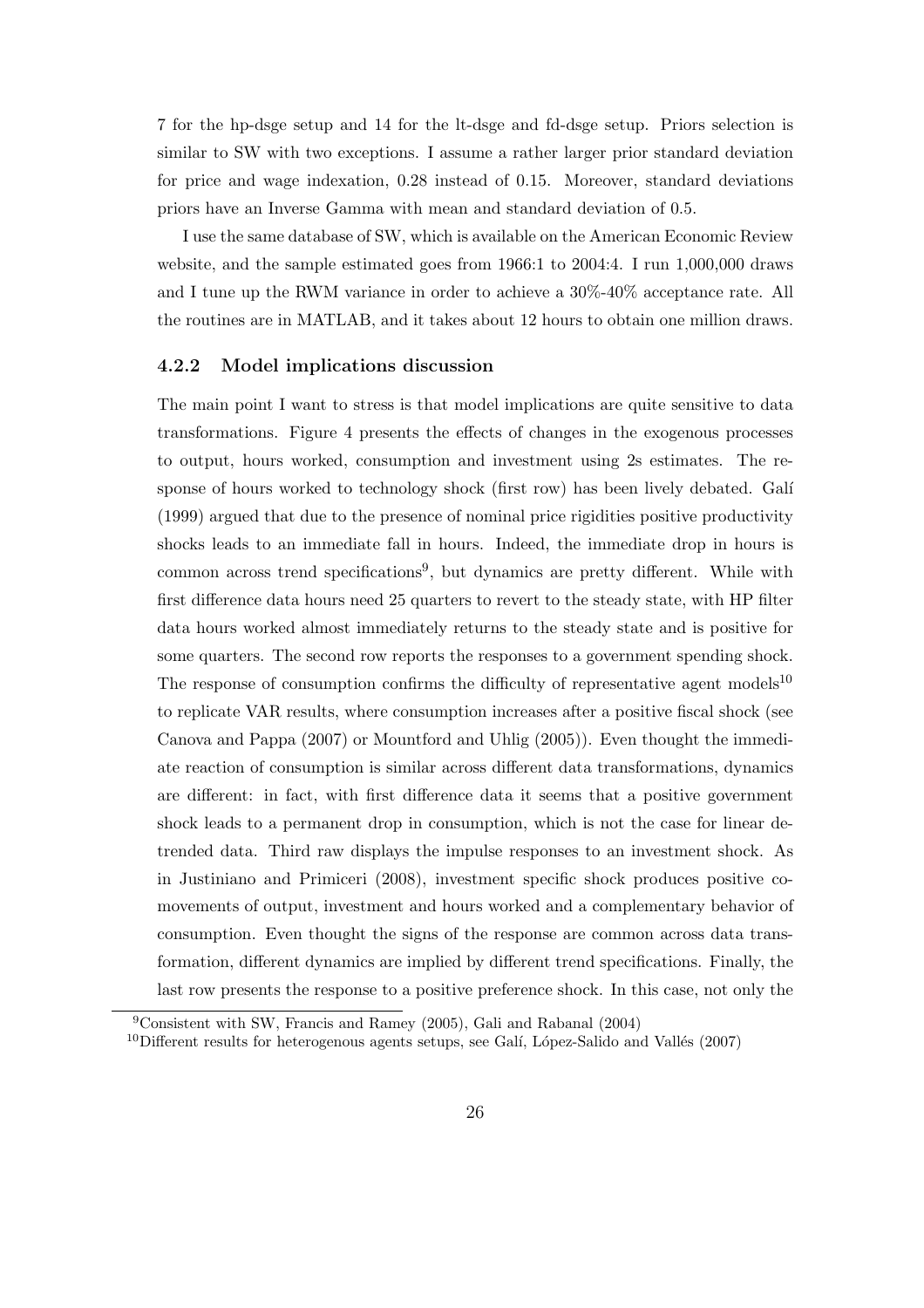7 for the hp-dsge setup and 14 for the lt-dsge and fd-dsge setup. Priors selection is similar to SW with two exceptions. I assume a rather larger prior standard deviation for price and wage indexation, 0.28 instead of 0.15. Moreover, standard deviations priors have an Inverse Gamma with mean and standard deviation of 0.5.

I use the same database of SW, which is available on the American Economic Review website, and the sample estimated goes from 1966:1 to 2004:4. I run 1,000,000 draws and I tune up the RWM variance in order to achieve a 30%-40% acceptance rate. All the routines are in MATLAB, and it takes about 12 hours to obtain one million draws.

### 4.2.2 Model implications discussion

The main point I want to stress is that model implications are quite sensitive to data transformations. Figure 4 presents the effects of changes in the exogenous processes to output, hours worked, consumption and investment using 2s estimates. The response of hours worked to technology shock (first row) has been lively debated. Galí (1999) argued that due to the presence of nominal price rigidities positive productivity shocks leads to an immediate fall in hours. Indeed, the immediate drop in hours is common across trend specifications[9], but dynamics are pretty different. While with first difference data hours need 25 quarters to revert to the steady state, with HP filter data hours worked almost immediately returns to the steady state and is positive for some quarters. The second row reports the responses to a government spending shock. The response of consumption confirms the difficulty of representative agent models[10] to replicate VAR results, where consumption increases after a positive fiscal shock (see Canova and Pappa (2007) or Mountford and Uhlig (2005)). Even thought the immediate reaction of consumption is similar across different data transformations, dynamics are different: in fact, with first difference data it seems that a positive government shock leads to a permanent drop in consumption, which is not the case for linear detrended data. Third raw displays the impulse responses to an investment shock. As in Justiniano and Primiceri (2008), investment specific shock produces positive comovements of output, investment and hours worked and a complementary behavior of consumption. Even thought the signs of the response are common across data transformation, different dynamics are implied by different trend specifications. Finally, the last row presents the response to a positive preference shock. In this case, not only the

[9] Consistent with SW, Francis and Ramey (2005), Gali and Rabanal (2004)

[10] Different results for heterogenous agents setups, see Galí, López-Salido and Vallés (2007)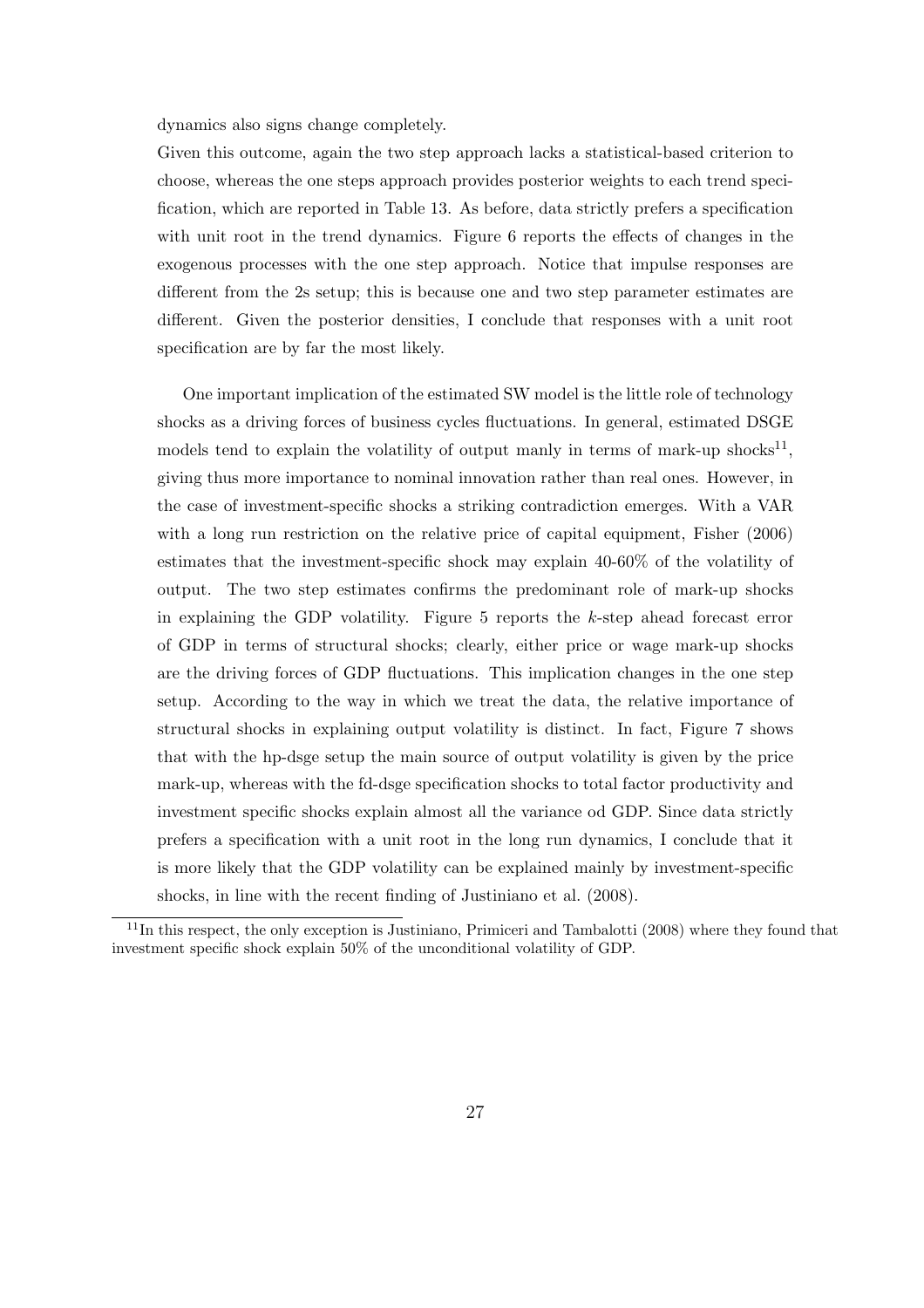dynamics also signs change completely.

Given this outcome, again the two step approach lacks a statistical-based criterion to choose, whereas the one steps approach provides posterior weights to each trend specification, which are reported in Table 13. As before, data strictly prefers a specification with unit root in the trend dynamics. Figure 6 reports the effects of changes in the exogenous processes with the one step approach. Notice that impulse responses are different from the 2s setup; this is because one and two step parameter estimates are different. Given the posterior densities, I conclude that responses with a unit root specification are by far the most likely.

One important implication of the estimated SW model is the little role of technology shocks as a driving forces of business cycles fluctuations. In general, estimated DSGE models tend to explain the volatility of output manly in terms of mark-up shocks[11], giving thus more importance to nominal innovation rather than real ones. However, in the case of investment-specific shocks a striking contradiction emerges. With a VAR with a long run restriction on the relative price of capital equipment, Fisher (2006) estimates that the investment-specific shock may explain 40-60% of the volatility of output. The two step estimates confirms the predominant role of mark-up shocks in explaining the GDP volatility. Figure 5 reports the $k$-step ahead forecast error of GDP in terms of structural shocks; clearly, either price or wage mark-up shocks are the driving forces of GDP fluctuations. This implication changes in the one step setup. According to the way in which we treat the data, the relative importance of structural shocks in explaining output volatility is distinct. In fact, Figure 7 shows that with the hp-dsge setup the main source of output volatility is given by the price mark-up, whereas with the fd-dsge specification shocks to total factor productivity and investment specific shocks explain almost all the variance od GDP. Since data strictly prefers a specification with a unit root in the long run dynamics, I conclude that it is more likely that the GDP volatility can be explained mainly by investment-specific shocks, in line with the recent finding of Justiniano et al. (2008).

[11] In this respect, the only exception is Justiniano, Primiceri and Tambalotti (2008) where they found that investment specific shock explain 50% of the unconditional volatility of GDP.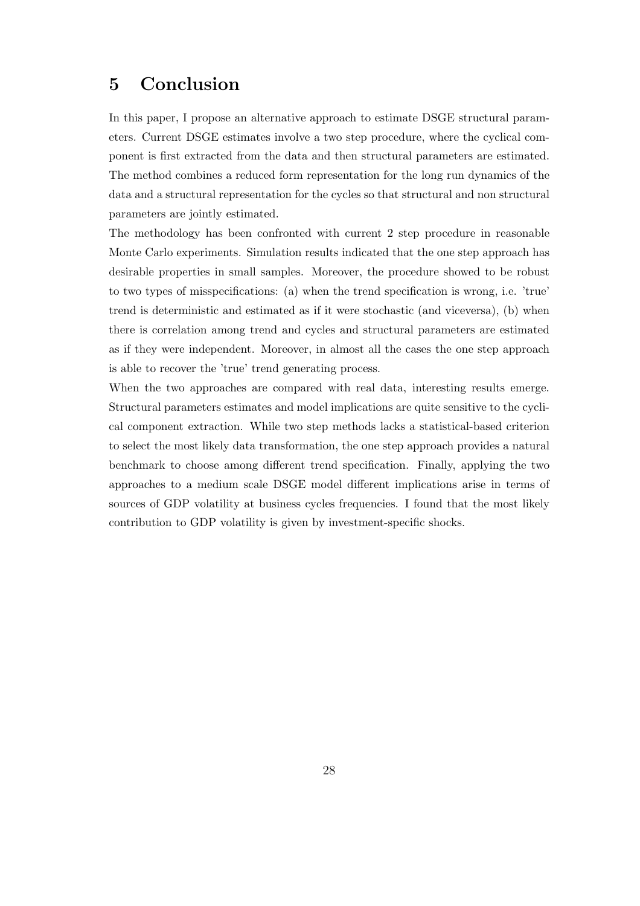# 5 Conclusion

In this paper, I propose an alternative approach to estimate DSGE structural parameters. Current DSGE estimates involve a two step procedure, where the cyclical component is first extracted from the data and then structural parameters are estimated. The method combines a reduced form representation for the long run dynamics of the data and a structural representation for the cycles so that structural and non structural parameters are jointly estimated.

The methodology has been confronted with current 2 step procedure in reasonable Monte Carlo experiments. Simulation results indicated that the one step approach has desirable properties in small samples. Moreover, the procedure showed to be robust to two types of misspecifications: (a) when the trend specification is wrong, i.e. 'true' trend is deterministic and estimated as if it were stochastic (and viceversa), (b) when there is correlation among trend and cycles and structural parameters are estimated as if they were independent. Moreover, in almost all the cases the one step approach is able to recover the 'true' trend generating process.

When the two approaches are compared with real data, interesting results emerge. Structural parameters estimates and model implications are quite sensitive to the cyclical component extraction. While two step methods lacks a statistical-based criterion to select the most likely data transformation, the one step approach provides a natural benchmark to choose among different trend specification. Finally, applying the two approaches to a medium scale DSGE model different implications arise in terms of sources of GDP volatility at business cycles frequencies. I found that the most likely contribution to GDP volatility is given by investment-specific shocks.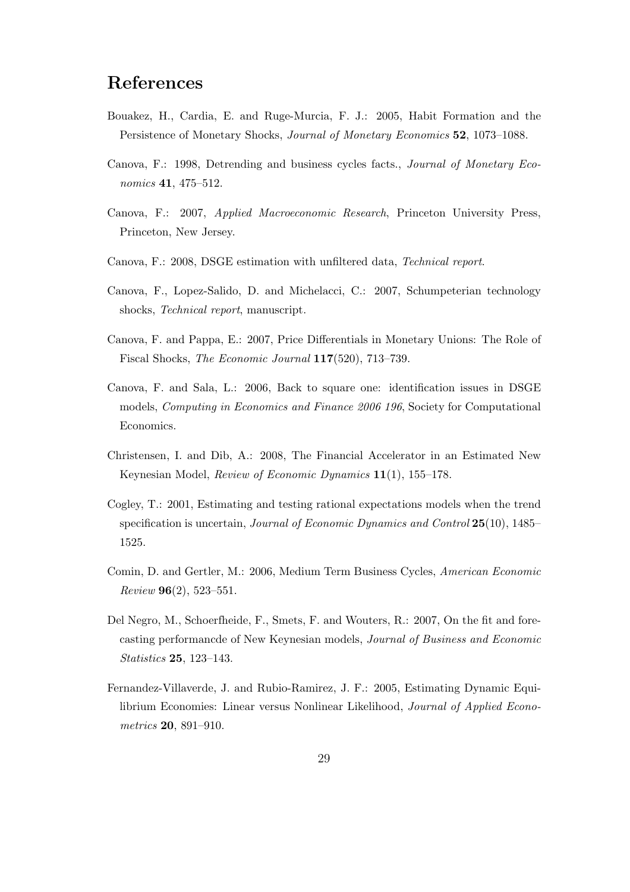# References

Bouakez, H., Cardia, E. and Ruge-Murcia, F. J.: 2005, Habit Formation and the Persistence of Monetary Shocks, *Journal of Monetary Economics* **52**, 1073–1088.

Canova, F.: 1998, Detrending and business cycles facts., *Journal of Monetary Economics* **41**, 475–512.

Canova, F.: 2007, *Applied Macroeconomic Research*, Princeton University Press, Princeton, New Jersey.

Canova, F.: 2008, DSGE estimation with unfiltered data, *Technical report*.

Canova, F., Lopez-Salido, D. and Michelacci, C.: 2007, Schumpeterian technology shocks, *Technical report*, manuscript.

Canova, F. and Pappa, E.: 2007, Price Differentials in Monetary Unions: The Role of Fiscal Shocks, *The Economic Journal* **117**(520), 713–739.

Canova, F. and Sala, L.: 2006, Back to square one: identification issues in DSGE models, *Computing in Economics and Finance 2006 196*, Society for Computational Economics.

Christensen, I. and Dib, A.: 2008, The Financial Accelerator in an Estimated New Keynesian Model, *Review of Economic Dynamics* **11**(1), 155–178.

Cogley, T.: 2001, Estimating and testing rational expectations models when the trend specification is uncertain, *Journal of Economic Dynamics and Control* **25**(10), 1485–1525.

Comin, D. and Gertler, M.: 2006, Medium Term Business Cycles, *American Economic Review* **96**(2), 523–551.

Del Negro, M., Schoerfheide, F., Smets, F. and Wouters, R.: 2007, On the fit and forecasting performancde of New Keynesian models, *Journal of Business and Economic Statistics* **25**, 123–143.

Fernandez-Villaverde, J. and Rubio-Ramirez, J. F.: 2005, Estimating Dynamic Equilibrium Economies: Linear versus Nonlinear Likelihood, *Journal of Applied Econometrics* **20**, 891–910.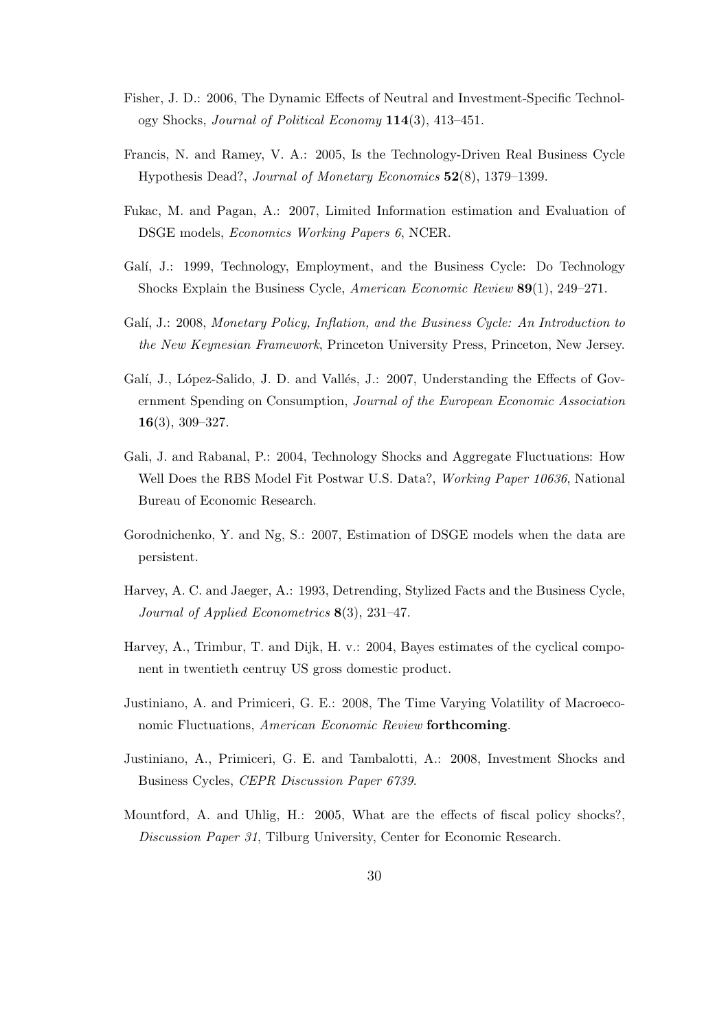Fisher, J. D.: 2006, The Dynamic Effects of Neutral and Investment-Specific Technology Shocks, *Journal of Political Economy* **114**(3), 413–451.

Francis, N. and Ramey, V. A.: 2005, Is the Technology-Driven Real Business Cycle Hypothesis Dead?, *Journal of Monetary Economics* **52**(8), 1379–1399.

Fukac, M. and Pagan, A.: 2007, Limited Information estimation and Evaluation of DSGE models, *Economics Working Papers 6*, NCER.

Galí, J.: 1999, Technology, Employment, and the Business Cycle: Do Technology Shocks Explain the Business Cycle, *American Economic Review* **89**(1), 249–271.

Galí, J.: 2008, *Monetary Policy, Inflation, and the Business Cycle: An Introduction to the New Keynesian Framework*, Princeton University Press, Princeton, New Jersey.

Galí, J., López-Salido, J. D. and Vallés, J.: 2007, Understanding the Effects of Government Spending on Consumption, *Journal of the European Economic Association* **16**(3), 309–327.

Gali, J. and Rabanal, P.: 2004, Technology Shocks and Aggregate Fluctuations: How Well Does the RBS Model Fit Postwar U.S. Data?, *Working Paper 10636*, National Bureau of Economic Research.

Gorodnichenko, Y. and Ng, S.: 2007, Estimation of DSGE models when the data are persistent.

Harvey, A. C. and Jaeger, A.: 1993, Detrending, Stylized Facts and the Business Cycle, *Journal of Applied Econometrics* **8**(3), 231–47.

Harvey, A., Trimbur, T. and Dijk, H. v.: 2004, Bayes estimates of the cyclical component in twentieth centruy US gross domestic product.

Justiniano, A. and Primiceri, G. E.: 2008, The Time Varying Volatility of Macroeconomic Fluctuations, *American Economic Review* **forthcoming**.

Justiniano, A., Primiceri, G. E. and Tambalotti, A.: 2008, Investment Shocks and Business Cycles, *CEPR Discussion Paper 6739*.

Mountford, A. and Uhlig, H.: 2005, What are the effects of fiscal policy shocks?, *Discussion Paper 31*, Tilburg University, Center for Economic Research.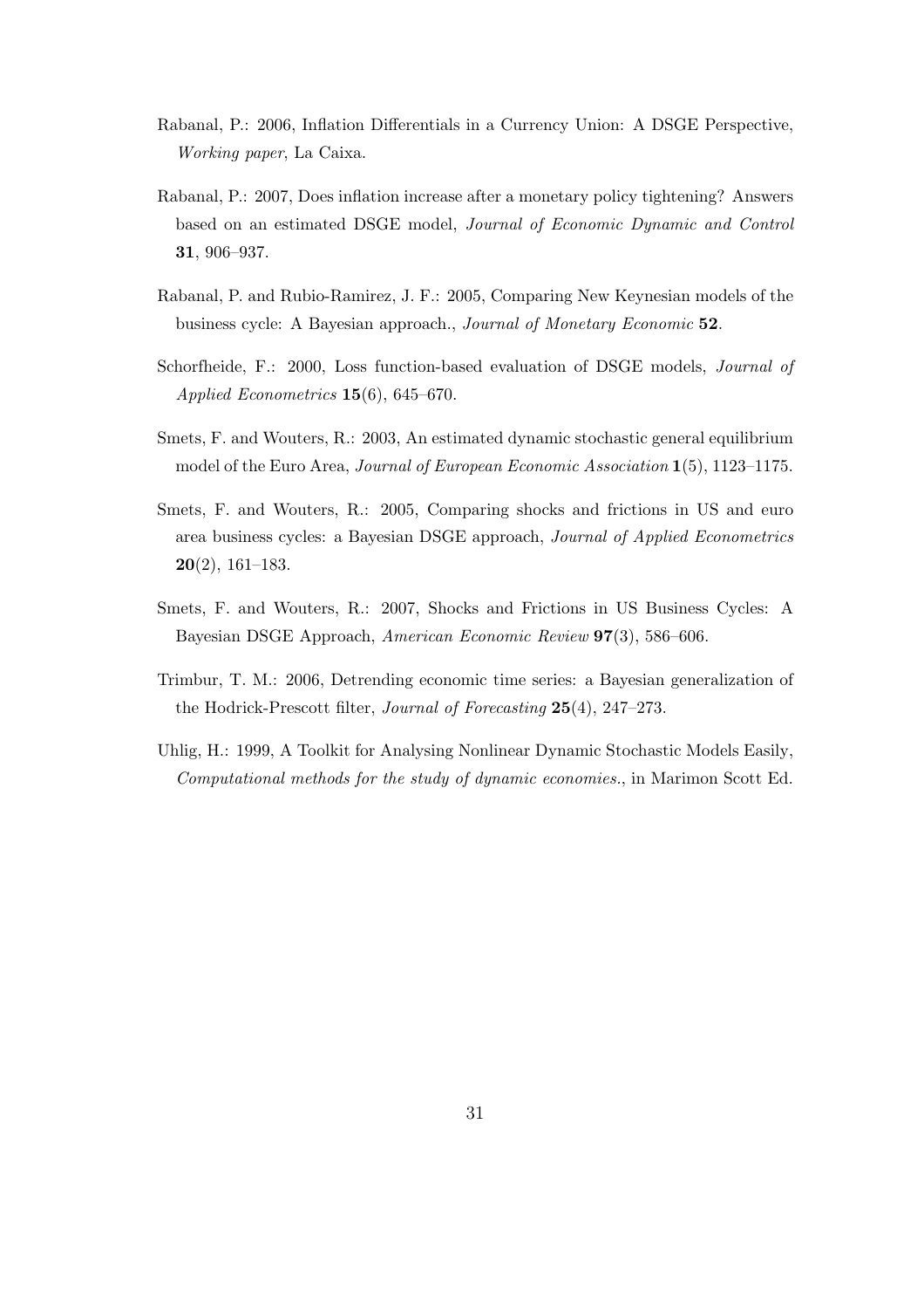Rabanal, P.: 2006, Inflation Differentials in a Currency Union: A DSGE Perspective, *Working paper*, La Caixa.

Rabanal, P.: 2007, Does inflation increase after a monetary policy tightening? Answers based on an estimated DSGE model, *Journal of Economic Dynamic and Control* **31**, 906–937.

Rabanal, P. and Rubio-Ramirez, J. F.: 2005, Comparing New Keynesian models of the business cycle: A Bayesian approach., *Journal of Monetary Economic* **52**.

Schorfheide, F.: 2000, Loss function-based evaluation of DSGE models, *Journal of Applied Econometrics* **15**(6), 645–670.

Smets, F. and Wouters, R.: 2003, An estimated dynamic stochastic general equilibrium model of the Euro Area, *Journal of European Economic Association* **1**(5), 1123–1175.

Smets, F. and Wouters, R.: 2005, Comparing shocks and frictions in US and euro area business cycles: a Bayesian DSGE approach, *Journal of Applied Econometrics* **20**(2), 161–183.

Smets, F. and Wouters, R.: 2007, Shocks and Frictions in US Business Cycles: A Bayesian DSGE Approach, *American Economic Review* **97**(3), 586–606.

Trimbur, T. M.: 2006, Detrending economic time series: a Bayesian generalization of the Hodrick-Prescott filter, *Journal of Forecasting* **25**(4), 247–273.

Uhlig, H.: 1999, A Toolkit for Analysing Nonlinear Dynamic Stochastic Models Easily, *Computational methods for the study of dynamic economies.*, in Marimon Scott Ed.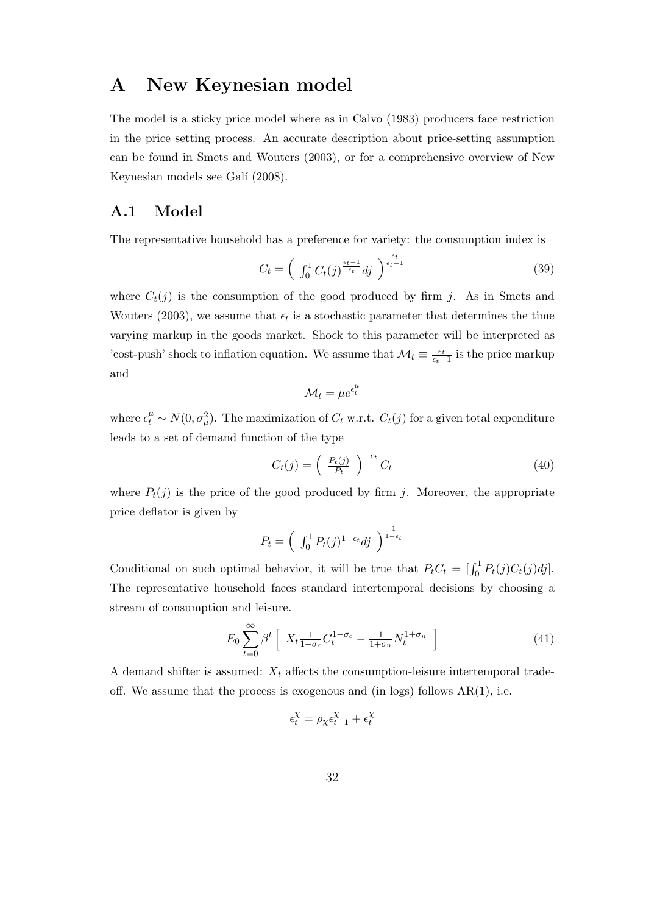# A New Keynesian model

The model is a sticky price model where as in Calvo (1983) producers face restriction in the price setting process. An accurate description about price-setting assumption can be found in Smets and Wouters (2003), or for a comprehensive overview of New Keynesian models see Galí (2008).

## A.1 Model

The representative household has a preference for variety: the consumption index is

$$C_t = \left( \int_0^1 C_t(j)^{\frac{\epsilon_t - 1}{\epsilon_t}} dj \right)^{\frac{\epsilon_t}{\epsilon_t - 1}} \tag{39}$$

where $C_t(j)$ is the consumption of the good produced by firm $j$. As in Smets and Wouters (2003), we assume that $\epsilon_t$ is a stochastic parameter that determines the time varying markup in the goods market. Shock to this parameter will be interpreted as 'cost-push' shock to inflation equation. We assume that $\mathcal{M}_t \equiv \frac{\epsilon_t}{\epsilon_t - 1}$ is the price markup and

$$\mathcal{M}_t = \mu e^{\epsilon_t^{\mu}}$$

where $\epsilon_t^{\mu} \sim N(0, \sigma_{\mu}^2)$. The maximization of $C_t$ w.r.t. $C_t(j)$ for a given total expenditure leads to a set of demand function of the type

$$C_t(j) = \left( \frac{P_t(j)}{P_t} \right)^{-\epsilon_t} C_t \tag{40}$$

where $P_t(j)$ is the price of the good produced by firm $j$. Moreover, the appropriate price deflator is given by

$$P_t = \left( \int_0^1 P_t(j)^{1-\epsilon_t} dj \right)^{\frac{1}{1-\epsilon_t}}$$

Conditional on such optimal behavior, it will be true that $P_t C_t = [\int_0^1 P_t(j) C_t(j) dj]$. The representative household faces standard intertemporal decisions by choosing a stream of consumption and leisure.

$$E_0 \sum_{t=0}^{\infty} \beta^t \left[ X_t \frac{1}{1-\sigma_c} C_t^{1-\sigma_c} - \frac{1}{1+\sigma_n} N_t^{1+\sigma_n} \right] \tag{41}$$

A demand shifter is assumed: $X_t$ affects the consumption-leisure intertemporal trade-off. We assume that the process is exogenous and (in logs) follows AR(1), i.e.

$$\epsilon_t^{\chi} = \rho_{\chi} \epsilon_{t-1}^{\chi} + \epsilon_t^{\chi}$$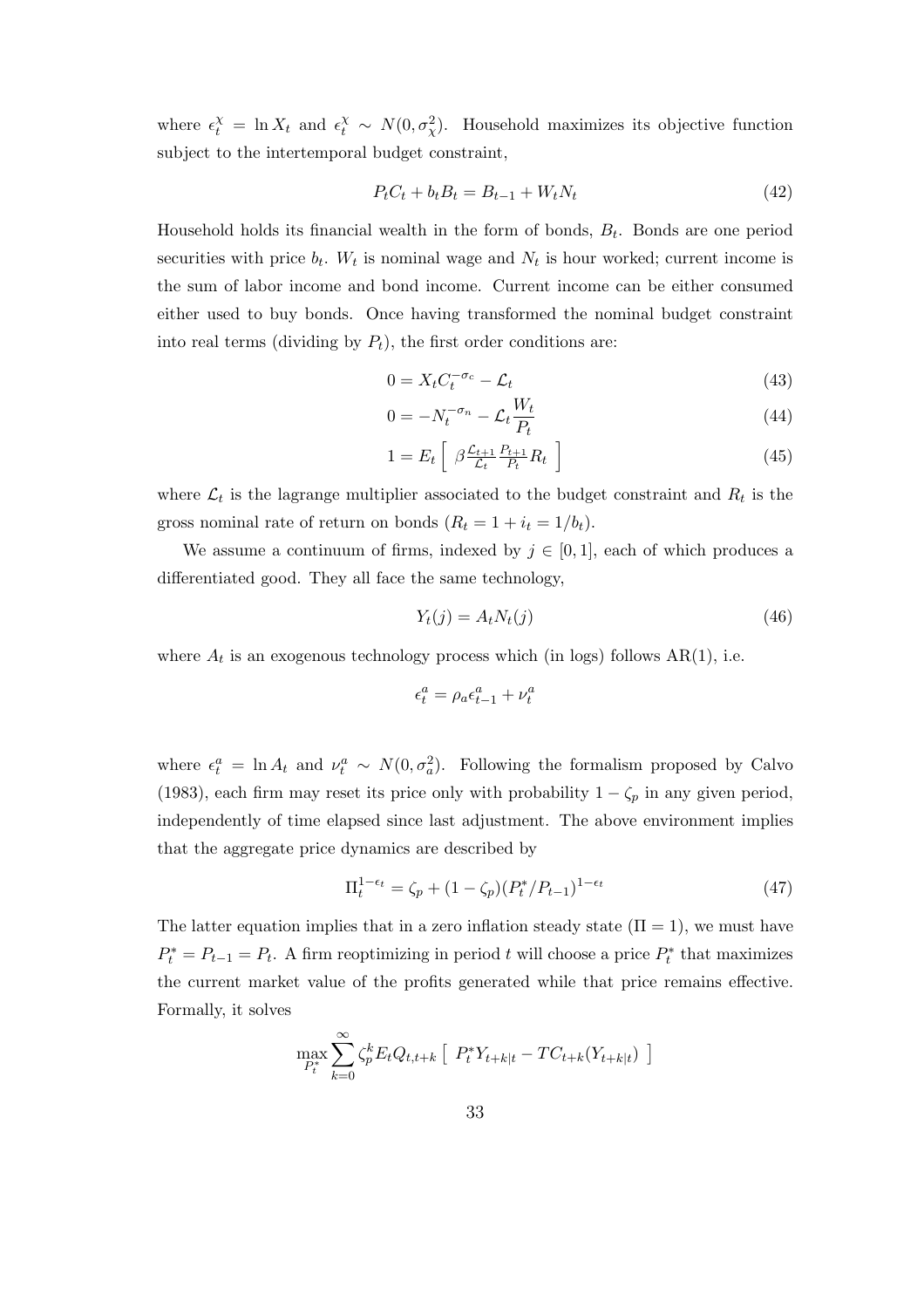where $\epsilon_t^\chi = \ln X_t$ and $\epsilon_t^\chi \sim N(0, \sigma_\chi^2)$. Household maximizes its objective function subject to the intertemporal budget constraint,

$$P_t C_t + b_t B_t = B_{t-1} + W_t N_t \tag{42}$$

Household holds its financial wealth in the form of bonds, $B_t$. Bonds are one period securities with price $b_t$. $W_t$ is nominal wage and $N_t$ is hour worked; current income is the sum of labor income and bond income. Current income can be either consumed either used to buy bonds. Once having transformed the nominal budget constraint into real terms (dividing by $P_t$), the first order conditions are:

$$0 = X_t C_t^{-\sigma_c} - \mathcal{L}_t \tag{43}$$

$$0 = -N_t^{-\sigma_n} - \mathcal{L}_t \frac{W_t}{P_t} \tag{44}$$

$$1 = E_t \left[ \ \beta \frac{\mathcal{L}_{t+1}}{\mathcal{L}_t} \frac{P_{t+1}}{P_t} R_t \ \right] \tag{45}$$

where $\mathcal{L}_t$ is the lagrange multiplier associated to the budget constraint and $R_t$ is the gross nominal rate of return on bonds ($R_t = 1 + i_t = 1/b_t$).

We assume a continuum of firms, indexed by $j \in [0, 1]$, each of which produces a differentiated good. They all face the same technology,

$$Y_t(j) = A_t N_t(j) \tag{46}$$

where $A_t$ is an exogenous technology process which (in logs) follows AR(1), i.e.

$$\epsilon_t^a = \rho_a \epsilon_{t-1}^a + \nu_t^a$$

where $\epsilon_t^a = \ln A_t$ and $\nu_t^a \sim N(0, \sigma_a^2)$. Following the formalism proposed by Calvo (1983), each firm may reset its price only with probability $1 - \zeta_p$ in any given period, independently of time elapsed since last adjustment. The above environment implies that the aggregate price dynamics are described by

$$\Pi_t^{1-\epsilon_t} = \zeta_p + (1 - \zeta_p)(P_t^*/P_{t-1})^{1-\epsilon_t} \tag{47}$$

The latter equation implies that in a zero inflation steady state ($\Pi = 1$), we must have $P_t^* = P_{t-1} = P_t$. A firm reoptimizing in period $t$ will choose a price $P_t^*$ that maximizes the current market value of the profits generated while that price remains effective. Formally, it solves

$$\max_{P_t^*} \sum_{k=0}^{\infty} \zeta_p^k E_t Q_{t,t+k} \left[ \ P_t^* Y_{t+k|t} - TC_{t+k}(Y_{t+k|t}) \ \right]$$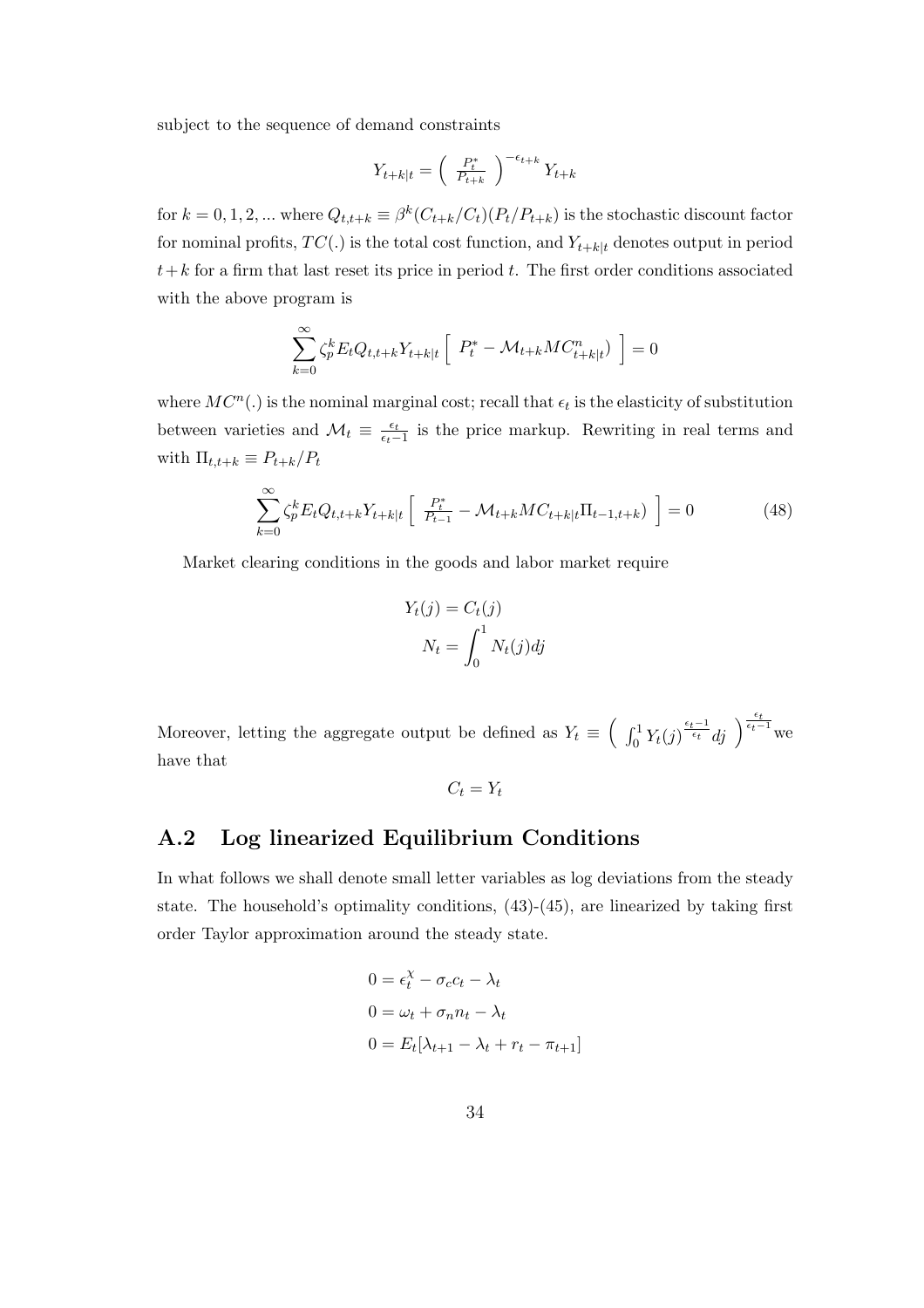subject to the sequence of demand constraints

$$Y_{t+k|t} = \left( \frac{P_t^*}{P_{t+k}} \right)^{-\epsilon_{t+k}} Y_{t+k}$$

for $k = 0, 1, 2, ...$ where $Q_{t,t+k} \equiv \beta^k (C_{t+k}/C_t)(P_t/P_{t+k})$ is the stochastic discount factor for nominal profits, $TC(.)$ is the total cost function, and $Y_{t+k|t}$ denotes output in period $t+k$ for a firm that last reset its price in period $t$. The first order conditions associated with the above program is

$$\sum_{k=0}^{\infty} \zeta_p^k E_t Q_{t,t+k} Y_{t+k|t} \left[ \ P_t^* - \mathcal{M}_{t+k} MC_{t+k|t}^n) \ \right] = 0$$

where $MC^n(.)$ is the nominal marginal cost; recall that $\epsilon_t$ is the elasticity of substitution between varieties and $\mathcal{M}_t \equiv \frac{\epsilon_t}{\epsilon_t - 1}$ is the price markup. Rewriting in real terms and with $\Pi_{t,t+k} \equiv P_{t+k}/P_t$

$$\sum_{k=0}^{\infty} \zeta_p^k E_t Q_{t,t+k} Y_{t+k|t} \left[ \ \frac{P_t^*}{P_{t-1}} - \mathcal{M}_{t+k} MC_{t+k|t} \Pi_{t-1,t+k}) \ \right] = 0 \tag{48}$$

Market clearing conditions in the goods and labor market require

$$Y_t(j) = C_t(j)$$
$$N_t = \int_0^1 N_t(j) dj$$

Moreover, letting the aggregate output be defined as $Y_t \equiv \left( \ \int_0^1 Y_t(j)^{\frac{\epsilon_t - 1}{\epsilon_t}} dj \ \right)^{\frac{\epsilon_t}{\epsilon_t - 1}}$ we have that

$$C_t = Y_t$$

## A.2 Log linearized Equilibrium Conditions

In what follows we shall denote small letter variables as log deviations from the steady state. The household's optimality conditions, (43)-(45), are linearized by taking first order Taylor approximation around the steady state.

$$0 = \epsilon_t^{\chi} - \sigma_c c_t - \lambda_t$$
$$0 = \omega_t + \sigma_n n_t - \lambda_t$$
$$0 = E_t[\lambda_{t+1} - \lambda_t + r_t - \pi_{t+1}]$$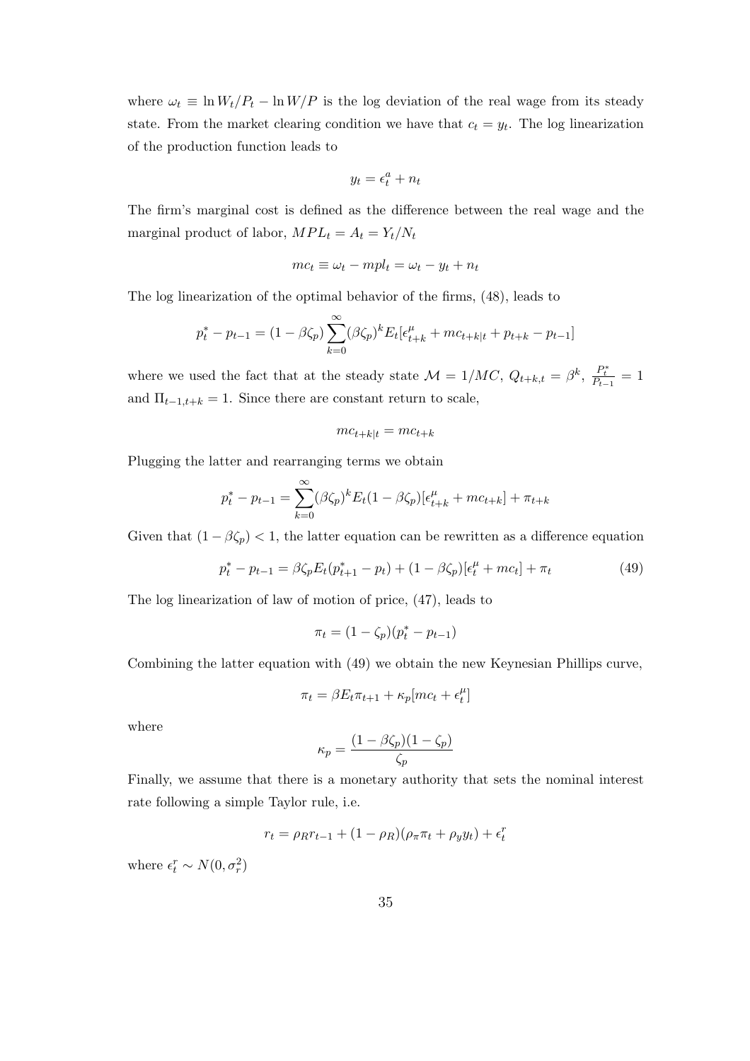where $\omega_t \equiv \ln W_t/P_t - \ln W/P$ is the log deviation of the real wage from its steady state. From the market clearing condition we have that $c_t = y_t$. The log linearization of the production function leads to

$$y_t = \epsilon_t^a + n_t$$

The firm's marginal cost is defined as the difference between the real wage and the marginal product of labor, $MPL_t = A_t = Y_t/N_t$

$$mc_t \equiv \omega_t - mpl_t = \omega_t - y_t + n_t$$

The log linearization of the optimal behavior of the firms, (48), leads to

$$p_t^* - p_{t-1} = (1 - \beta\zeta_p) \sum_{k=0}^{\infty} (\beta\zeta_p)^k E_t[\epsilon_{t+k}^{\mu} + mc_{t+k|t} + p_{t+k} - p_{t-1}]$$

where we used the fact that at the steady state $\mathcal{M} = 1/MC$, $Q_{t+k,t} = \beta^k$, $\frac{P_t^*}{P_{t-1}} = 1$ and $\Pi_{t-1,t+k} = 1$. Since there are constant return to scale,

$$mc_{t+k|t} = mc_{t+k}$$

Plugging the latter and rearranging terms we obtain

$$p_t^* - p_{t-1} = \sum_{k=0}^{\infty} (\beta\zeta_p)^k E_t(1 - \beta\zeta_p)[\epsilon_{t+k}^{\mu} + mc_{t+k}] + \pi_{t+k}$$

Given that $(1 - \beta\zeta_p) < 1$, the latter equation can be rewritten as a difference equation

$$p_t^* - p_{t-1} = \beta\zeta_p E_t(p_{t+1}^* - p_t) + (1 - \beta\zeta_p)[\epsilon_t^{\mu} + mc_t] + \pi_t \tag{49}$$

The log linearization of law of motion of price, (47), leads to

$$\pi_t = (1 - \zeta_p)(p_t^* - p_{t-1})$$

Combining the latter equation with (49) we obtain the new Keynesian Phillips curve,

$$\pi_t = \beta E_t \pi_{t+1} + \kappa_p [mc_t + \epsilon_t^{\mu}]$$

where

$$\kappa_p = \frac{(1 - \beta\zeta_p)(1 - \zeta_p)}{\zeta_p}$$

Finally, we assume that there is a monetary authority that sets the nominal interest rate following a simple Taylor rule, i.e.

$$r_t = \rho_R r_{t-1} + (1 - \rho_R)(\rho_\pi \pi_t + \rho_y y_t) + \epsilon_t^r$$

where $\epsilon_t^r \sim N(0, \sigma_r^2)$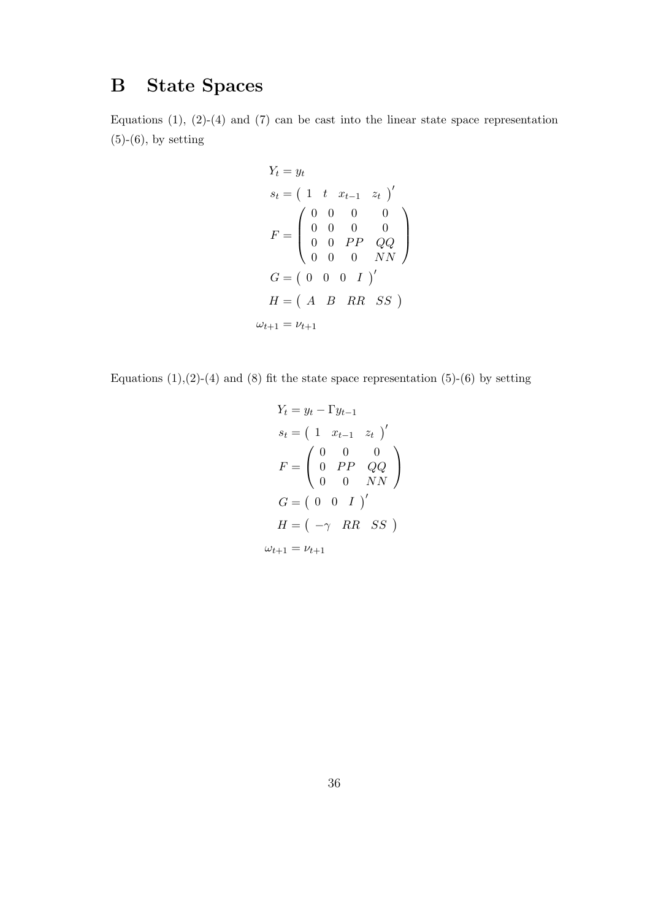# B State Spaces

Equations (1), (2)-(4) and (7) can be cast into the linear state space representation (5)-(6), by setting

$$
\begin{aligned}
Y_t &= y_t \\
s_t &= \begin{pmatrix} 1 & t & x_{t-1} & z_t \end{pmatrix}' \\
F &= \begin{pmatrix} 0 & 0 & 0 & 0 \\ 0 & 0 & 0 & 0 \\ 0 & 0 & PP & QQ \\ 0 & 0 & 0 & NN \end{pmatrix} \\
G &= \begin{pmatrix} 0 & 0 & 0 & I \end{pmatrix}' \\
H &= \begin{pmatrix} A & B & RR & SS \end{pmatrix} \\
\omega_{t+1} &= \nu_{t+1}
\end{aligned}
$$

Equations (1),(2)-(4) and (8) fit the state space representation (5)-(6) by setting

$$
\begin{aligned}
Y_t &= y_t - \Gamma y_{t-1} \\
s_t &= \begin{pmatrix} 1 & x_{t-1} & z_t \end{pmatrix}' \\
F &= \begin{pmatrix} 0 & 0 & 0 \\ 0 & PP & QQ \\ 0 & 0 & NN \end{pmatrix} \\
G &= \begin{pmatrix} 0 & 0 & I \end{pmatrix}' \\
H &= \begin{pmatrix} -\gamma & RR & SS \end{pmatrix} \\
\omega_{t+1} &= \nu_{t+1}
\end{aligned}
$$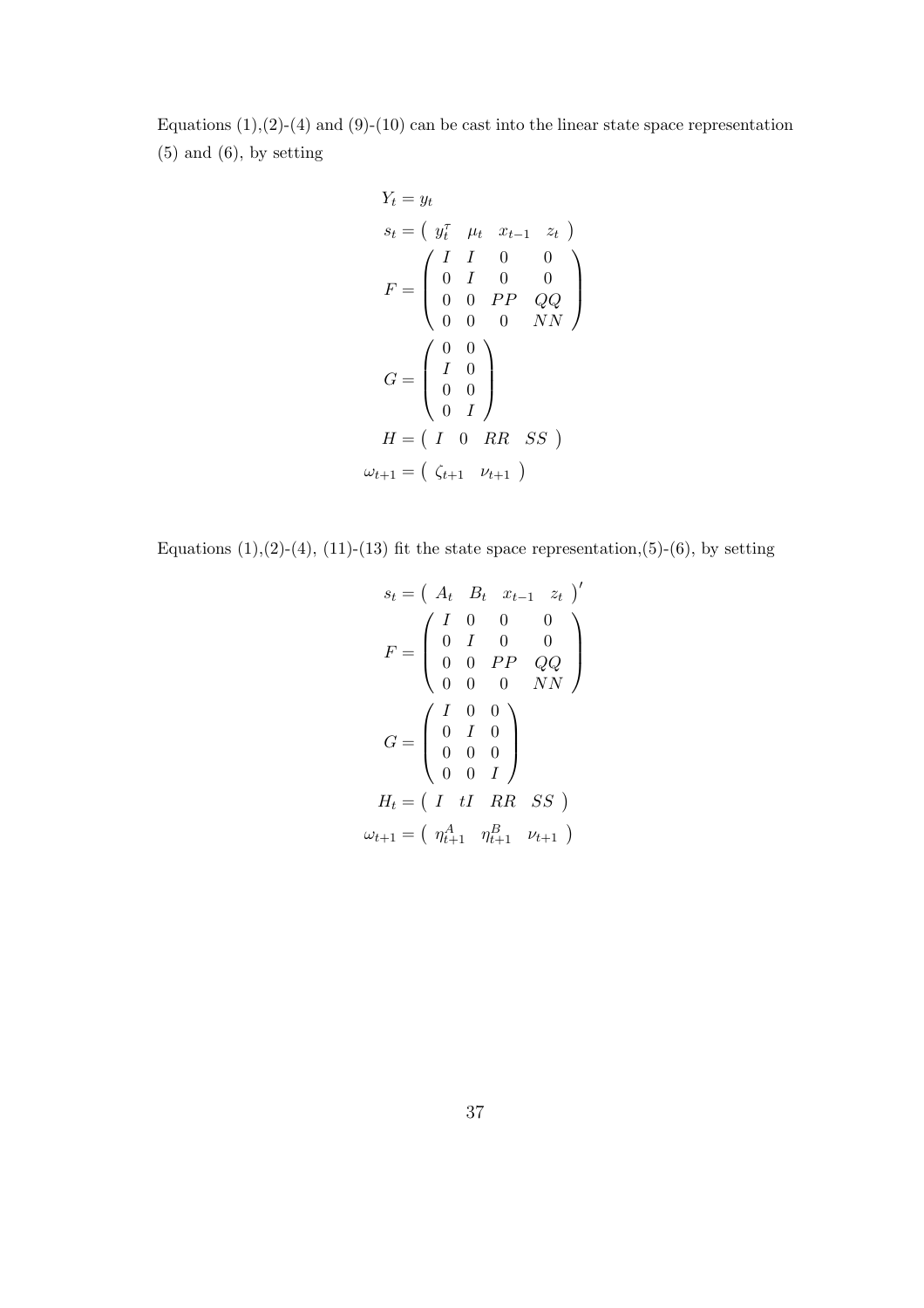Equations (1),(2)-(4) and (9)-(10) can be cast into the linear state space representation (5) and (6), by setting

$$
\begin{aligned}
Y_t &= y_t \\
s_t &= \begin{pmatrix} y_t^{\tau} & \mu_t & x_{t-1} & z_t \end{pmatrix} \\
F &= \begin{pmatrix} I & I & 0 & 0 \\ 0 & I & 0 & 0 \\ 0 & 0 & PP & QQ \\ 0 & 0 & 0 & NN \end{pmatrix} \\
G &= \begin{pmatrix} 0 & 0 \\ I & 0 \\ 0 & 0 \\ 0 & I \end{pmatrix} \\
H &= \begin{pmatrix} I & 0 & RR & SS \end{pmatrix} \\
\omega_{t+1} &= \begin{pmatrix} \zeta_{t+1} & \nu_{t+1} \end{pmatrix}
\end{aligned}
$$

Equations (1),(2)-(4), (11)-(13) fit the state space representation,(5)-(6), by setting

$$
\begin{aligned}
s_t &= \begin{pmatrix} A_t & B_t & x_{t-1} & z_t \end{pmatrix}' \\
F &= \begin{pmatrix} I & 0 & 0 & 0 \\ 0 & I & 0 & 0 \\ 0 & 0 & PP & QQ \\ 0 & 0 & 0 & NN \end{pmatrix} \\
G &= \begin{pmatrix} I & 0 & 0 \\ 0 & I & 0 \\ 0 & 0 & 0 \\ 0 & 0 & I \end{pmatrix} \\
H_t &= \begin{pmatrix} I & tI & RR & SS \end{pmatrix} \\
\omega_{t+1} &= \begin{pmatrix} \eta_{t+1}^A & \eta_{t+1}^B & \nu_{t+1} \end{pmatrix}
\end{aligned}
$$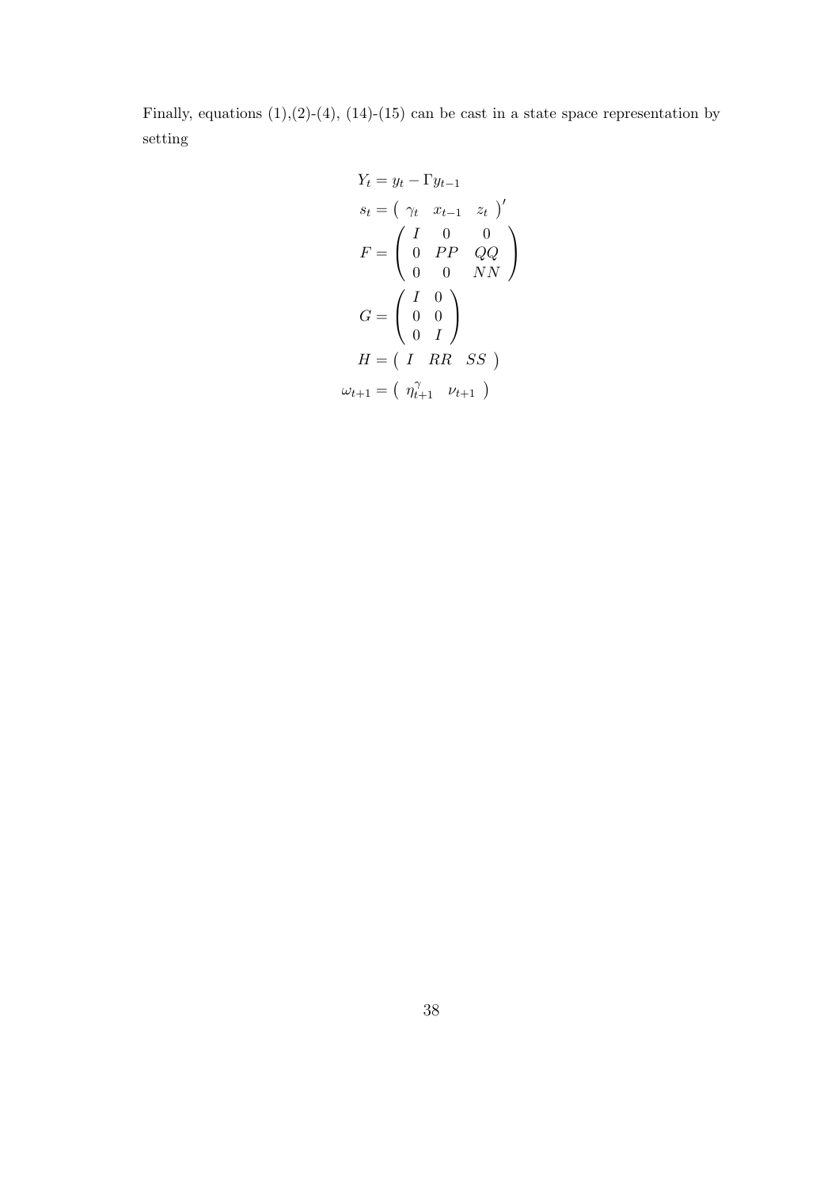Finally, equations (1),(2)-(4), (14)-(15) can be cast in a state space representation by setting

$$
\begin{aligned}
Y_t &= y_t - \Gamma y_{t-1} \\
s_t &= \begin{pmatrix} \gamma_t & x_{t-1} & z_t \end{pmatrix}' \\
F &= \begin{pmatrix} I & 0 & 0 \\ 0 & PP & QQ \\ 0 & 0 & NN \end{pmatrix} \\
G &= \begin{pmatrix} I & 0 \\ 0 & 0 \\ 0 & I \end{pmatrix} \\
H &= \begin{pmatrix} I & RR & SS \end{pmatrix} \\
\omega_{t+1} &= \begin{pmatrix} \eta_{t+1}^{\gamma} & \nu_{t+1} \end{pmatrix}
\end{aligned}
$$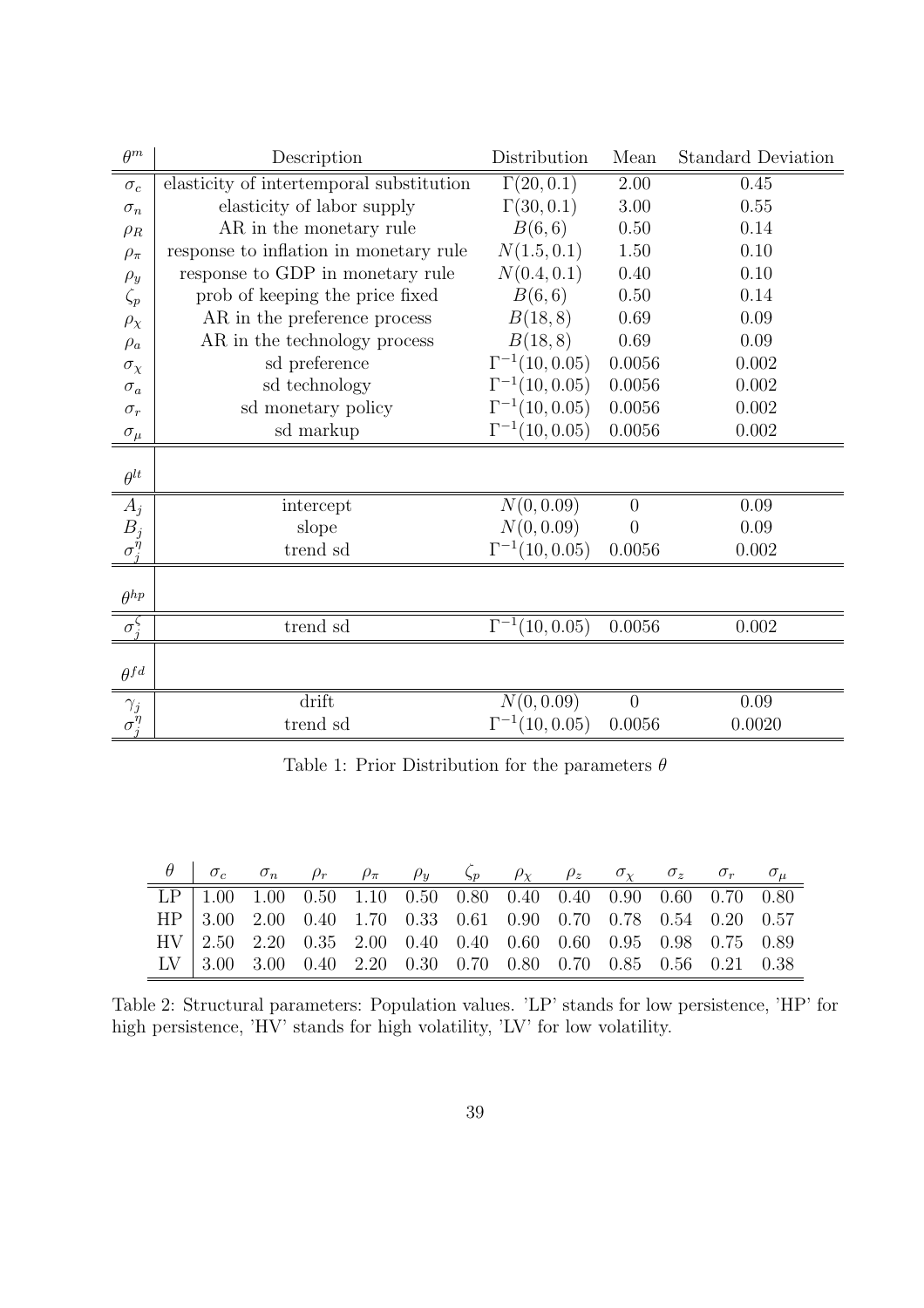| $\theta^m$ | Description | Distribution | Mean | Standard Deviation |
|---|---|---|---|---|
| $\sigma_c$ | elasticity of intertemporal substitution | $\Gamma(20, 0.1)$ | 2.00 | 0.45 |
| $\sigma_n$ | elasticity of labor supply | $\Gamma(30, 0.1)$ | 3.00 | 0.55 |
| $\rho_R$ | AR in the monetary rule | $B(6, 6)$ | 0.50 | 0.14 |
| $\rho_\pi$ | response to inflation in monetary rule | $N(1.5, 0.1)$ | 1.50 | 0.10 |
| $\rho_y$ | response to GDP in monetary rule | $N(0.4, 0.1)$ | 0.40 | 0.10 |
| $\zeta_p$ | prob of keeping the price fixed | $B(6, 6)$ | 0.50 | 0.14 |
| $\rho_\chi$ | AR in the preference process | $B(18, 8)$ | 0.69 | 0.09 |
| $\rho_a$ | AR in the technology process | $B(18, 8)$ | 0.69 | 0.09 |
| $\sigma_\chi$ | sd preference | $\Gamma^{-1}(10, 0.05)$ | 0.0056 | 0.002 |
| $\sigma_a$ | sd technology | $\Gamma^{-1}(10, 0.05)$ | 0.0056 | 0.002 |
| $\sigma_r$ | sd monetary policy | $\Gamma^{-1}(10, 0.05)$ | 0.0056 | 0.002 |
| $\sigma_\mu$ | sd markup | $\Gamma^{-1}(10, 0.05)$ | 0.0056 | 0.002 |
| $\theta^{lt}$ | | | | |
| $A_j$ | intercept | $N(0, 0.09)$ | 0 | 0.09 |
| $B_j$ | slope | $N(0, 0.09)$ | 0 | 0.09 |
| $\sigma_j^\eta$ | trend sd | $\Gamma^{-1}(10, 0.05)$ | 0.0056 | 0.002 |
| $\theta^{hp}$ | | | | |
| $\sigma_j^\zeta$ | trend sd | $\Gamma^{-1}(10, 0.05)$ | 0.0056 | 0.002 |
| $\theta^{fd}$ | | | | |
| $\gamma_j$ | drift | $N(0, 0.09)$ | 0 | 0.09 |
| $\sigma_j^\eta$ | trend sd | $\Gamma^{-1}(10, 0.05)$ | 0.0056 | 0.0020 |

Table 1: Prior Distribution for the parameters $\theta$

| $\theta$ | $\sigma_c$ | $\sigma_n$ | $\rho_r$ | $\rho_\pi$ | $\rho_y$ | $\zeta_p$ | $\rho_\chi$ | $\rho_z$ | $\sigma_\chi$ | $\sigma_z$ | $\sigma_r$ | $\sigma_\mu$ |
|---|---|---|---|---|---|---|---|---|---|---|---|---|
| LP | 1.00 | 1.00 | 0.50 | 1.10 | 0.50 | 0.80 | 0.40 | 0.40 | 0.90 | 0.60 | 0.70 | 0.80 |
| HP | 3.00 | 2.00 | 0.40 | 1.70 | 0.33 | 0.61 | 0.90 | 0.70 | 0.78 | 0.54 | 0.20 | 0.57 |
| HV | 2.50 | 2.20 | 0.35 | 2.00 | 0.40 | 0.40 | 0.60 | 0.60 | 0.95 | 0.98 | 0.75 | 0.89 |
| LV | 3.00 | 3.00 | 0.40 | 2.20 | 0.30 | 0.70 | 0.80 | 0.70 | 0.85 | 0.56 | 0.21 | 0.38 |

Table 2: Structural parameters: Population values. 'LP' stands for low persistence, 'HP' for high persistence, 'HV' stands for high volatility, 'LV' for low volatility.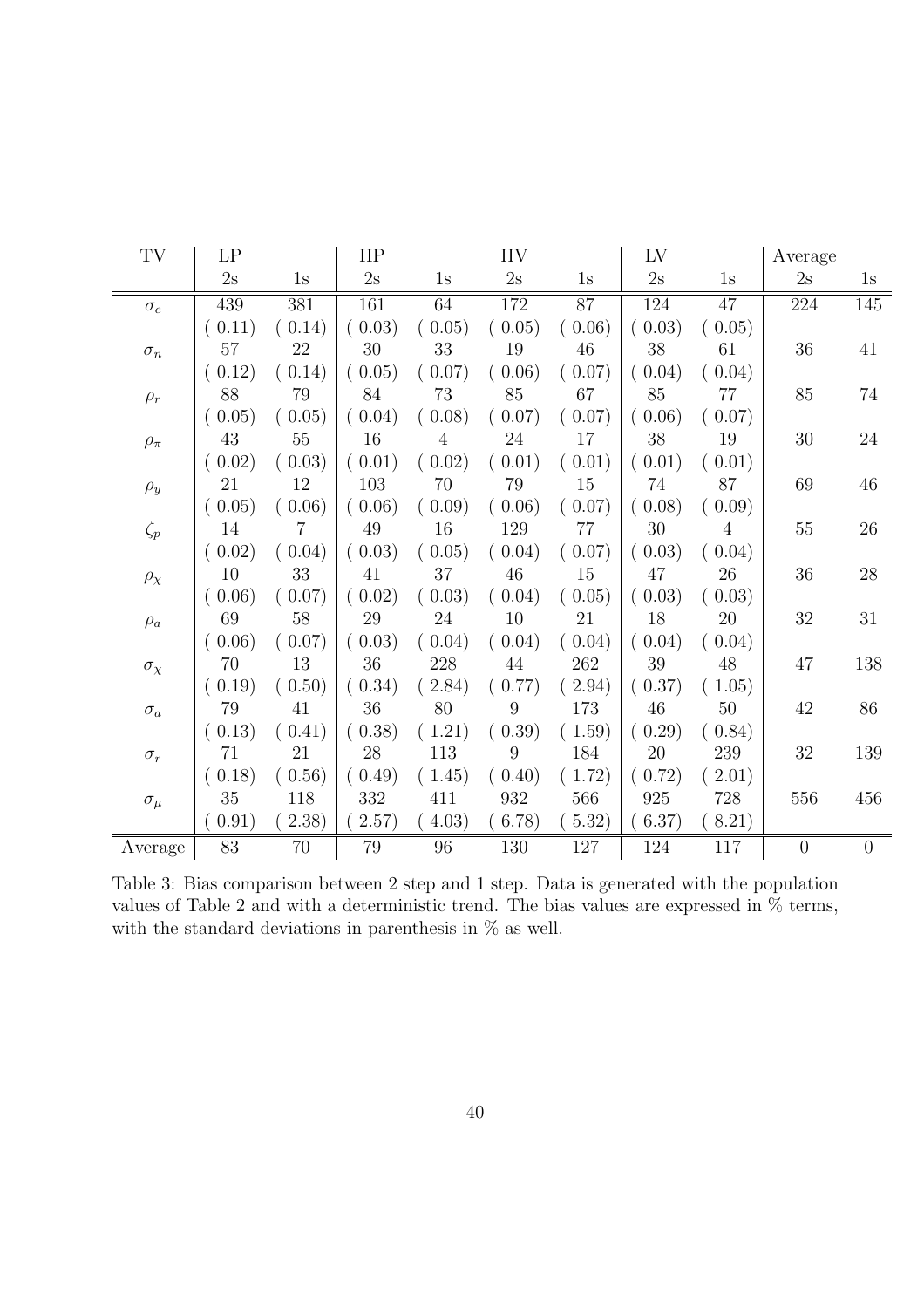| TV | LP | | HP | | HV | | LV | | Average | |
|---|---|---|---|---|---|---|---|---|---|---|
| | 2s | 1s | 2s | 1s | 2s | 1s | 2s | 1s | 2s | 1s |
| $\sigma_c$ | 439 | 381 | 161 | 64 | 172 | 87 | 124 | 47 | 224 | 145 |
| | ( 0.11) | ( 0.14) | ( 0.03) | ( 0.05) | ( 0.05) | ( 0.06) | ( 0.03) | ( 0.05) | | |
| $\sigma_n$ | 57 | 22 | 30 | 33 | 19 | 46 | 38 | 61 | 36 | 41 |
| | ( 0.12) | ( 0.14) | ( 0.05) | ( 0.07) | ( 0.06) | ( 0.07) | ( 0.04) | ( 0.04) | | |
| $\rho_r$ | 88 | 79 | 84 | 73 | 85 | 67 | 85 | 77 | 85 | 74 |
| | ( 0.05) | ( 0.05) | ( 0.04) | ( 0.08) | ( 0.07) | ( 0.07) | ( 0.06) | ( 0.07) | | |
| $\rho_\pi$ | 43 | 55 | 16 | 4 | 24 | 17 | 38 | 19 | 30 | 24 |
| | ( 0.02) | ( 0.03) | ( 0.01) | ( 0.02) | ( 0.01) | ( 0.01) | ( 0.01) | ( 0.01) | | |
| $\rho_y$ | 21 | 12 | 103 | 70 | 79 | 15 | 74 | 87 | 69 | 46 |
| | ( 0.05) | ( 0.06) | ( 0.06) | ( 0.09) | ( 0.06) | ( 0.07) | ( 0.08) | ( 0.09) | | |
| $\zeta_p$ | 14 | 7 | 49 | 16 | 129 | 77 | 30 | 4 | 55 | 26 |
| | ( 0.02) | ( 0.04) | ( 0.03) | ( 0.05) | ( 0.04) | ( 0.07) | ( 0.03) | ( 0.04) | | |
| $\rho_\chi$ | 10 | 33 | 41 | 37 | 46 | 15 | 47 | 26 | 36 | 28 |
| | ( 0.06) | ( 0.07) | ( 0.02) | ( 0.03) | ( 0.04) | ( 0.05) | ( 0.03) | ( 0.03) | | |
| $\rho_a$ | 69 | 58 | 29 | 24 | 10 | 21 | 18 | 20 | 32 | 31 |
| | ( 0.06) | ( 0.07) | ( 0.03) | ( 0.04) | ( 0.04) | ( 0.04) | ( 0.04) | ( 0.04) | | |
| $\sigma_\chi$ | 70 | 13 | 36 | 228 | 44 | 262 | 39 | 48 | 47 | 138 |
| | ( 0.19) | ( 0.50) | ( 0.34) | ( 2.84) | ( 0.77) | ( 2.94) | ( 0.37) | ( 1.05) | | |
| $\sigma_a$ | 79 | 41 | 36 | 80 | 9 | 173 | 46 | 50 | 42 | 86 |
| | ( 0.13) | ( 0.41) | ( 0.38) | ( 1.21) | ( 0.39) | ( 1.59) | ( 0.29) | ( 0.84) | | |
| $\sigma_r$ | 71 | 21 | 28 | 113 | 9 | 184 | 20 | 239 | 32 | 139 |
| | ( 0.18) | ( 0.56) | ( 0.49) | ( 1.45) | ( 0.40) | ( 1.72) | ( 0.72) | ( 2.01) | | |
| $\sigma_\mu$ | 35 | 118 | 332 | 411 | 932 | 566 | 925 | 728 | 556 | 456 |
| | ( 0.91) | ( 2.38) | ( 2.57) | ( 4.03) | ( 6.78) | ( 5.32) | ( 6.37) | ( 8.21) | | |
| Average | 83 | 70 | 79 | 96 | 130 | 127 | 124 | 117 | 0 | 0 |

Table 3: Bias comparison between 2 step and 1 step. Data is generated with the population values of Table 2 and with a deterministic trend. The bias values are expressed in % terms, with the standard deviations in parenthesis in % as well.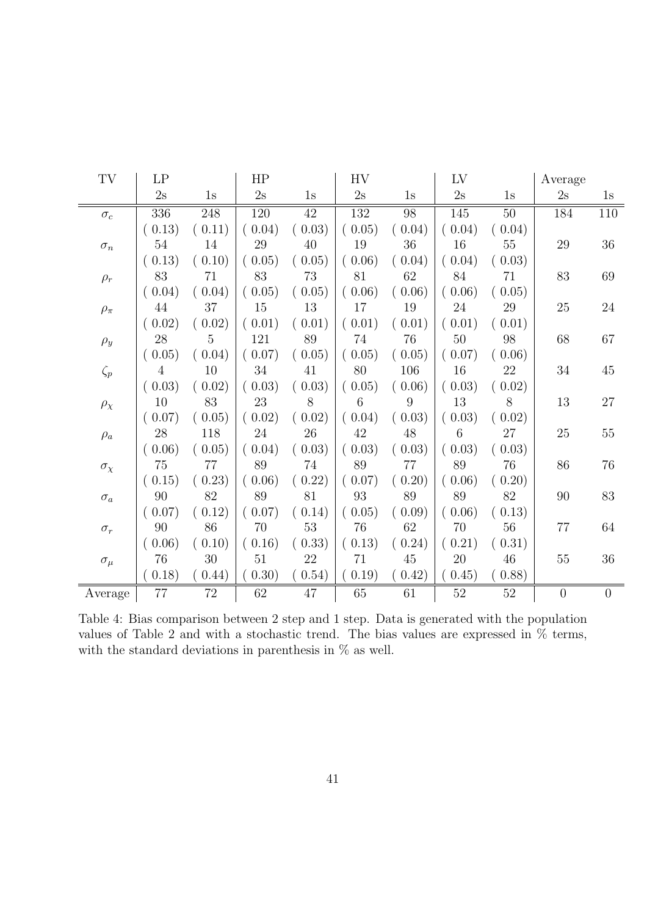| TV | LP | | HP | | HV | | LV | | Average | |
|---|---|---|---|---|---|---|---|---|---|---|
| | 2s | 1s | 2s | 1s | 2s | 1s | 2s | 1s | 2s | 1s |
| $\sigma_c$ | 336 | 248 | 120 | 42 | 132 | 98 | 145 | 50 | 184 | 110 |
| | ( 0.13) | ( 0.11) | ( 0.04) | ( 0.03) | ( 0.05) | ( 0.04) | ( 0.04) | ( 0.04) | | |
| $\sigma_n$ | 54 | 14 | 29 | 40 | 19 | 36 | 16 | 55 | 29 | 36 |
| | ( 0.13) | ( 0.10) | ( 0.05) | ( 0.05) | ( 0.06) | ( 0.04) | ( 0.04) | ( 0.03) | | |
| $\rho_r$ | 83 | 71 | 83 | 73 | 81 | 62 | 84 | 71 | 83 | 69 |
| | ( 0.04) | ( 0.04) | ( 0.05) | ( 0.05) | ( 0.06) | ( 0.06) | ( 0.06) | ( 0.05) | | |
| $\rho_\pi$ | 44 | 37 | 15 | 13 | 17 | 19 | 24 | 29 | 25 | 24 |
| | ( 0.02) | ( 0.02) | ( 0.01) | ( 0.01) | ( 0.01) | ( 0.01) | ( 0.01) | ( 0.01) | | |
| $\rho_y$ | 28 | 5 | 121 | 89 | 74 | 76 | 50 | 98 | 68 | 67 |
| | ( 0.05) | ( 0.04) | ( 0.07) | ( 0.05) | ( 0.05) | ( 0.05) | ( 0.07) | ( 0.06) | | |
| $\zeta_p$ | 4 | 10 | 34 | 41 | 80 | 106 | 16 | 22 | 34 | 45 |
| | ( 0.03) | ( 0.02) | ( 0.03) | ( 0.03) | ( 0.05) | ( 0.06) | ( 0.03) | ( 0.02) | | |
| $\rho_\chi$ | 10 | 83 | 23 | 8 | 6 | 9 | 13 | 8 | 13 | 27 |
| | ( 0.07) | ( 0.05) | ( 0.02) | ( 0.02) | ( 0.04) | ( 0.03) | ( 0.03) | ( 0.02) | | |
| $\rho_a$ | 28 | 118 | 24 | 26 | 42 | 48 | 6 | 27 | 25 | 55 |
| | ( 0.06) | ( 0.05) | ( 0.04) | ( 0.03) | ( 0.03) | ( 0.03) | ( 0.03) | ( 0.03) | | |
| $\sigma_\chi$ | 75 | 77 | 89 | 74 | 89 | 77 | 89 | 76 | 86 | 76 |
| | ( 0.15) | ( 0.23) | ( 0.06) | ( 0.22) | ( 0.07) | ( 0.20) | ( 0.06) | ( 0.20) | | |
| $\sigma_a$ | 90 | 82 | 89 | 81 | 93 | 89 | 89 | 82 | 90 | 83 |
| | ( 0.07) | ( 0.12) | ( 0.07) | ( 0.14) | ( 0.05) | ( 0.09) | ( 0.06) | ( 0.13) | | |
| $\sigma_r$ | 90 | 86 | 70 | 53 | 76 | 62 | 70 | 56 | 77 | 64 |
| | ( 0.06) | ( 0.10) | ( 0.16) | ( 0.33) | ( 0.13) | ( 0.24) | ( 0.21) | ( 0.31) | | |
| $\sigma_\mu$ | 76 | 30 | 51 | 22 | 71 | 45 | 20 | 46 | 55 | 36 |
| | ( 0.18) | ( 0.44) | ( 0.30) | ( 0.54) | ( 0.19) | ( 0.42) | ( 0.45) | ( 0.88) | | |
| Average | 77 | 72 | 62 | 47 | 65 | 61 | 52 | 52 | 0 | 0 |

Table 4: Bias comparison between 2 step and 1 step. Data is generated with the population values of Table 2 and with a stochastic trend. The bias values are expressed in % terms, with the standard deviations in parenthesis in % as well.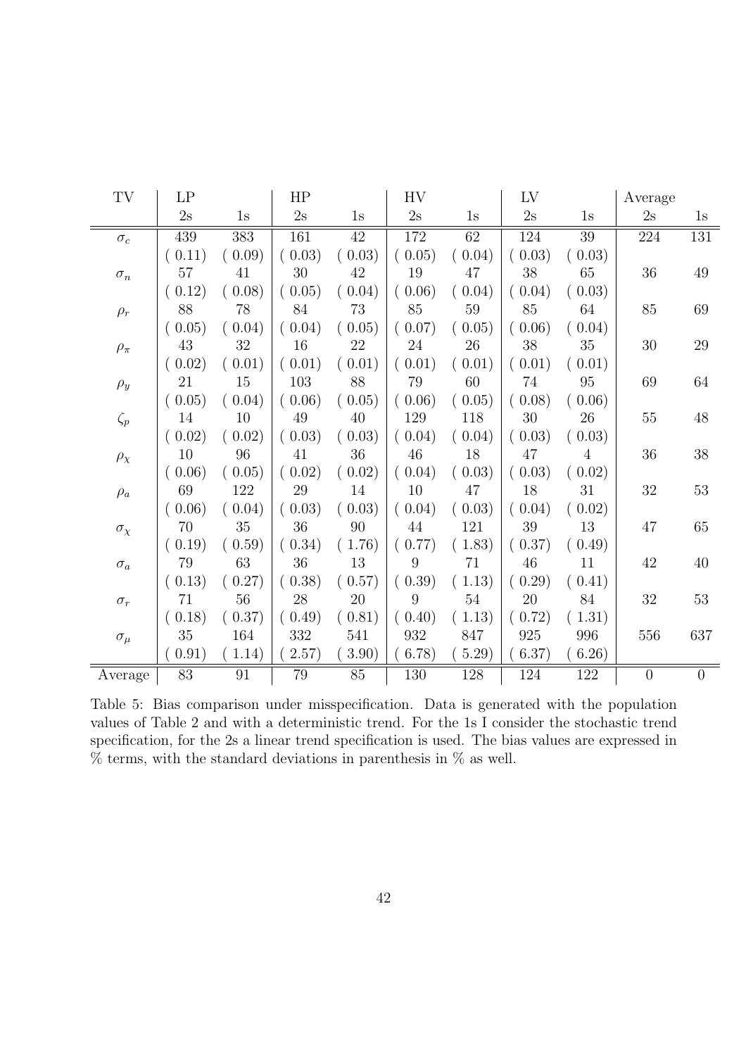| TV | LP | | HP | | HV | | LV | | Average | |
|---|---|---|---|---|---|---|---|---|---|---|
| | 2s | 1s | 2s | 1s | 2s | 1s | 2s | 1s | 2s | 1s |
| $\sigma_c$ | 439 | 383 | 161 | 42 | 172 | 62 | 124 | 39 | 224 | 131 |
| | ( 0.11) | ( 0.09) | ( 0.03) | ( 0.03) | ( 0.05) | ( 0.04) | ( 0.03) | ( 0.03) | | |
| $\sigma_n$ | 57 | 41 | 30 | 42 | 19 | 47 | 38 | 65 | 36 | 49 |
| | ( 0.12) | ( 0.08) | ( 0.05) | ( 0.04) | ( 0.06) | ( 0.04) | ( 0.04) | ( 0.03) | | |
| $\rho_r$ | 88 | 78 | 84 | 73 | 85 | 59 | 85 | 64 | 85 | 69 |
| | ( 0.05) | ( 0.04) | ( 0.04) | ( 0.05) | ( 0.07) | ( 0.05) | ( 0.06) | ( 0.04) | | |
| $\rho_\pi$ | 43 | 32 | 16 | 22 | 24 | 26 | 38 | 35 | 30 | 29 |
| | ( 0.02) | ( 0.01) | ( 0.01) | ( 0.01) | ( 0.01) | ( 0.01) | ( 0.01) | ( 0.01) | | |
| $\rho_y$ | 21 | 15 | 103 | 88 | 79 | 60 | 74 | 95 | 69 | 64 |
| | ( 0.05) | ( 0.04) | ( 0.06) | ( 0.05) | ( 0.06) | ( 0.05) | ( 0.08) | ( 0.06) | | |
| $\zeta_p$ | 14 | 10 | 49 | 40 | 129 | 118 | 30 | 26 | 55 | 48 |
| | ( 0.02) | ( 0.02) | ( 0.03) | ( 0.03) | ( 0.04) | ( 0.04) | ( 0.03) | ( 0.03) | | |
| $\rho_\chi$ | 10 | 96 | 41 | 36 | 46 | 18 | 47 | 4 | 36 | 38 |
| | ( 0.06) | ( 0.05) | ( 0.02) | ( 0.02) | ( 0.04) | ( 0.03) | ( 0.03) | ( 0.02) | | |
| $\rho_a$ | 69 | 122 | 29 | 14 | 10 | 47 | 18 | 31 | 32 | 53 |
| | ( 0.06) | ( 0.04) | ( 0.03) | ( 0.03) | ( 0.04) | ( 0.03) | ( 0.04) | ( 0.02) | | |
| $\sigma_\chi$ | 70 | 35 | 36 | 90 | 44 | 121 | 39 | 13 | 47 | 65 |
| | ( 0.19) | ( 0.59) | ( 0.34) | ( 1.76) | ( 0.77) | ( 1.83) | ( 0.37) | ( 0.49) | | |
| $\sigma_a$ | 79 | 63 | 36 | 13 | 9 | 71 | 46 | 11 | 42 | 40 |
| | ( 0.13) | ( 0.27) | ( 0.38) | ( 0.57) | ( 0.39) | ( 1.13) | ( 0.29) | ( 0.41) | | |
| $\sigma_r$ | 71 | 56 | 28 | 20 | 9 | 54 | 20 | 84 | 32 | 53 |
| | ( 0.18) | ( 0.37) | ( 0.49) | ( 0.81) | ( 0.40) | ( 1.13) | ( 0.72) | ( 1.31) | | |
| $\sigma_\mu$ | 35 | 164 | 332 | 541 | 932 | 847 | 925 | 996 | 556 | 637 |
| | ( 0.91) | ( 1.14) | ( 2.57) | ( 3.90) | ( 6.78) | ( 5.29) | ( 6.37) | ( 6.26) | | |
| Average | 83 | 91 | 79 | 85 | 130 | 128 | 124 | 122 | 0 | 0 |

Table 5: Bias comparison under misspecification. Data is generated with the population values of Table 2 and with a deterministic trend. For the 1s I consider the stochastic trend specification, for the 2s a linear trend specification is used. The bias values are expressed in % terms, with the standard deviations in parenthesis in % as well.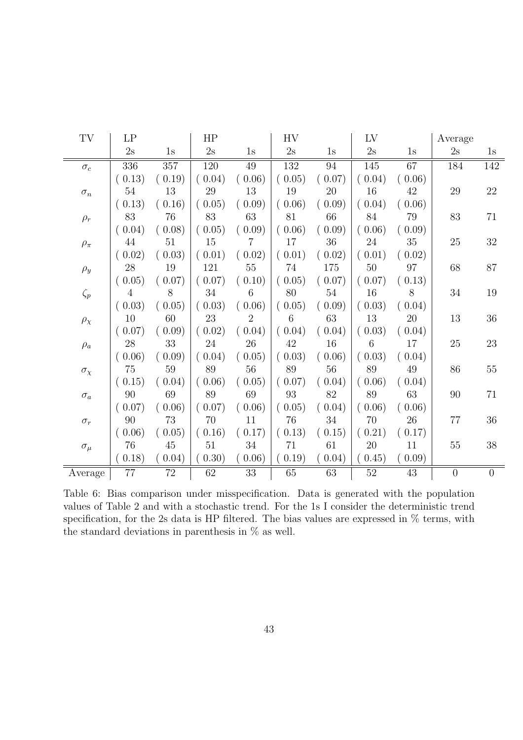| TV | LP | | HP | | HV | | LV | | Average | |
|---|---|---|---|---|---|---|---|---|---|---|
| | 2s | 1s | 2s | 1s | 2s | 1s | 2s | 1s | 2s | 1s |
| $\sigma_c$ | 336 | 357 | 120 | 49 | 132 | 94 | 145 | 67 | 184 | 142 |
| | ( 0.13) | ( 0.19) | ( 0.04) | ( 0.06) | ( 0.05) | ( 0.07) | ( 0.04) | ( 0.06) | | |
| $\sigma_n$ | 54 | 13 | 29 | 13 | 19 | 20 | 16 | 42 | 29 | 22 |
| | ( 0.13) | ( 0.16) | ( 0.05) | ( 0.09) | ( 0.06) | ( 0.09) | ( 0.04) | ( 0.06) | | |
| $\rho_r$ | 83 | 76 | 83 | 63 | 81 | 66 | 84 | 79 | 83 | 71 |
| | ( 0.04) | ( 0.08) | ( 0.05) | ( 0.09) | ( 0.06) | ( 0.09) | ( 0.06) | ( 0.09) | | |
| $\rho_\pi$ | 44 | 51 | 15 | 7 | 17 | 36 | 24 | 35 | 25 | 32 |
| | ( 0.02) | ( 0.03) | ( 0.01) | ( 0.02) | ( 0.01) | ( 0.02) | ( 0.01) | ( 0.02) | | |
| $\rho_y$ | 28 | 19 | 121 | 55 | 74 | 175 | 50 | 97 | 68 | 87 |
| | ( 0.05) | ( 0.07) | ( 0.07) | ( 0.10) | ( 0.05) | ( 0.07) | ( 0.07) | ( 0.13) | | |
| $\zeta_p$ | 4 | 8 | 34 | 6 | 80 | 54 | 16 | 8 | 34 | 19 |
| | ( 0.03) | ( 0.05) | ( 0.03) | ( 0.06) | ( 0.05) | ( 0.09) | ( 0.03) | ( 0.04) | | |
| $\rho_\chi$ | 10 | 60 | 23 | 2 | 6 | 63 | 13 | 20 | 13 | 36 |
| | ( 0.07) | ( 0.09) | ( 0.02) | ( 0.04) | ( 0.04) | ( 0.04) | ( 0.03) | ( 0.04) | | |
| $\rho_a$ | 28 | 33 | 24 | 26 | 42 | 16 | 6 | 17 | 25 | 23 |
| | ( 0.06) | ( 0.09) | ( 0.04) | ( 0.05) | ( 0.03) | ( 0.06) | ( 0.03) | ( 0.04) | | |
| $\sigma_\chi$ | 75 | 59 | 89 | 56 | 89 | 56 | 89 | 49 | 86 | 55 |
| | ( 0.15) | ( 0.04) | ( 0.06) | ( 0.05) | ( 0.07) | ( 0.04) | ( 0.06) | ( 0.04) | | |
| $\sigma_a$ | 90 | 69 | 89 | 69 | 93 | 82 | 89 | 63 | 90 | 71 |
| | ( 0.07) | ( 0.06) | ( 0.07) | ( 0.06) | ( 0.05) | ( 0.04) | ( 0.06) | ( 0.06) | | |
| $\sigma_r$ | 90 | 73 | 70 | 11 | 76 | 34 | 70 | 26 | 77 | 36 |
| | ( 0.06) | ( 0.05) | ( 0.16) | ( 0.17) | ( 0.13) | ( 0.15) | ( 0.21) | ( 0.17) | | |
| $\sigma_\mu$ | 76 | 45 | 51 | 34 | 71 | 61 | 20 | 11 | 55 | 38 |
| | ( 0.18) | ( 0.04) | ( 0.30) | ( 0.06) | ( 0.19) | ( 0.04) | ( 0.45) | ( 0.09) | | |
| Average | 77 | 72 | 62 | 33 | 65 | 63 | 52 | 43 | 0 | 0 |

Table 6: Bias comparison under misspecification. Data is generated with the population values of Table 2 and with a stochastic trend. For the 1s I consider the deterministic trend specification, for the 2s data is HP filtered. The bias values are expressed in % terms, with the standard deviations in parenthesis in % as well.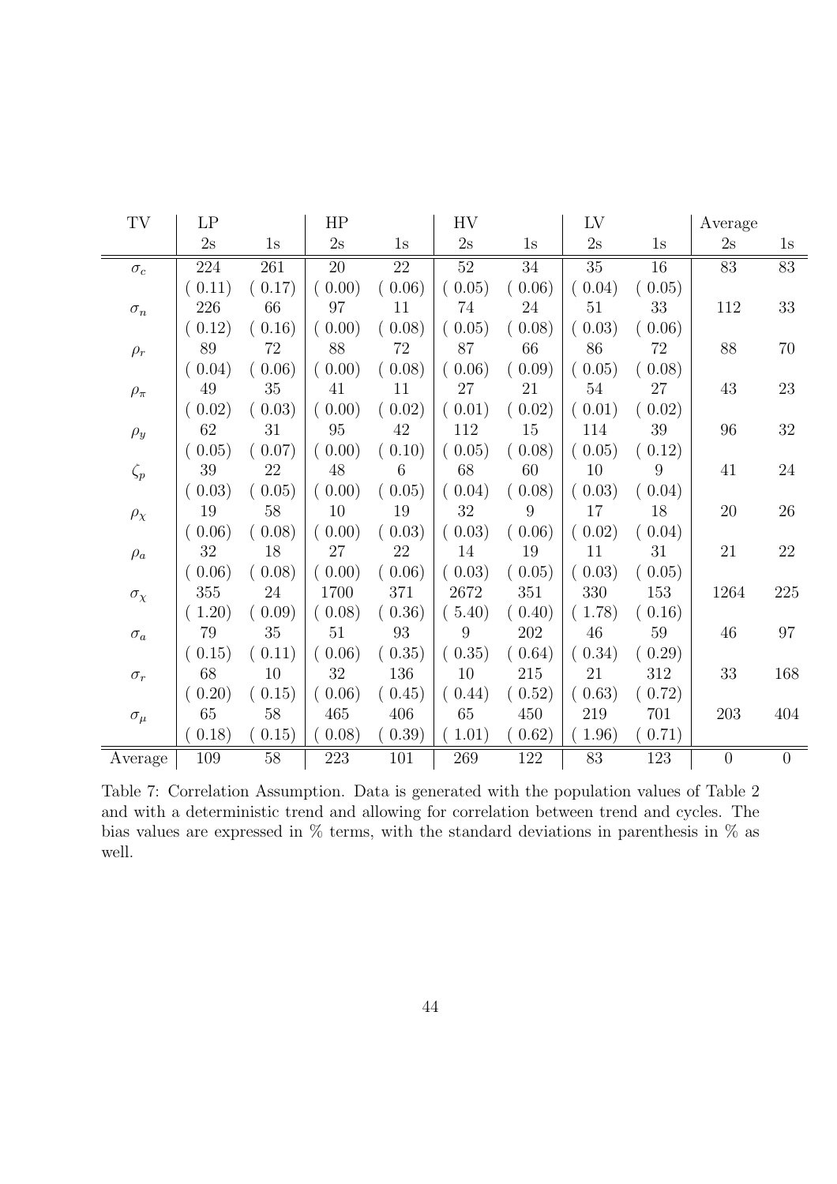| TV | LP | | HP | | HV | | LV | | Average | |
|---|---|---|---|---|---|---|---|---|---|---|
| | 2s | 1s | 2s | 1s | 2s | 1s | 2s | 1s | 2s | 1s |
| $\sigma_c$ | 224 | 261 | 20 | 22 | 52 | 34 | 35 | 16 | 83 | 83 |
| | ( 0.11) | ( 0.17) | ( 0.00) | ( 0.06) | ( 0.05) | ( 0.06) | ( 0.04) | ( 0.05) | | |
| $\sigma_n$ | 226 | 66 | 97 | 11 | 74 | 24 | 51 | 33 | 112 | 33 |
| | ( 0.12) | ( 0.16) | ( 0.00) | ( 0.08) | ( 0.05) | ( 0.08) | ( 0.03) | ( 0.06) | | |
| $\rho_r$ | 89 | 72 | 88 | 72 | 87 | 66 | 86 | 72 | 88 | 70 |
| | ( 0.04) | ( 0.06) | ( 0.00) | ( 0.08) | ( 0.06) | ( 0.09) | ( 0.05) | ( 0.08) | | |
| $\rho_\pi$ | 49 | 35 | 41 | 11 | 27 | 21 | 54 | 27 | 43 | 23 |
| | ( 0.02) | ( 0.03) | ( 0.00) | ( 0.02) | ( 0.01) | ( 0.02) | ( 0.01) | ( 0.02) | | |
| $\rho_y$ | 62 | 31 | 95 | 42 | 112 | 15 | 114 | 39 | 96 | 32 |
| | ( 0.05) | ( 0.07) | ( 0.00) | ( 0.10) | ( 0.05) | ( 0.08) | ( 0.05) | ( 0.12) | | |
| $\zeta_p$ | 39 | 22 | 48 | 6 | 68 | 60 | 10 | 9 | 41 | 24 |
| | ( 0.03) | ( 0.05) | ( 0.00) | ( 0.05) | ( 0.04) | ( 0.08) | ( 0.03) | ( 0.04) | | |
| $\rho_\chi$ | 19 | 58 | 10 | 19 | 32 | 9 | 17 | 18 | 20 | 26 |
| | ( 0.06) | ( 0.08) | ( 0.00) | ( 0.03) | ( 0.03) | ( 0.06) | ( 0.02) | ( 0.04) | | |
| $\rho_a$ | 32 | 18 | 27 | 22 | 14 | 19 | 11 | 31 | 21 | 22 |
| | ( 0.06) | ( 0.08) | ( 0.00) | ( 0.06) | ( 0.03) | ( 0.05) | ( 0.03) | ( 0.05) | | |
| $\sigma_\chi$ | 355 | 24 | 1700 | 371 | 2672 | 351 | 330 | 153 | 1264 | 225 |
| | ( 1.20) | ( 0.09) | ( 0.08) | ( 0.36) | ( 5.40) | ( 0.40) | ( 1.78) | ( 0.16) | | |
| $\sigma_a$ | 79 | 35 | 51 | 93 | 9 | 202 | 46 | 59 | 46 | 97 |
| | ( 0.15) | ( 0.11) | ( 0.06) | ( 0.35) | ( 0.35) | ( 0.64) | ( 0.34) | ( 0.29) | | |
| $\sigma_r$ | 68 | 10 | 32 | 136 | 10 | 215 | 21 | 312 | 33 | 168 |
| | ( 0.20) | ( 0.15) | ( 0.06) | ( 0.45) | ( 0.44) | ( 0.52) | ( 0.63) | ( 0.72) | | |
| $\sigma_\mu$ | 65 | 58 | 465 | 406 | 65 | 450 | 219 | 701 | 203 | 404 |
| | ( 0.18) | ( 0.15) | ( 0.08) | ( 0.39) | ( 1.01) | ( 0.62) | ( 1.96) | ( 0.71) | | |
| Average | 109 | 58 | 223 | 101 | 269 | 122 | 83 | 123 | 0 | 0 |

Table 7: Correlation Assumption. Data is generated with the population values of Table 2 and with a deterministic trend and allowing for correlation between trend and cycles. The bias values are expressed in % terms, with the standard deviations in parenthesis in % as well.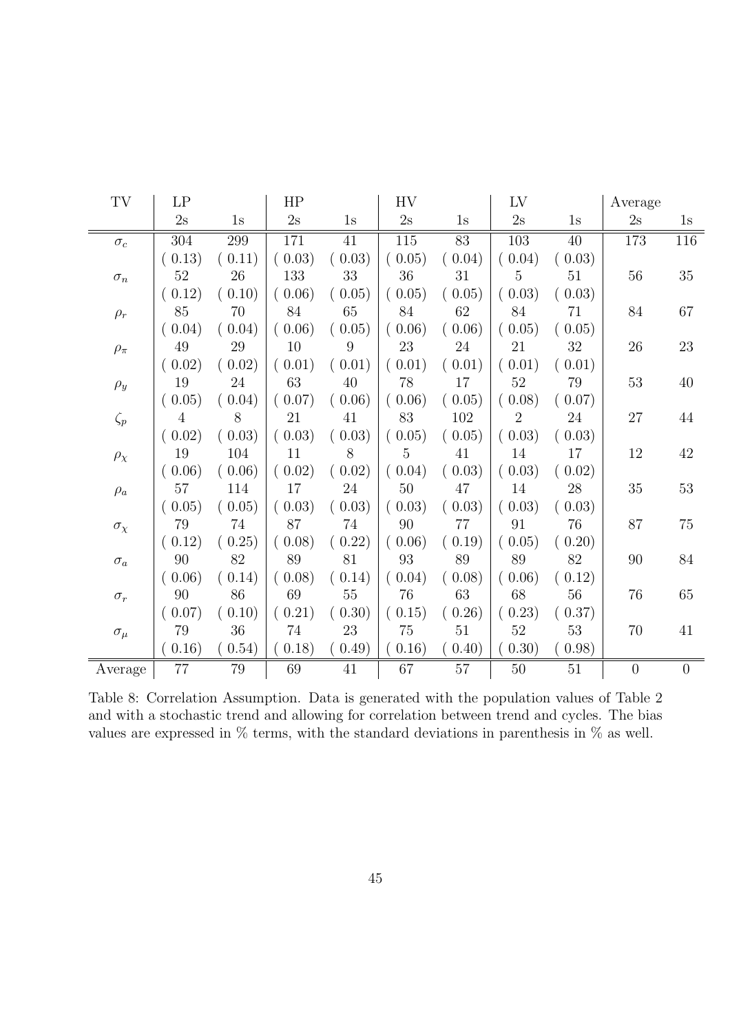| TV | LP | | HP | | HV | | LV | | Average | |
|---|---|---|---|---|---|---|---|---|---|---|
| | 2s | 1s | 2s | 1s | 2s | 1s | 2s | 1s | 2s | 1s |
| $\sigma_c$ | 304 | 299 | 171 | 41 | 115 | 83 | 103 | 40 | 173 | 116 |
| | ( 0.13) | ( 0.11) | ( 0.03) | ( 0.03) | ( 0.05) | ( 0.04) | ( 0.04) | ( 0.03) | | |
| $\sigma_n$ | 52 | 26 | 133 | 33 | 36 | 31 | 5 | 51 | 56 | 35 |
| | ( 0.12) | ( 0.10) | ( 0.06) | ( 0.05) | ( 0.05) | ( 0.05) | ( 0.03) | ( 0.03) | | |
| $\rho_r$ | 85 | 70 | 84 | 65 | 84 | 62 | 84 | 71 | 84 | 67 |
| | ( 0.04) | ( 0.04) | ( 0.06) | ( 0.05) | ( 0.06) | ( 0.06) | ( 0.05) | ( 0.05) | | |
| $\rho_\pi$ | 49 | 29 | 10 | 9 | 23 | 24 | 21 | 32 | 26 | 23 |
| | ( 0.02) | ( 0.02) | ( 0.01) | ( 0.01) | ( 0.01) | ( 0.01) | ( 0.01) | ( 0.01) | | |
| $\rho_y$ | 19 | 24 | 63 | 40 | 78 | 17 | 52 | 79 | 53 | 40 |
| | ( 0.05) | ( 0.04) | ( 0.07) | ( 0.06) | ( 0.06) | ( 0.05) | ( 0.08) | ( 0.07) | | |
| $\zeta_p$ | 4 | 8 | 21 | 41 | 83 | 102 | 2 | 24 | 27 | 44 |
| | ( 0.02) | ( 0.03) | ( 0.03) | ( 0.03) | ( 0.05) | ( 0.05) | ( 0.03) | ( 0.03) | | |
| $\rho_\chi$ | 19 | 104 | 11 | 8 | 5 | 41 | 14 | 17 | 12 | 42 |
| | ( 0.06) | ( 0.06) | ( 0.02) | ( 0.02) | ( 0.04) | ( 0.03) | ( 0.03) | ( 0.02) | | |
| $\rho_a$ | 57 | 114 | 17 | 24 | 50 | 47 | 14 | 28 | 35 | 53 |
| | ( 0.05) | ( 0.05) | ( 0.03) | ( 0.03) | ( 0.03) | ( 0.03) | ( 0.03) | ( 0.03) | | |
| $\sigma_\chi$ | 79 | 74 | 87 | 74 | 90 | 77 | 91 | 76 | 87 | 75 |
| | ( 0.12) | ( 0.25) | ( 0.08) | ( 0.22) | ( 0.06) | ( 0.19) | ( 0.05) | ( 0.20) | | |
| $\sigma_a$ | 90 | 82 | 89 | 81 | 93 | 89 | 89 | 82 | 90 | 84 |
| | ( 0.06) | ( 0.14) | ( 0.08) | ( 0.14) | ( 0.04) | ( 0.08) | ( 0.06) | ( 0.12) | | |
| $\sigma_r$ | 90 | 86 | 69 | 55 | 76 | 63 | 68 | 56 | 76 | 65 |
| | ( 0.07) | ( 0.10) | ( 0.21) | ( 0.30) | ( 0.15) | ( 0.26) | ( 0.23) | ( 0.37) | | |
| $\sigma_\mu$ | 79 | 36 | 74 | 23 | 75 | 51 | 52 | 53 | 70 | 41 |
| | ( 0.16) | ( 0.54) | ( 0.18) | ( 0.49) | ( 0.16) | ( 0.40) | ( 0.30) | ( 0.98) | | |
| Average | 77 | 79 | 69 | 41 | 67 | 57 | 50 | 51 | 0 | 0 |

Table 8: Correlation Assumption. Data is generated with the population values of Table 2 and with a stochastic trend and allowing for correlation between trend and cycles. The bias values are expressed in % terms, with the standard deviations in parenthesis in % as well.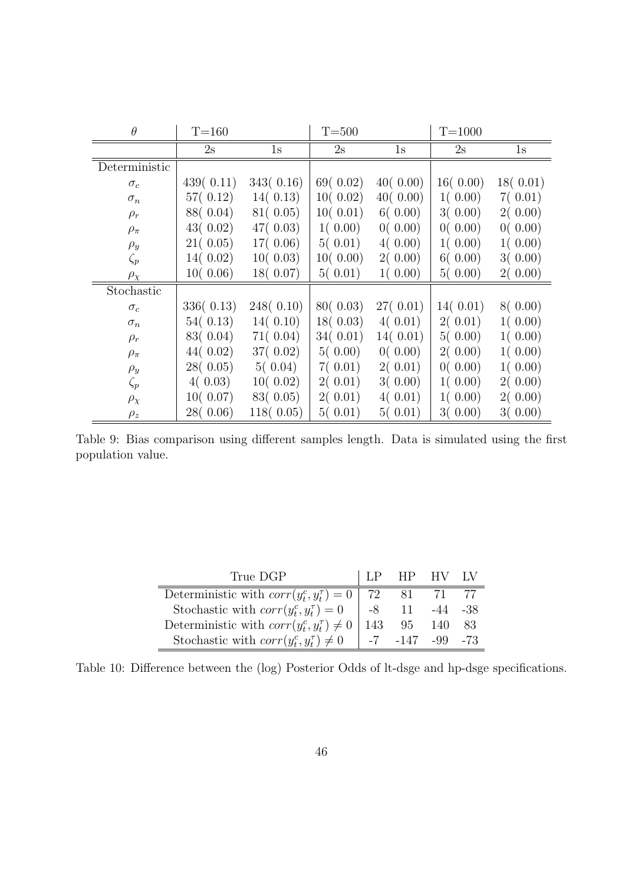| $\theta$ | T=160 | | T=500 | | T=1000 | |
|---|---|---|---|---|---|---|
| | 2s | 1s | 2s | 1s | 2s | 1s |
| Deterministic | | | | | | |
| $\sigma_c$ | 439( 0.11) | 343( 0.16) | 69( 0.02) | 40( 0.00) | 16( 0.00) | 18( 0.01) |
| $\sigma_n$ | 57( 0.12) | 14( 0.13) | 10( 0.02) | 40( 0.00) | 1( 0.00) | 7( 0.01) |
| $\rho_r$ | 88( 0.04) | 81( 0.05) | 10( 0.01) | 6( 0.00) | 3( 0.00) | 2( 0.00) |
| $\rho_\pi$ | 43( 0.02) | 47( 0.03) | 1( 0.00) | 0( 0.00) | 0( 0.00) | 0( 0.00) |
| $\rho_y$ | 21( 0.05) | 17( 0.06) | 5( 0.01) | 4( 0.00) | 1( 0.00) | 1( 0.00) |
| $\zeta_p$ | 14( 0.02) | 10( 0.03) | 10( 0.00) | 2( 0.00) | 6( 0.00) | 3( 0.00) |
| $\rho_\chi$ | 10( 0.06) | 18( 0.07) | 5( 0.01) | 1( 0.00) | 5( 0.00) | 2( 0.00) |
| Stochastic | | | | | | |
| $\sigma_c$ | 336( 0.13) | 248( 0.10) | 80( 0.03) | 27( 0.01) | 14( 0.01) | 8( 0.00) |
| $\sigma_n$ | 54( 0.13) | 14( 0.10) | 18( 0.03) | 4( 0.01) | 2( 0.01) | 1( 0.00) |
| $\rho_r$ | 83( 0.04) | 71( 0.04) | 34( 0.01) | 14( 0.01) | 5( 0.00) | 1( 0.00) |
| $\rho_\pi$ | 44( 0.02) | 37( 0.02) | 5( 0.00) | 0( 0.00) | 2( 0.00) | 1( 0.00) |
| $\rho_y$ | 28( 0.05) | 5( 0.04) | 7( 0.01) | 2( 0.01) | 0( 0.00) | 1( 0.00) |
| $\zeta_p$ | 4( 0.03) | 10( 0.02) | 2( 0.01) | 3( 0.00) | 1( 0.00) | 2( 0.00) |
| $\rho_\chi$ | 10( 0.07) | 83( 0.05) | 2( 0.01) | 4( 0.01) | 1( 0.00) | 2( 0.00) |
| $\rho_z$ | 28( 0.06) | 118( 0.05) | 5( 0.01) | 5( 0.01) | 3( 0.00) | 3( 0.00) |

Table 9: Bias comparison using different samples length. Data is simulated using the first population value.

| True DGP | LP | HP | HV | LV |
|---|---|---|---|---|
| Deterministic with $corr(y_t^c, y_t^\tau) = 0$ | 72 | 81 | 71 | 77 |
| Stochastic with $corr(y_t^c, y_t^\tau) = 0$ | -8 | 11 | -44 | -38 |
| Deterministic with $corr(y_t^c, y_t^\tau) \neq 0$ | 143 | 95 | 140 | 83 |
| Stochastic with $corr(y_t^c, y_t^\tau) \neq 0$ | -7 | -147 | -99 | -73 |

Table 10: Difference between the (log) Posterior Odds of lt-dsge and hp-dsge specifications.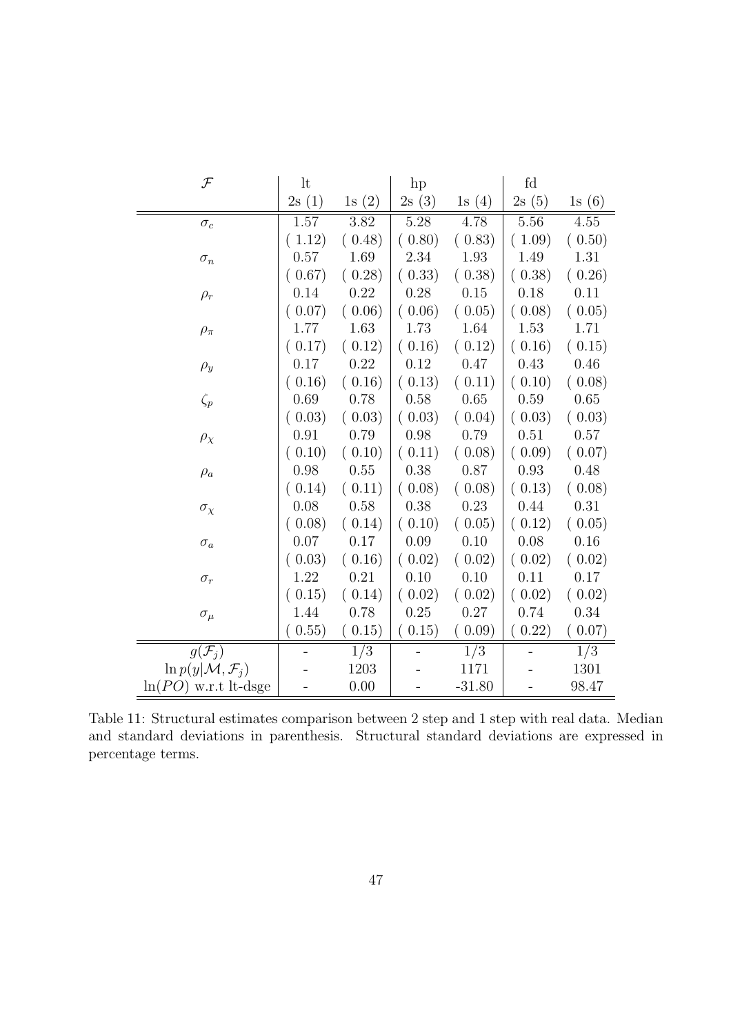| $\mathcal{F}$ | lt | | hp | | fd | |
|---|---|---|---|---|---|---|
| | 2s (1) | 1s (2) | 2s (3) | 1s (4) | 2s (5) | 1s (6) |
| $\sigma_c$ | 1.57 | 3.82 | 5.28 | 4.78 | 5.56 | 4.55 |
| | ( 1.12) | ( 0.48) | ( 0.80) | ( 0.83) | ( 1.09) | ( 0.50) |
| $\sigma_n$ | 0.57 | 1.69 | 2.34 | 1.93 | 1.49 | 1.31 |
| | ( 0.67) | ( 0.28) | ( 0.33) | ( 0.38) | ( 0.38) | ( 0.26) |
| $\rho_r$ | 0.14 | 0.22 | 0.28 | 0.15 | 0.18 | 0.11 |
| | ( 0.07) | ( 0.06) | ( 0.06) | ( 0.05) | ( 0.08) | ( 0.05) |
| $\rho_\pi$ | 1.77 | 1.63 | 1.73 | 1.64 | 1.53 | 1.71 |
| | ( 0.17) | ( 0.12) | ( 0.16) | ( 0.12) | ( 0.16) | ( 0.15) |
| $\rho_y$ | 0.17 | 0.22 | 0.12 | 0.47 | 0.43 | 0.46 |
| | ( 0.16) | ( 0.16) | ( 0.13) | ( 0.11) | ( 0.10) | ( 0.08) |
| $\zeta_p$ | 0.69 | 0.78 | 0.58 | 0.65 | 0.59 | 0.65 |
| | ( 0.03) | ( 0.03) | ( 0.03) | ( 0.04) | ( 0.03) | ( 0.03) |
| $\rho_\chi$ | 0.91 | 0.79 | 0.98 | 0.79 | 0.51 | 0.57 |
| | ( 0.10) | ( 0.10) | ( 0.11) | ( 0.08) | ( 0.09) | ( 0.07) |
| $\rho_a$ | 0.98 | 0.55 | 0.38 | 0.87 | 0.93 | 0.48 |
| | ( 0.14) | ( 0.11) | ( 0.08) | ( 0.08) | ( 0.13) | ( 0.08) |
| $\sigma_\chi$ | 0.08 | 0.58 | 0.38 | 0.23 | 0.44 | 0.31 |
| | ( 0.08) | ( 0.14) | ( 0.10) | ( 0.05) | ( 0.12) | ( 0.05) |
| $\sigma_a$ | 0.07 | 0.17 | 0.09 | 0.10 | 0.08 | 0.16 |
| | ( 0.03) | ( 0.16) | ( 0.02) | ( 0.02) | ( 0.02) | ( 0.02) |
| $\sigma_r$ | 1.22 | 0.21 | 0.10 | 0.10 | 0.11 | 0.17 |
| | ( 0.15) | ( 0.14) | ( 0.02) | ( 0.02) | ( 0.02) | ( 0.02) |
| $\sigma_\mu$ | 1.44 | 0.78 | 0.25 | 0.27 | 0.74 | 0.34 |
| | ( 0.55) | ( 0.15) | ( 0.15) | ( 0.09) | ( 0.22) | ( 0.07) |
| $g(\mathcal{F}_j)$ | - | 1/3 | - | 1/3 | - | 1/3 |
| $\ln p(y\|\mathcal{M}, \mathcal{F}_j)$ | - | 1203 | - | 1171 | - | 1301 |
| $\ln(PO)$ w.r.t lt-dsge | - | 0.00 | - | -31.80 | - | 98.47 |

Table 11: Structural estimates comparison between 2 step and 1 step with real data. Median and standard deviations in parenthesis. Structural standard deviations are expressed in percentage terms.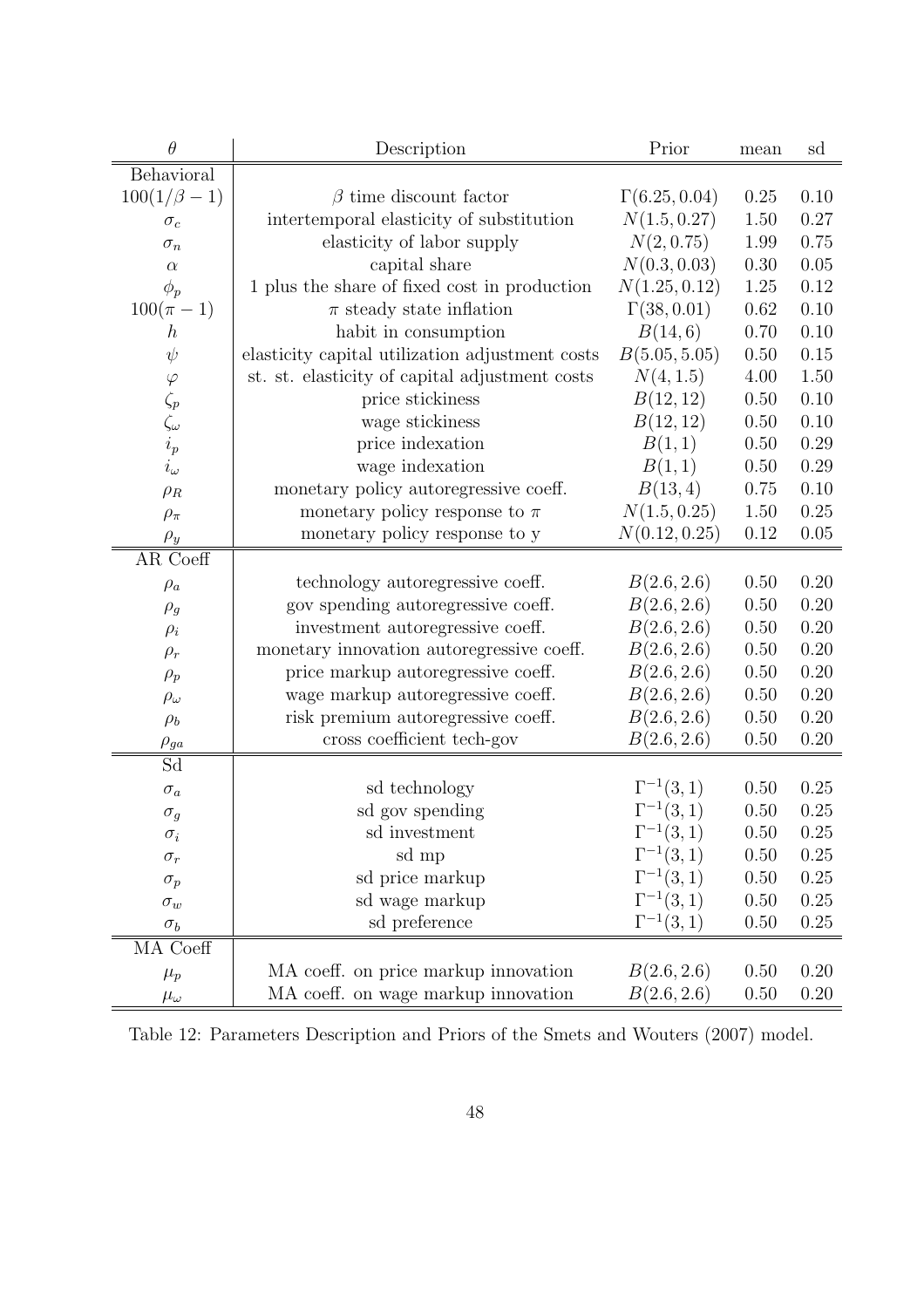| $\theta$ | Description | Prior | mean | sd |
|---|---|---|---|---|
| Behavioral | | | | |
| $100(1/\beta - 1)$ | $\beta$ time discount factor | $\Gamma(6.25, 0.04)$ | 0.25 | 0.10 |
| $\sigma_c$ | intertemporal elasticity of substitution | $N(1.5, 0.27)$ | 1.50 | 0.27 |
| $\sigma_n$ | elasticity of labor supply | $N(2, 0.75)$ | 1.99 | 0.75 |
| $\alpha$ | capital share | $N(0.3, 0.03)$ | 0.30 | 0.05 |
| $\phi_p$ | 1 plus the share of fixed cost in production | $N(1.25, 0.12)$ | 1.25 | 0.12 |
| $100(\pi - 1)$ | $\pi$ steady state inflation | $\Gamma(38, 0.01)$ | 0.62 | 0.10 |
| $h$ | habit in consumption | $B(14, 6)$ | 0.70 | 0.10 |
| $\psi$ | elasticity capital utilization adjustment costs | $B(5.05, 5.05)$ | 0.50 | 0.15 |
| $\varphi$ | st. st. elasticity of capital adjustment costs | $N(4, 1.5)$ | 4.00 | 1.50 |
| $\zeta_p$ | price stickiness | $B(12, 12)$ | 0.50 | 0.10 |
| $\zeta_\omega$ | wage stickiness | $B(12, 12)$ | 0.50 | 0.10 |
| $i_p$ | price indexation | $B(1, 1)$ | 0.50 | 0.29 |
| $i_\omega$ | wage indexation | $B(1, 1)$ | 0.50 | 0.29 |
| $\rho_R$ | monetary policy autoregressive coeff. | $B(13, 4)$ | 0.75 | 0.10 |
| $\rho_\pi$ | monetary policy response to $\pi$ | $N(1.5, 0.25)$ | 1.50 | 0.25 |
| $\rho_y$ | monetary policy response to y | $N(0.12, 0.25)$ | 0.12 | 0.05 |
| AR Coeff | | | | |
| $\rho_a$ | technology autoregressive coeff. | $B(2.6, 2.6)$ | 0.50 | 0.20 |
| $\rho_g$ | gov spending autoregressive coeff. | $B(2.6, 2.6)$ | 0.50 | 0.20 |
| $\rho_i$ | investment autoregressive coeff. | $B(2.6, 2.6)$ | 0.50 | 0.20 |
| $\rho_r$ | monetary innovation autoregressive coeff. | $B(2.6, 2.6)$ | 0.50 | 0.20 |
| $\rho_p$ | price markup autoregressive coeff. | $B(2.6, 2.6)$ | 0.50 | 0.20 |
| $\rho_\omega$ | wage markup autoregressive coeff. | $B(2.6, 2.6)$ | 0.50 | 0.20 |
| $\rho_b$ | risk premium autoregressive coeff. | $B(2.6, 2.6)$ | 0.50 | 0.20 |
| $\rho_{ga}$ | cross coefficient tech-gov | $B(2.6, 2.6)$ | 0.50 | 0.20 |
| Sd | | | | |
| $\sigma_a$ | sd technology | $\Gamma^{-1}(3, 1)$ | 0.50 | 0.25 |
| $\sigma_g$ | sd gov spending | $\Gamma^{-1}(3, 1)$ | 0.50 | 0.25 |
| $\sigma_i$ | sd investment | $\Gamma^{-1}(3, 1)$ | 0.50 | 0.25 |
| $\sigma_r$ | sd mp | $\Gamma^{-1}(3, 1)$ | 0.50 | 0.25 |
| $\sigma_p$ | sd price markup | $\Gamma^{-1}(3, 1)$ | 0.50 | 0.25 |
| $\sigma_w$ | sd wage markup | $\Gamma^{-1}(3, 1)$ | 0.50 | 0.25 |
| $\sigma_b$ | sd preference | $\Gamma^{-1}(3, 1)$ | 0.50 | 0.25 |
| MA Coeff | | | | |
| $\mu_p$ | MA coeff. on price markup innovation | $B(2.6, 2.6)$ | 0.50 | 0.20 |
| $\mu_\omega$ | MA coeff. on wage markup innovation | $B(2.6, 2.6)$ | 0.50 | 0.20 |

Table 12: Parameters Description and Priors of the Smets and Wouters (2007) model.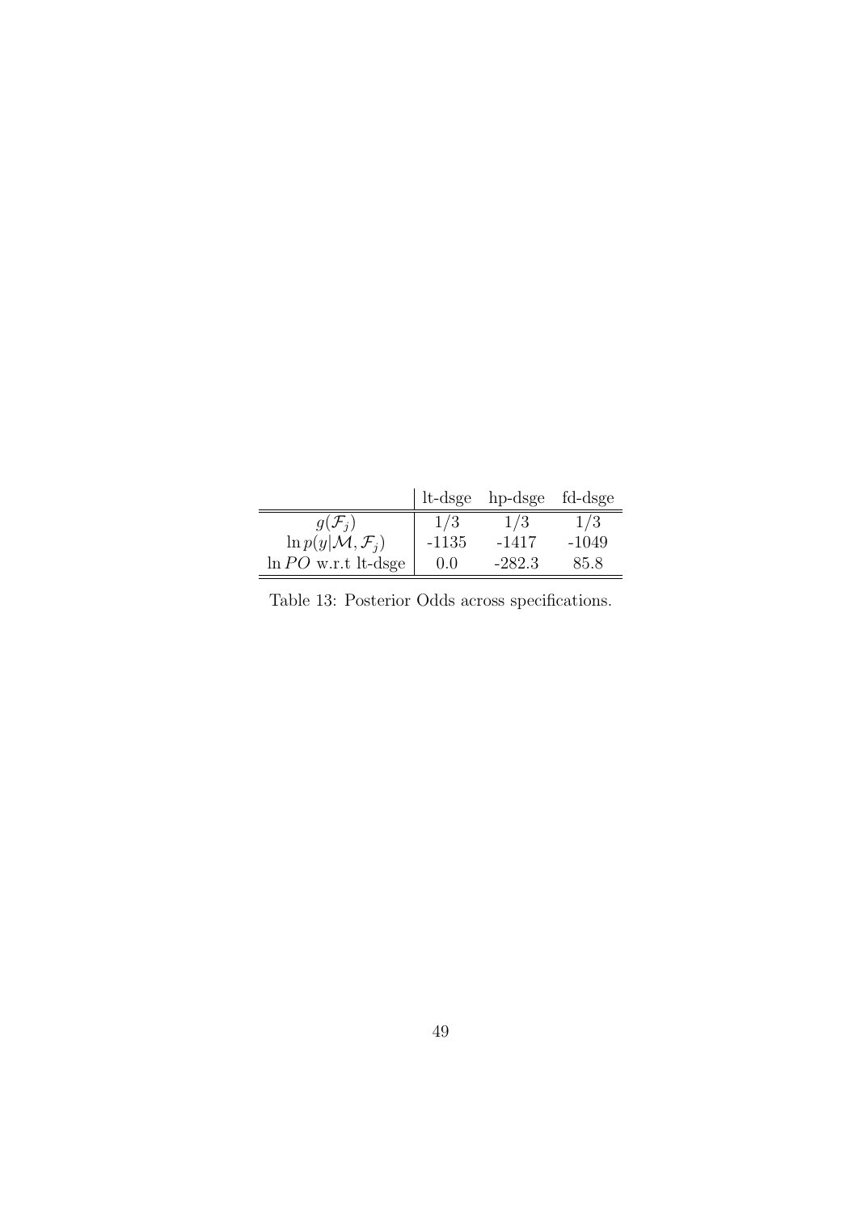| | lt-dsge | hp-dsge | fd-dsge |
|---|---|---|---|
| $g(\mathcal{F}_j)$ | $1/3$ | $1/3$ | $1/3$ |
| $\ln p(y\mid\mathcal{M},\mathcal{F}_j)$ | -1135 | -1417 | -1049 |
| $\ln PO$ w.r.t lt-dsge | 0.0 | -282.3 | 85.8 |

Table 13: Posterior Odds across specifications.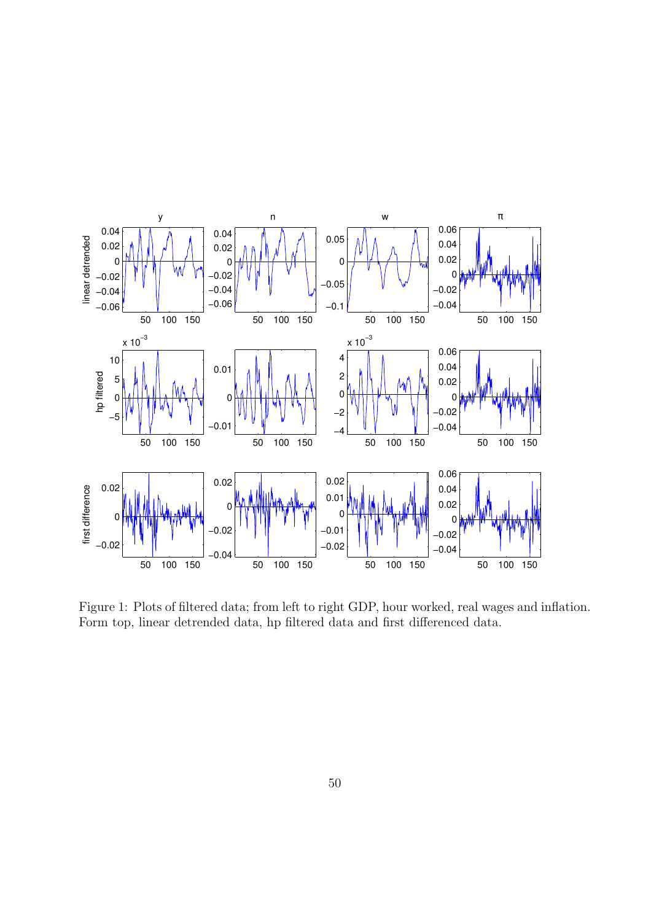Figure 1: Plots of filtered data; from left to right GDP, hour worked, real wages and inflation. Form top, linear detrended data, hp filtered data and first differenced data.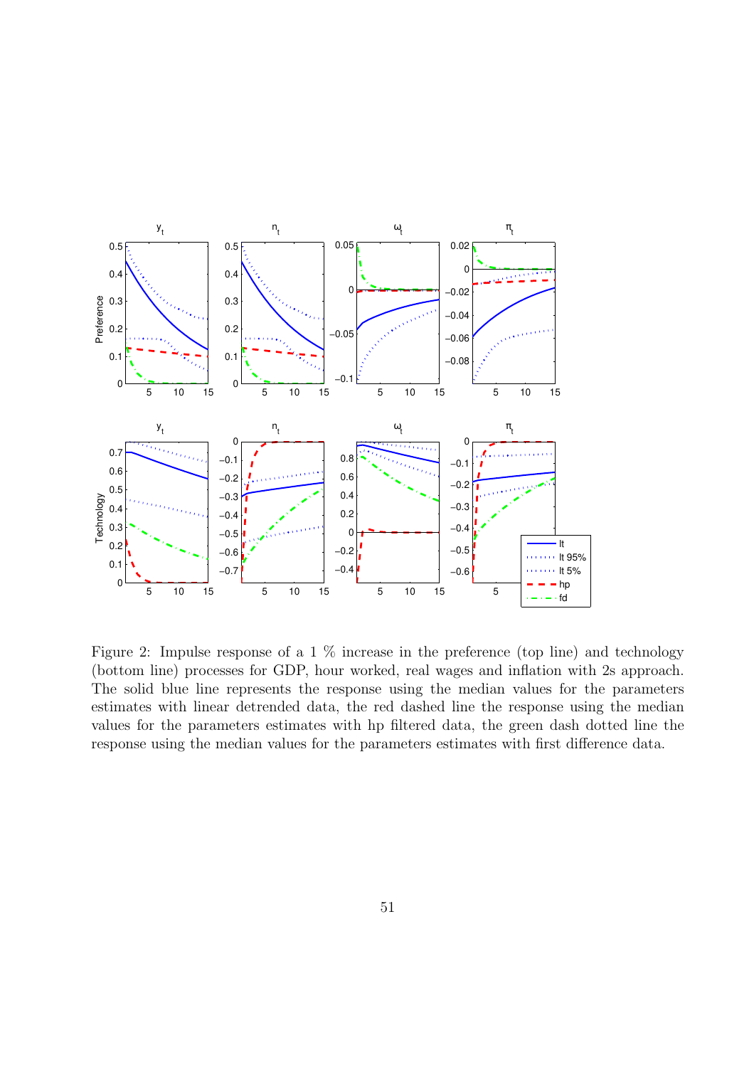Figure 2: Impulse response of a 1 % increase in the preference (top line) and technology (bottom line) processes for GDP, hour worked, real wages and inflation with 2s approach. The solid blue line represents the response using the median values for the parameters estimates with linear detrended data, the red dashed line the response using the median values for the parameters estimates with hp filtered data, the green dash dotted line the response using the median values for the parameters estimates with first difference data.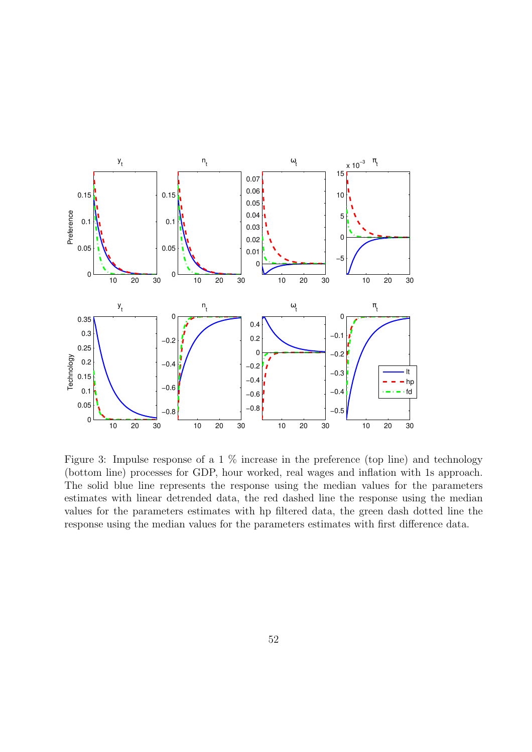Figure 3: Impulse response of a 1 % increase in the preference (top line) and technology (bottom line) processes for GDP, hour worked, real wages and inflation with 1s approach. The solid blue line represents the response using the median values for the parameters estimates with linear detrended data, the red dashed line the response using the median values for the parameters estimates with hp filtered data, the green dash dotted line the response using the median values for the parameters estimates with first difference data.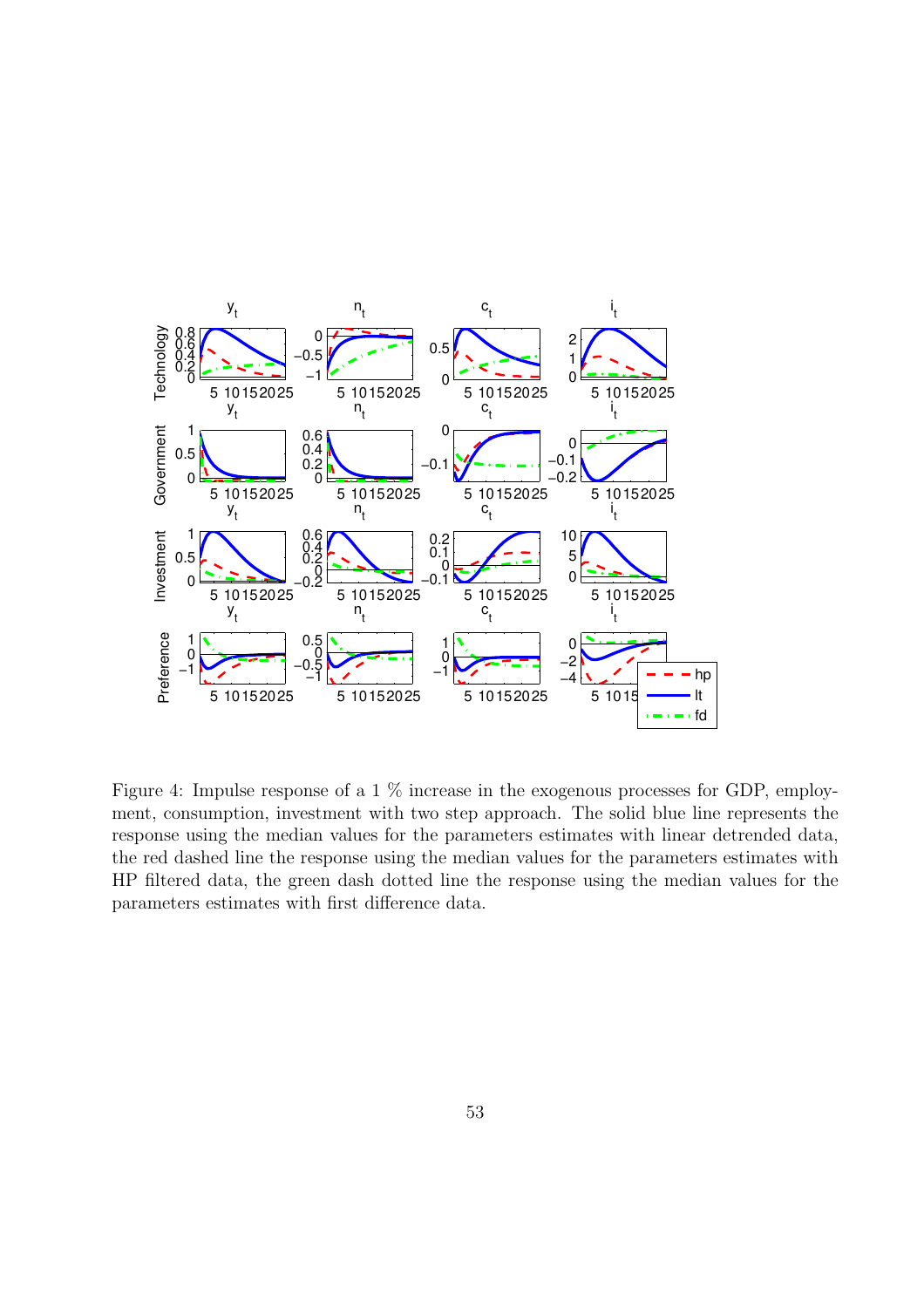Figure 4: Impulse response of a 1 % increase in the exogenous processes for GDP, employment, consumption, investment with two step approach. The solid blue line represents the response using the median values for the parameters estimates with linear detrended data, the red dashed line the response using the median values for the parameters estimates with HP filtered data, the green dash dotted line the response using the median values for the parameters estimates with first difference data.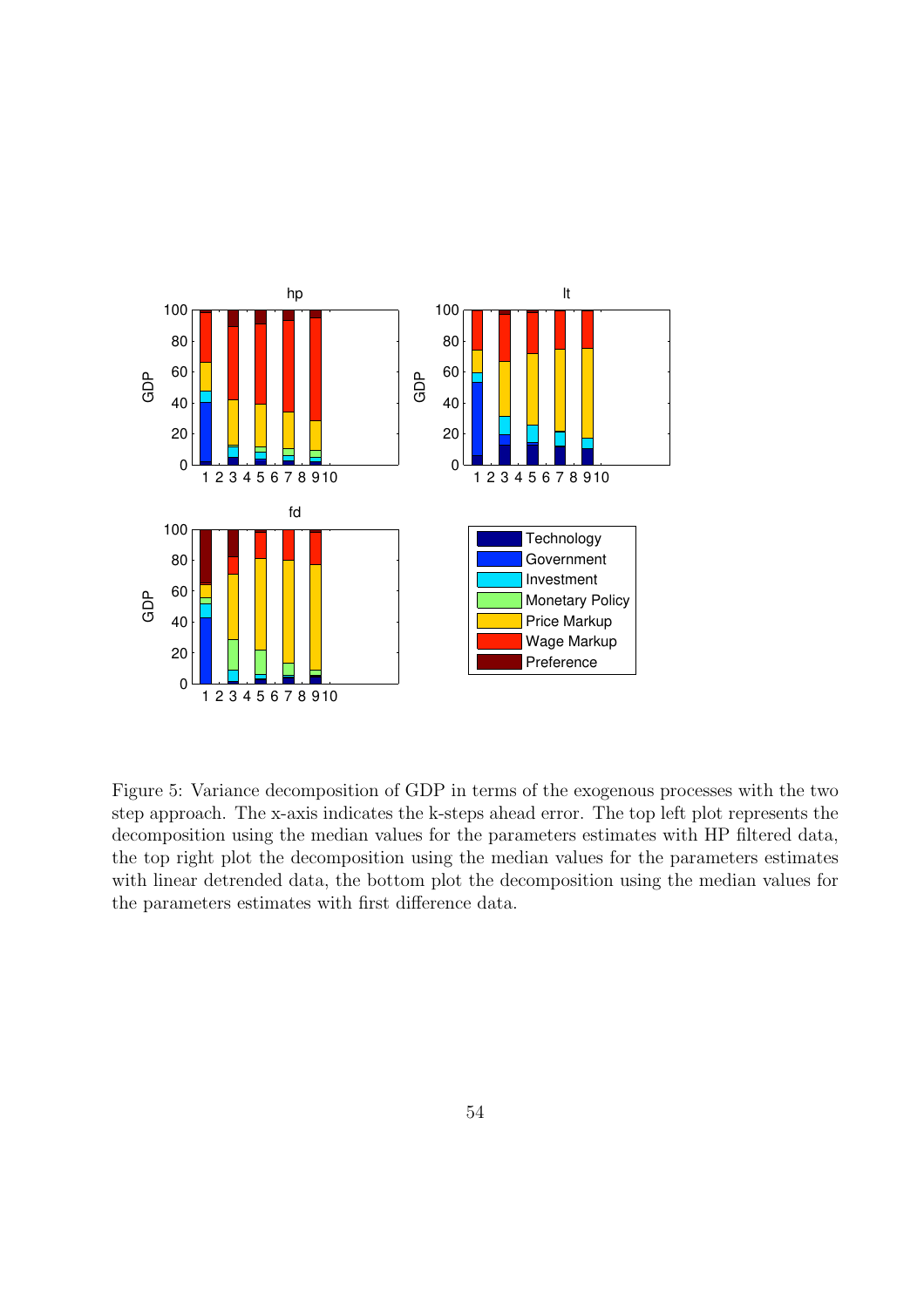Figure 5: Variance decomposition of GDP in terms of the exogenous processes with the two step approach. The x-axis indicates the k-steps ahead error. The top left plot represents the decomposition using the median values for the parameters estimates with HP filtered data, the top right plot the decomposition using the median values for the parameters estimates with linear detrended data, the bottom plot the decomposition using the median values for the parameters estimates with first difference data.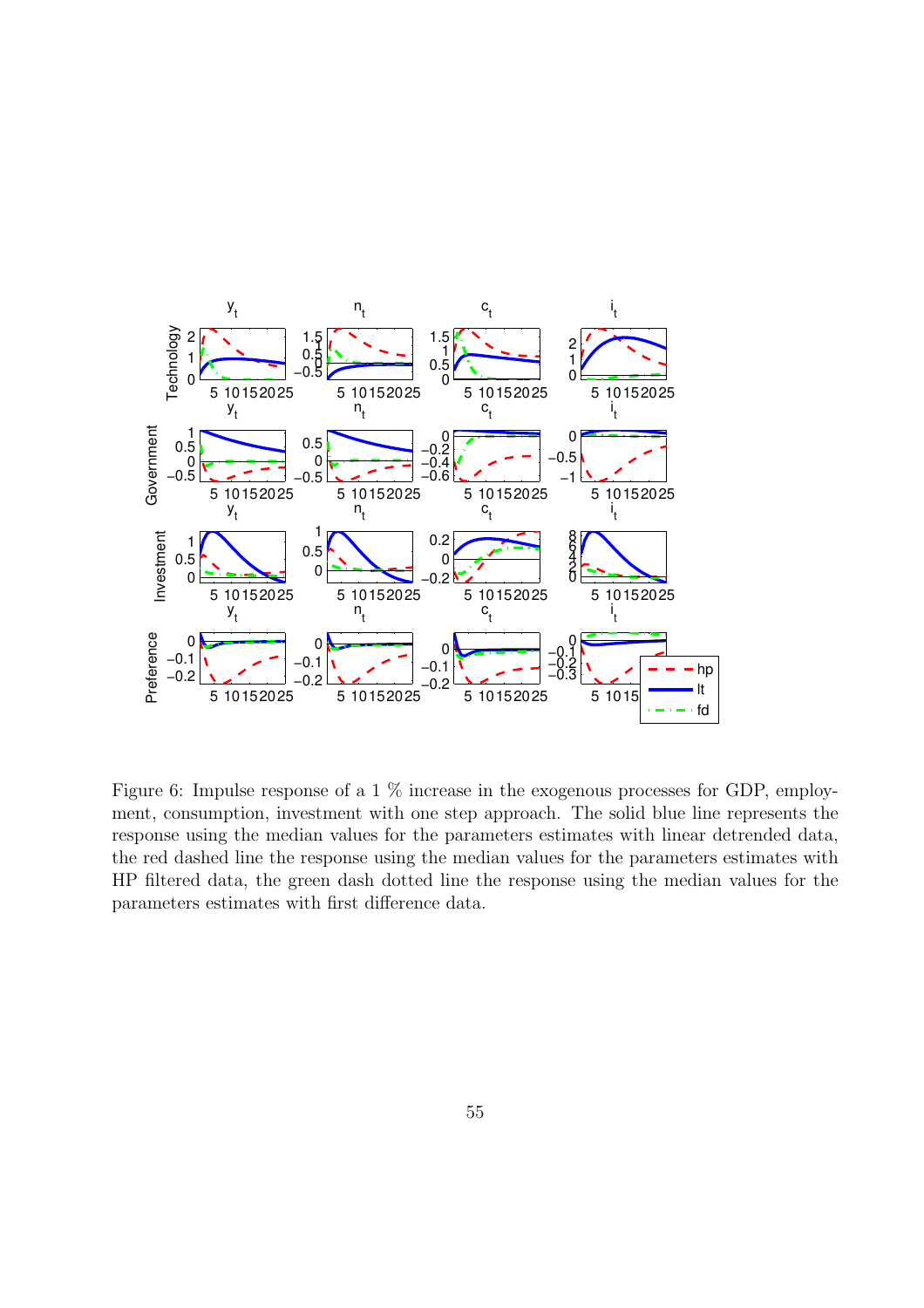Figure 6: Impulse response of a 1 % increase in the exogenous processes for GDP, employment, consumption, investment with one step approach. The solid blue line represents the response using the median values for the parameters estimates with linear detrended data, the red dashed line the response using the median values for the parameters estimates with HP filtered data, the green dash dotted line the response using the median values for the parameters estimates with first difference data.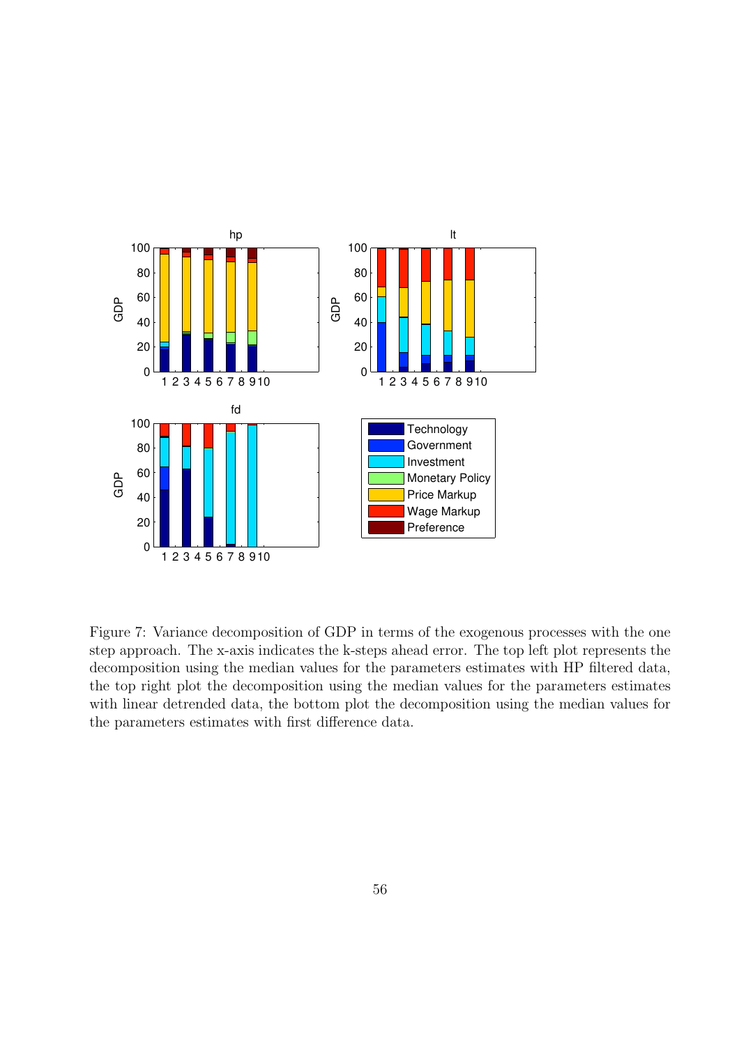hp

100
80
60
40
20
0

GDP

1 2 3 4 5 6 7 8 9 10

lt

100
80
60
40
20
0

GDP

1 2 3 4 5 6 7 8 9 10

fd

100
80
60
40
20
0

GDP

1 2 3 4 5 6 7 8 9 10

Technology
Government
Investment
Monetary Policy
Price Markup
Wage Markup
Preference

Figure 7: Variance decomposition of GDP in terms of the exogenous processes with the one step approach. The x-axis indicates the k-steps ahead error. The top left plot represents the decomposition using the median values for the parameters estimates with HP filtered data, the top right plot the decomposition using the median values for the parameters estimates with linear detrended data, the bottom plot the decomposition using the median values for the parameters estimates with first difference data.